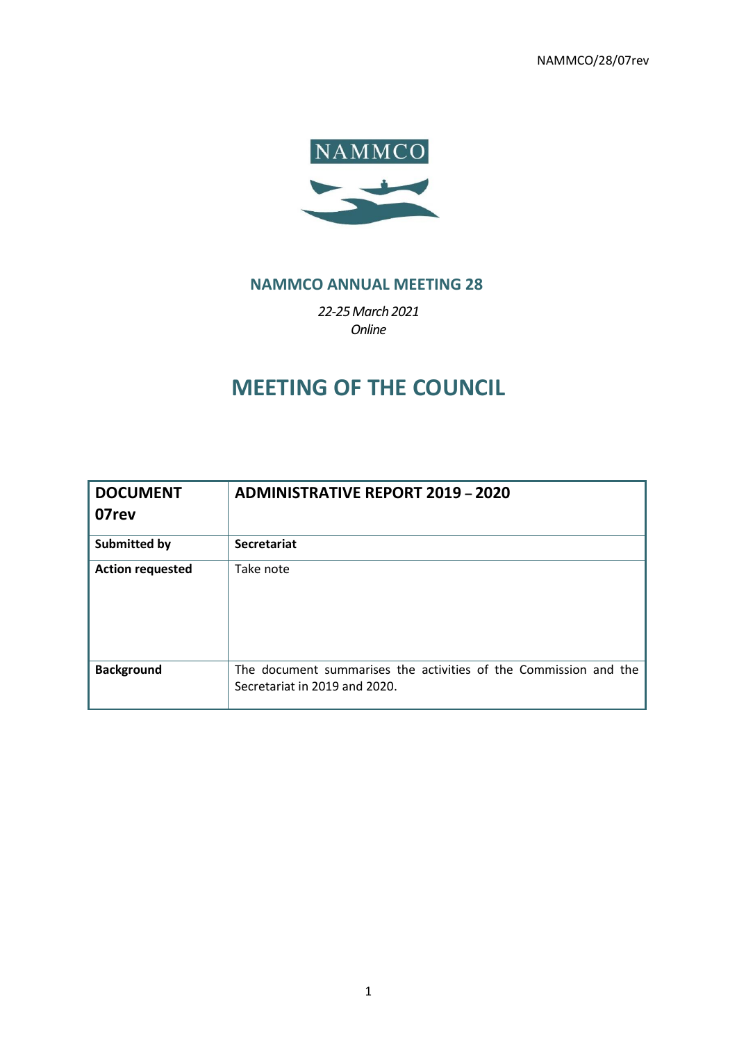NAMMCO/28/07rev

NAMMCO

## NAMMCO ANNUAL MEETING 28

*22-25 March 2021*
*Online*

# MEETING OF THE COUNCIL

| **DOCUMENT 07rev** | **ADMINISTRATIVE REPORT 2019 – 2020** |
| --- | --- |
| **Submitted by** | **Secretariat** |
| **Action requested** | Take note |
| **Background** | The document summarises the activities of the Commission and the Secretariat in 2019 and 2020. |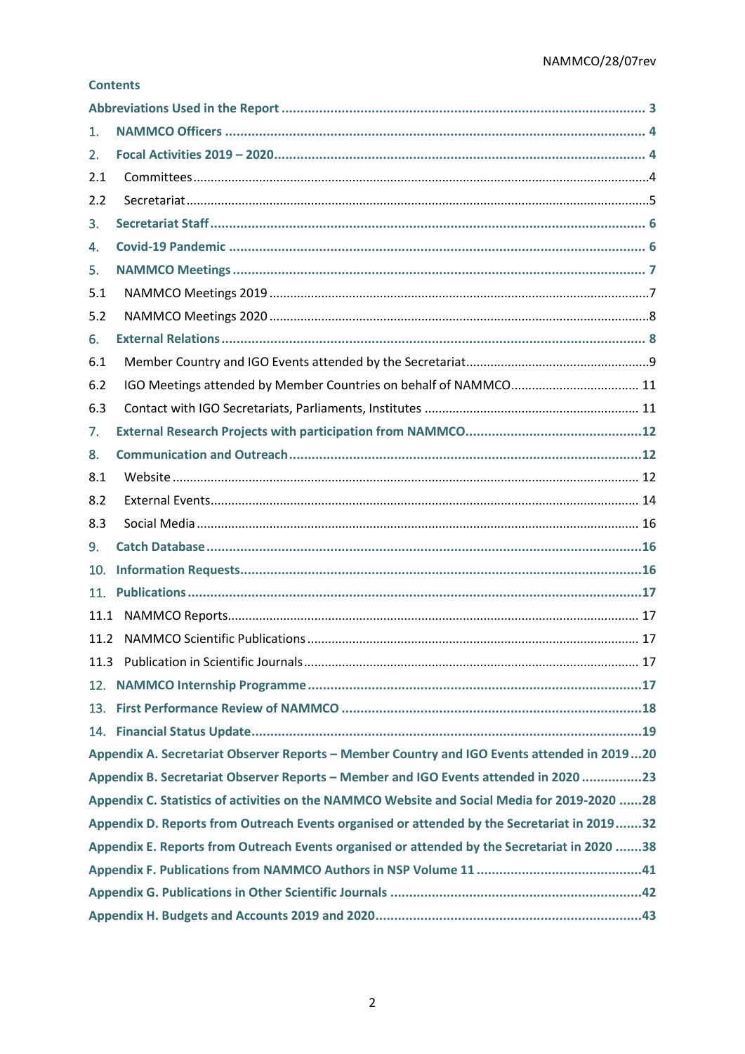## Contents

Abbreviations Used in the Report ........................................................................................ 3

1. NAMMCO Officers ........................................................................................................ 4
2. Focal Activities 2019 – 2020 ........................................................................................ 4
   - 2.1 Committees ........................................................................................................ 4
   - 2.2 Secretariat ........................................................................................................ 5
3. Secretariat Staff ........................................................................................................ 6
4. Covid-19 Pandemic ...................................................................................................... 6
5. NAMMCO Meetings ........................................................................................................ 7
   - 5.1 NAMMCO Meetings 2019 ......................................................................................... 7
   - 5.2 NAMMCO Meetings 2020 ......................................................................................... 8
6. External Relations ........................................................................................................ 8
   - 6.1 Member Country and IGO Events attended by the Secretariat ...................................... 9
   - 6.2 IGO Meetings attended by Member Countries on behalf of NAMMCO .............................. 11
   - 6.3 Contact with IGO Secretariats, Parliaments, Institutes .............................................. 11
7. External Research Projects with participation from NAMMCO ............................................ 12
8. Communication and Outreach ........................................................................................ 12
   - 8.1 Website ............................................................................................................ 12
   - 8.2 External Events ................................................................................................... 14
   - 8.3 Social Media ...................................................................................................... 16
9. Catch Database .......................................................................................................... 16
10. Information Requests ................................................................................................. 16
11. Publications .............................................................................................................. 17
    - 11.1 NAMMCO Reports ............................................................................................... 17
    - 11.2 NAMMCO Scientific Publications ........................................................................... 17
    - 11.3 Publication in Scientific Journals ........................................................................... 17
12. NAMMCO Internship Programme .................................................................................. 17
13. First Performance Review of NAMMCO .......................................................................... 18
14. Financial Status Update .............................................................................................. 19

Appendix A. Secretariat Observer Reports – Member Country and IGO Events attended in 2019 ... 20

Appendix B. Secretariat Observer Reports – Member and IGO Events attended in 2020 ............... 23

Appendix C. Statistics of activities on the NAMMCO Website and Social Media for 2019-2020 ...... 28

Appendix D. Reports from Outreach Events organised or attended by the Secretariat in 2019 ....... 32

Appendix E. Reports from Outreach Events organised or attended by the Secretariat in 2020 ....... 38

Appendix F. Publications from NAMMCO Authors in NSP Volume 11 ........................................... 41

Appendix G. Publications in Other Scientific Journals ................................................................ 42

Appendix H. Budgets and Accounts 2019 and 2020 .................................................................... 43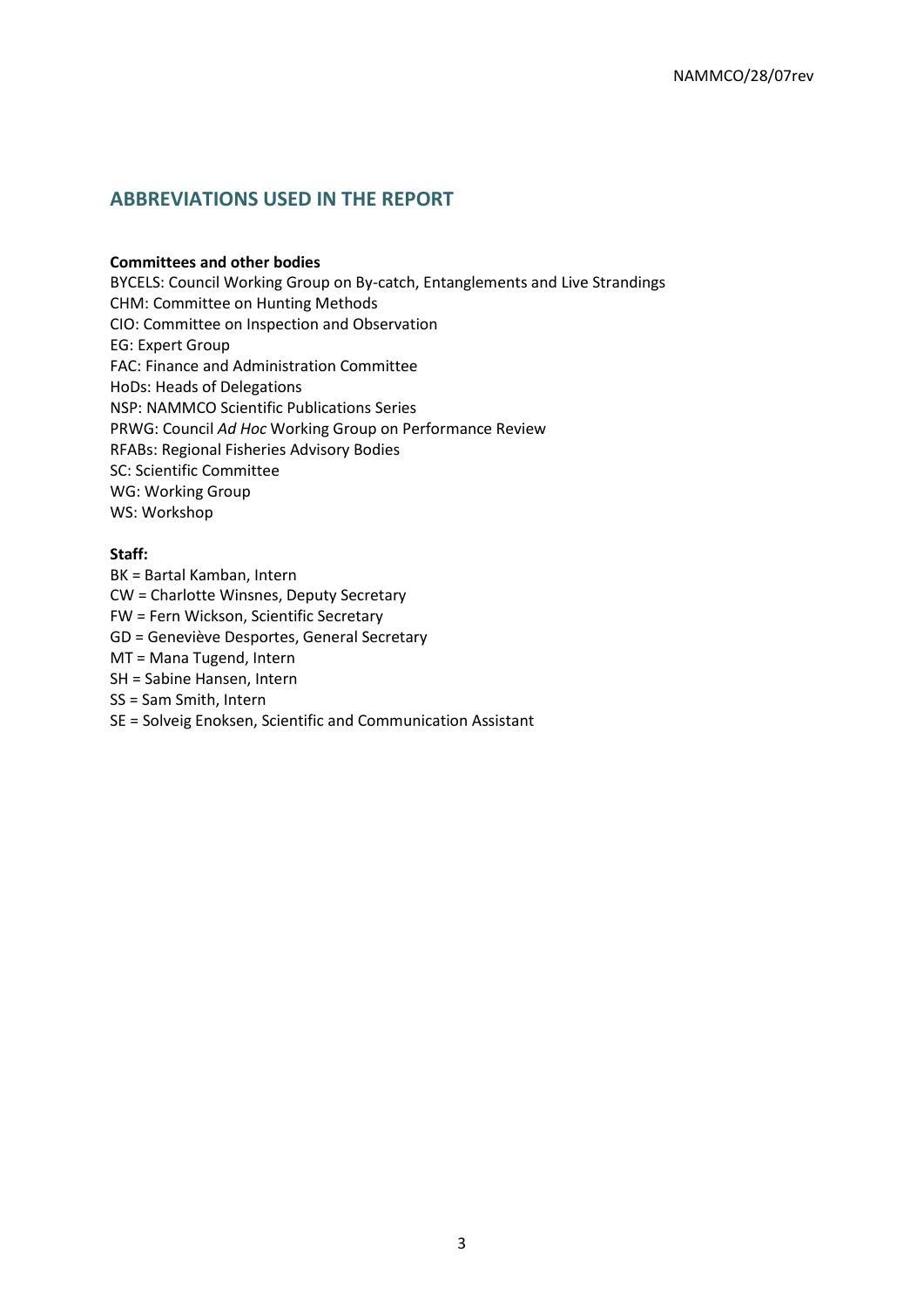## ABBREVIATIONS USED IN THE REPORT

**Committees and other bodies**

BYCELS: Council Working Group on By-catch, Entanglements and Live Strandings
CHM: Committee on Hunting Methods
CIO: Committee on Inspection and Observation
EG: Expert Group
FAC: Finance and Administration Committee
HoDs: Heads of Delegations
NSP: NAMMCO Scientific Publications Series
PRWG: Council *Ad Hoc* Working Group on Performance Review
RFABs: Regional Fisheries Advisory Bodies
SC: Scientific Committee
WG: Working Group
WS: Workshop

**Staff:**

BK = Bartal Kamban, Intern
CW = Charlotte Winsnes, Deputy Secretary
FW = Fern Wickson, Scientific Secretary
GD = Geneviève Desportes, General Secretary
MT = Mana Tugend, Intern
SH = Sabine Hansen, Intern
SS = Sam Smith, Intern
SE = Solveig Enoksen, Scientific and Communication Assistant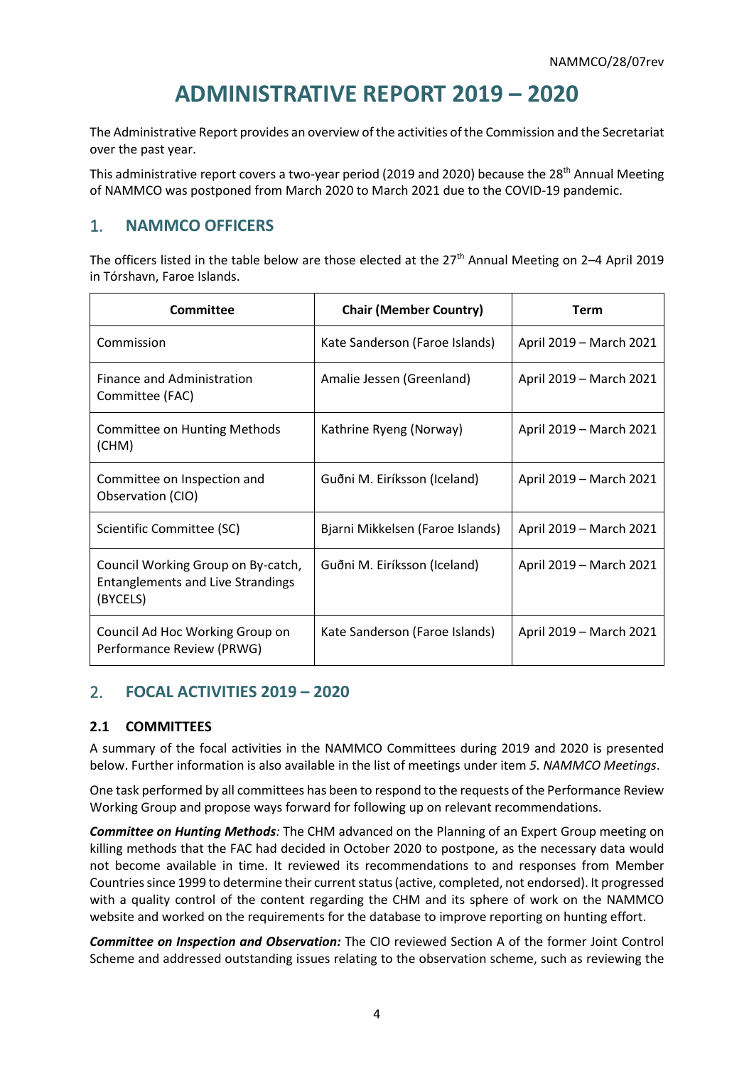NAMMCO/28/07rev

# ADMINISTRATIVE REPORT 2019 – 2020

The Administrative Report provides an overview of the activities of the Commission and the Secretariat over the past year.

This administrative report covers a two-year period (2019 and 2020) because the 28th Annual Meeting of NAMMCO was postponed from March 2020 to March 2021 due to the COVID-19 pandemic.

## 1. NAMMCO OFFICERS

The officers listed in the table below are those elected at the 27th Annual Meeting on 2–4 April 2019 in Tórshavn, Faroe Islands.

| Committee | Chair (Member Country) | Term |
|---|---|---|
| Commission | Kate Sanderson (Faroe Islands) | April 2019 – March 2021 |
| Finance and Administration Committee (FAC) | Amalie Jessen (Greenland) | April 2019 – March 2021 |
| Committee on Hunting Methods (CHM) | Kathrine Ryeng (Norway) | April 2019 – March 2021 |
| Committee on Inspection and Observation (CIO) | Guðni M. Eiríksson (Iceland) | April 2019 – March 2021 |
| Scientific Committee (SC) | Bjarni Mikkelsen (Faroe Islands) | April 2019 – March 2021 |
| Council Working Group on By-catch, Entanglements and Live Strandings (BYCELS) | Guðni M. Eiríksson (Iceland) | April 2019 – March 2021 |
| Council Ad Hoc Working Group on Performance Review (PRWG) | Kate Sanderson (Faroe Islands) | April 2019 – March 2021 |

## 2. FOCAL ACTIVITIES 2019 – 2020

### 2.1 COMMITTEES

A summary of the focal activities in the NAMMCO Committees during 2019 and 2020 is presented below. Further information is also available in the list of meetings under item *5. NAMMCO Meetings*.

One task performed by all committees has been to respond to the requests of the Performance Review Working Group and propose ways forward for following up on relevant recommendations.

***Committee on Hunting Methods**:* The CHM advanced on the Planning of an Expert Group meeting on killing methods that the FAC had decided in October 2020 to postpone, as the necessary data would not become available in time. It reviewed its recommendations to and responses from Member Countries since 1999 to determine their current status (active, completed, not endorsed). It progressed with a quality control of the content regarding the CHM and its sphere of work on the NAMMCO website and worked on the requirements for the database to improve reporting on hunting effort.

***Committee on Inspection and Observation:*** The CIO reviewed Section A of the former Joint Control Scheme and addressed outstanding issues relating to the observation scheme, such as reviewing the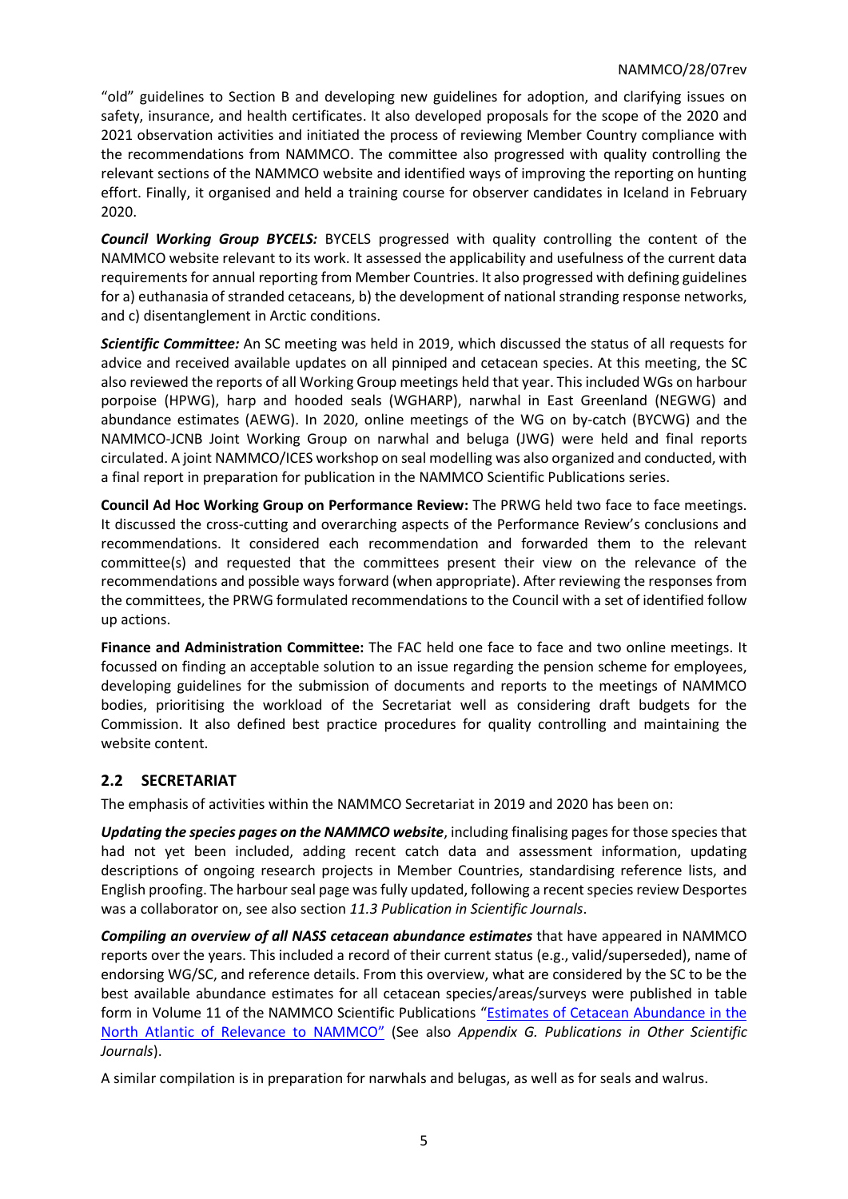"old" guidelines to Section B and developing new guidelines for adoption, and clarifying issues on safety, insurance, and health certificates. It also developed proposals for the scope of the 2020 and 2021 observation activities and initiated the process of reviewing Member Country compliance with the recommendations from NAMMCO. The committee also progressed with quality controlling the relevant sections of the NAMMCO website and identified ways of improving the reporting on hunting effort. Finally, it organised and held a training course for observer candidates in Iceland in February 2020.

***Council Working Group BYCELS:*** BYCELS progressed with quality controlling the content of the NAMMCO website relevant to its work. It assessed the applicability and usefulness of the current data requirements for annual reporting from Member Countries. It also progressed with defining guidelines for a) euthanasia of stranded cetaceans, b) the development of national stranding response networks, and c) disentanglement in Arctic conditions.

***Scientific Committee:*** An SC meeting was held in 2019, which discussed the status of all requests for advice and received available updates on all pinniped and cetacean species. At this meeting, the SC also reviewed the reports of all Working Group meetings held that year. This included WGs on harbour porpoise (HPWG), harp and hooded seals (WGHARP), narwhal in East Greenland (NEGWG) and abundance estimates (AEWG). In 2020, online meetings of the WG on by-catch (BYCWG) and the NAMMCO-JCNB Joint Working Group on narwhal and beluga (JWG) were held and final reports circulated. A joint NAMMCO/ICES workshop on seal modelling was also organized and conducted, with a final report in preparation for publication in the NAMMCO Scientific Publications series.

**Council Ad Hoc Working Group on Performance Review:** The PRWG held two face to face meetings. It discussed the cross-cutting and overarching aspects of the Performance Review's conclusions and recommendations. It considered each recommendation and forwarded them to the relevant committee(s) and requested that the committees present their view on the relevance of the recommendations and possible ways forward (when appropriate). After reviewing the responses from the committees, the PRWG formulated recommendations to the Council with a set of identified follow up actions.

**Finance and Administration Committee:** The FAC held one face to face and two online meetings. It focussed on finding an acceptable solution to an issue regarding the pension scheme for employees, developing guidelines for the submission of documents and reports to the meetings of NAMMCO bodies, prioritising the workload of the Secretariat well as considering draft budgets for the Commission. It also defined best practice procedures for quality controlling and maintaining the website content.

## 2.2 SECRETARIAT

The emphasis of activities within the NAMMCO Secretariat in 2019 and 2020 has been on:

***Updating the species pages on the NAMMCO website***, including finalising pages for those species that had not yet been included, adding recent catch data and assessment information, updating descriptions of ongoing research projects in Member Countries, standardising reference lists, and English proofing. The harbour seal page was fully updated, following a recent species review Desportes was a collaborator on, see also section *11.3 Publication in Scientific Journals*.

***Compiling an overview of all NASS cetacean abundance estimates*** that have appeared in NAMMCO reports over the years. This included a record of their current status (e.g., valid/superseded), name of endorsing WG/SC, and reference details. From this overview, what are considered by the SC to be the best available abundance estimates for all cetacean species/areas/surveys were published in table form in Volume 11 of the NAMMCO Scientific Publications "Estimates of Cetacean Abundance in the North Atlantic of Relevance to NAMMCO" (See also *Appendix G. Publications in Other Scientific Journals*).

A similar compilation is in preparation for narwhals and belugas, as well as for seals and walrus.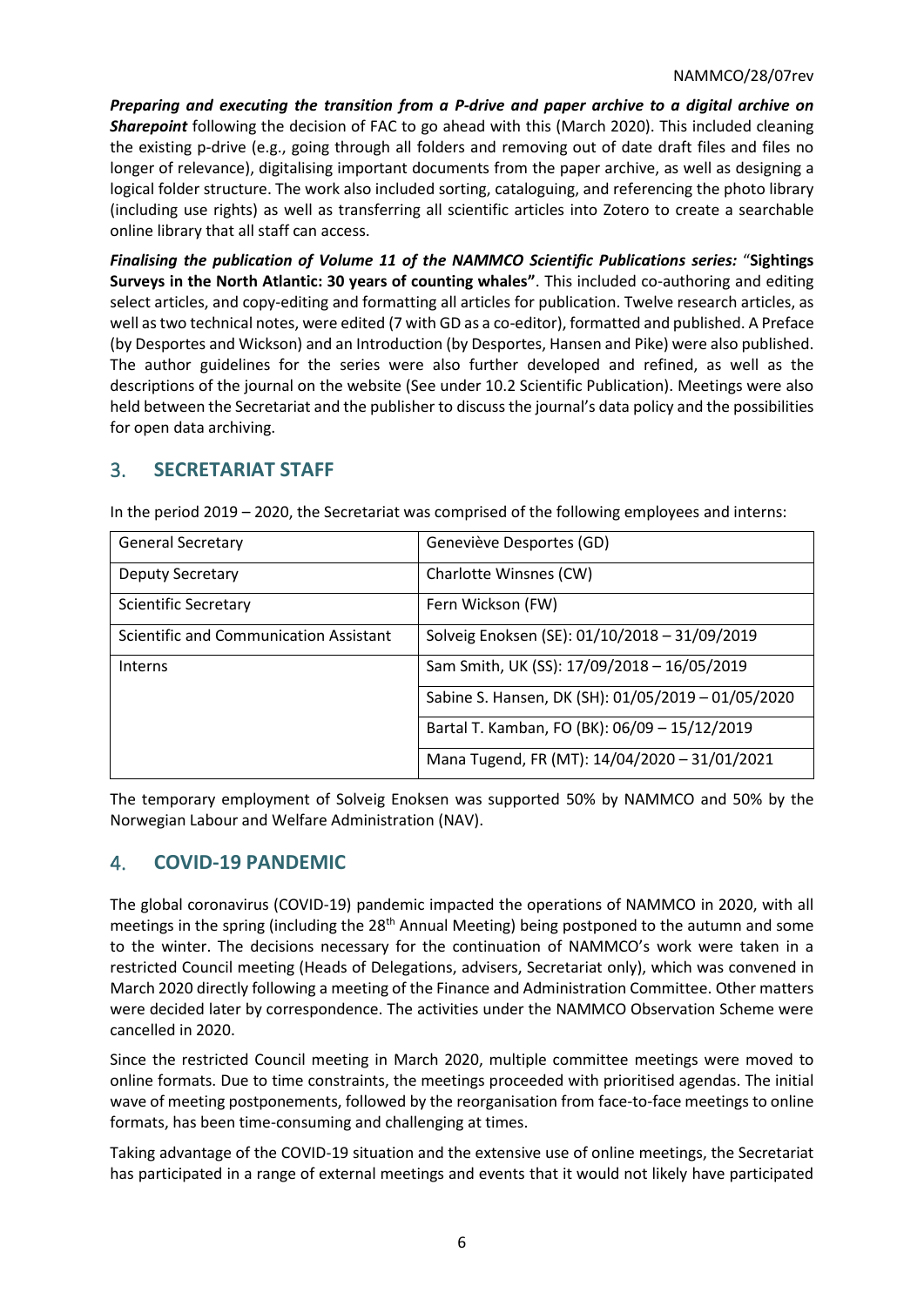***Preparing and executing the transition from a P-drive and paper archive to a digital archive on Sharepoint*** following the decision of FAC to go ahead with this (March 2020). This included cleaning the existing p-drive (e.g., going through all folders and removing out of date draft files and files no longer of relevance), digitalising important documents from the paper archive, as well as designing a logical folder structure. The work also included sorting, cataloguing, and referencing the photo library (including use rights) as well as transferring all scientific articles into Zotero to create a searchable online library that all staff can access.

***Finalising the publication of Volume 11 of the NAMMCO Scientific Publications series:*** "**Sightings Surveys in the North Atlantic: 30 years of counting whales"**. This included co-authoring and editing select articles, and copy-editing and formatting all articles for publication. Twelve research articles, as well as two technical notes, were edited (7 with GD as a co-editor), formatted and published. A Preface (by Desportes and Wickson) and an Introduction (by Desportes, Hansen and Pike) were also published. The author guidelines for the series were also further developed and refined, as well as the descriptions of the journal on the website (See under 10.2 Scientific Publication). Meetings were also held between the Secretariat and the publisher to discuss the journal's data policy and the possibilities for open data archiving.

## 3. SECRETARIAT STAFF

In the period 2019 – 2020, the Secretariat was comprised of the following employees and interns:

| | |
|---|---|
| General Secretary | Geneviève Desportes (GD) |
| Deputy Secretary | Charlotte Winsnes (CW) |
| Scientific Secretary | Fern Wickson (FW) |
| Scientific and Communication Assistant | Solveig Enoksen (SE): 01/10/2018 – 31/09/2019 |
| Interns | Sam Smith, UK (SS): 17/09/2018 – 16/05/2019 |
| | Sabine S. Hansen, DK (SH): 01/05/2019 – 01/05/2020 |
| | Bartal T. Kamban, FO (BK): 06/09 – 15/12/2019 |
| | Mana Tugend, FR (MT): 14/04/2020 – 31/01/2021 |

The temporary employment of Solveig Enoksen was supported 50% by NAMMCO and 50% by the Norwegian Labour and Welfare Administration (NAV).

## 4. COVID-19 PANDEMIC

The global coronavirus (COVID-19) pandemic impacted the operations of NAMMCO in 2020, with all meetings in the spring (including the 28th Annual Meeting) being postponed to the autumn and some to the winter. The decisions necessary for the continuation of NAMMCO's work were taken in a restricted Council meeting (Heads of Delegations, advisers, Secretariat only), which was convened in March 2020 directly following a meeting of the Finance and Administration Committee. Other matters were decided later by correspondence. The activities under the NAMMCO Observation Scheme were cancelled in 2020.

Since the restricted Council meeting in March 2020, multiple committee meetings were moved to online formats. Due to time constraints, the meetings proceeded with prioritised agendas. The initial wave of meeting postponements, followed by the reorganisation from face-to-face meetings to online formats, has been time-consuming and challenging at times.

Taking advantage of the COVID-19 situation and the extensive use of online meetings, the Secretariat has participated in a range of external meetings and events that it would not likely have participated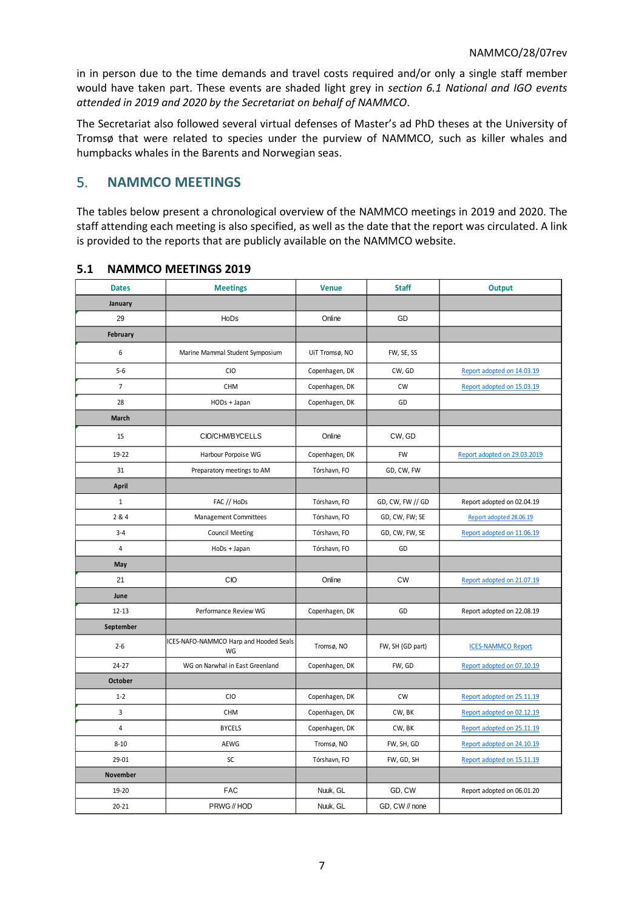in in person due to the time demands and travel costs required and/or only a single staff member would have taken part. These events are shaded light grey in *section 6.1 National and IGO events attended in 2019 and 2020 by the Secretariat on behalf of NAMMCO*.

The Secretariat also followed several virtual defenses of Master's ad PhD theses at the University of Tromsø that were related to species under the purview of NAMMCO, such as killer whales and humpbacks whales in the Barents and Norwegian seas.

## 5. NAMMCO MEETINGS

The tables below present a chronological overview of the NAMMCO meetings in 2019 and 2020. The staff attending each meeting is also specified, as well as the date that the report was circulated. A link is provided to the reports that are publicly available on the NAMMCO website.

### 5.1 NAMMCO MEETINGS 2019

| Dates | Meetings | Venue | Staff | Output |
|---|---|---|---|---|
| **January** | | | | |
| 29 | HoDs | Online | GD | |
| **February** | | | | |
| 6 | Marine Mammal Student Symposium | UiT Tromsø, NO | FW, SE, SS | |
| 5-6 | CIO | Copenhagen, DK | CW, GD | Report adopted on 14.03.19 |
| 7 | CHM | Copenhagen, DK | CW | Report adopted on 15.03.19 |
| 28 | HODs + Japan | Copenhagen, DK | GD | |
| **March** | | | | |
| 15 | CIO/CHM/BYCELLS | Online | CW, GD | |
| 19-22 | Harbour Porpoise WG | Copenhagen, DK | FW | Report adopted on 29.03.2019 |
| 31 | Preparatory meetings to AM | Tórshavn, FO | GD, CW, FW | |
| **April** | | | | |
| 1 | FAC // HoDs | Tórshavn, FO | GD, CW, FW // GD | Report adopted on 02.04.19 |
| 2 & 4 | Management Committees | Tórshavn, FO | GD, CW, FW; SE | Report adopted 28.06.19 |
| 3-4 | Council Meeting | Tórshavn, FO | GD, CW, FW, SE | Report adopted on 11.06.19 |
| 4 | HoDs + Japan | Tórshavn, FO | GD | |
| **May** | | | | |
| 21 | CIO | Online | CW | Report adopted on 21.07.19 |
| **June** | | | | |
| 12-13 | Performance Review WG | Copenhagen, DK | GD | Report adopted on 22.08.19 |
| **September** | | | | |
| 2-6 | ICES-NAFO-NAMMCO Harp and Hooded Seals WG | Tromsø, NO | FW, SH (GD part) | ICES-NAMMCO Report |
| 24-27 | WG on Narwhal in East Greenland | Copenhagen, DK | FW, GD | Report adopted on 07.10.19 |
| **October** | | | | |
| 1-2 | CIO | Copenhagen, DK | CW | Report adopted on 25.11.19 |
| 3 | CHM | Copenhagen, DK | CW, BK | Report adopted on 02.12.19 |
| 4 | BYCELS | Copenhagen, DK | CW, BK | Report adopted on 25.11.19 |
| 8-10 | AEWG | Tromsø, NO | FW, SH, GD | Report adopted on 24.10.19 |
| 29-01 | SC | Tórshavn, FO | FW, GD, SH | Report adopted on 15.11.19 |
| **November** | | | | |
| 19-20 | FAC | Nuuk, GL | GD, CW | Report adopted on 06.01.20 |
| 20-21 | PRWG // HOD | Nuuk, GL | GD, CW // none | |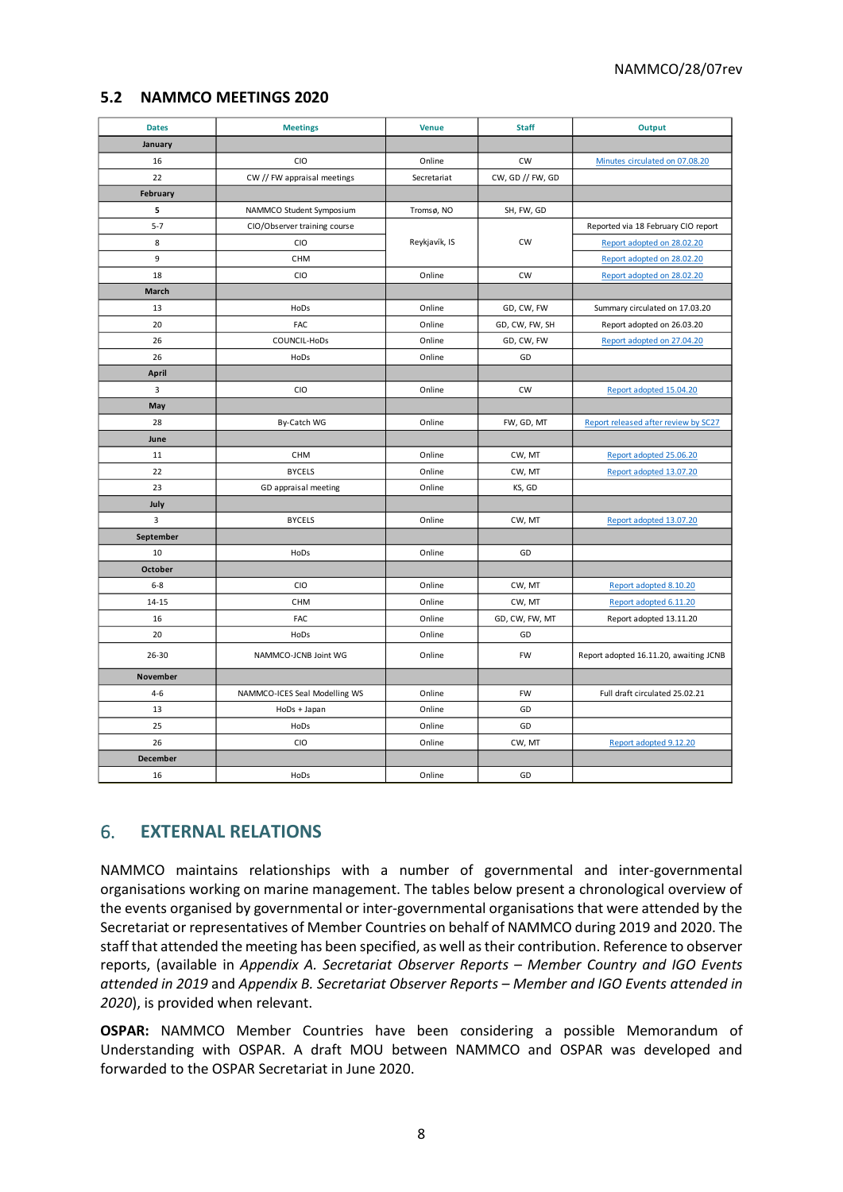## 5.2 NAMMCO MEETINGS 2020

| Dates | Meetings | Venue | Staff | Output |
|---|---|---|---|---|
| **January** | | | | |
| 16 | CIO | Online | CW | Minutes circulated on 07.08.20 |
| 22 | CW // FW appraisal meetings | Secretariat | CW, GD // FW, GD | |
| **February** | | | | |
| **5** | NAMMCO Student Symposium | Tromsø, NO | SH, FW, GD | |
| 5-7 | CIO/Observer training course | Reykjavík, IS | CW | Reported via 18 February CIO report |
| 8 | CIO | | | Report adopted on 28.02.20 |
| 9 | CHM | | | Report adopted on 28.02.20 |
| 18 | CIO | Online | CW | Report adopted on 28.02.20 |
| **March** | | | | |
| 13 | HoDs | Online | GD, CW, FW | Summary circulated on 17.03.20 |
| 20 | FAC | Online | GD, CW, FW, SH | Report adopted on 26.03.20 |
| 26 | COUNCIL-HoDs | Online | GD, CW, FW | Report adopted on 27.04.20 |
| 26 | HoDs | Online | GD | |
| **April** | | | | |
| 3 | CIO | Online | CW | Report adopted 15.04.20 |
| **May** | | | | |
| 28 | By-Catch WG | Online | FW, GD, MT | Report released after review by SC27 |
| **June** | | | | |
| 11 | CHM | Online | CW, MT | Report adopted 25.06.20 |
| 22 | BYCELS | Online | CW, MT | Report adopted 13.07.20 |
| 23 | GD appraisal meeting | Online | KS, GD | |
| **July** | | | | |
| 3 | BYCELS | Online | CW, MT | Report adopted 13.07.20 |
| **September** | | | | |
| 10 | HoDs | Online | GD | |
| **October** | | | | |
| 6-8 | CIO | Online | CW, MT | Report adopted 8.10.20 |
| 14-15 | CHM | Online | CW, MT | Report adopted 6.11.20 |
| 16 | FAC | Online | GD, CW, FW, MT | Report adopted 13.11.20 |
| 20 | HoDs | Online | GD | |
| 26-30 | NAMMCO-JCNB Joint WG | Online | FW | Report adopted 16.11.20, awaiting JCNB |
| **November** | | | | |
| 4-6 | NAMMCO-ICES Seal Modelling WS | Online | FW | Full draft circulated 25.02.21 |
| 13 | HoDs + Japan | Online | GD | |
| 25 | HoDs | Online | GD | |
| 26 | CIO | Online | CW, MT | Report adopted 9.12.20 |
| **December** | | | | |
| 16 | HoDs | Online | GD | |

# 6. EXTERNAL RELATIONS

NAMMCO maintains relationships with a number of governmental and inter-governmental organisations working on marine management. The tables below present a chronological overview of the events organised by governmental or inter-governmental organisations that were attended by the Secretariat or representatives of Member Countries on behalf of NAMMCO during 2019 and 2020. The staff that attended the meeting has been specified, as well as their contribution. Reference to observer reports, (available in *Appendix A. Secretariat Observer Reports – Member Country and IGO Events attended in 2019* and *Appendix B. Secretariat Observer Reports – Member and IGO Events attended in 2020*), is provided when relevant.

**OSPAR:** NAMMCO Member Countries have been considering a possible Memorandum of Understanding with OSPAR. A draft MOU between NAMMCO and OSPAR was developed and forwarded to the OSPAR Secretariat in June 2020.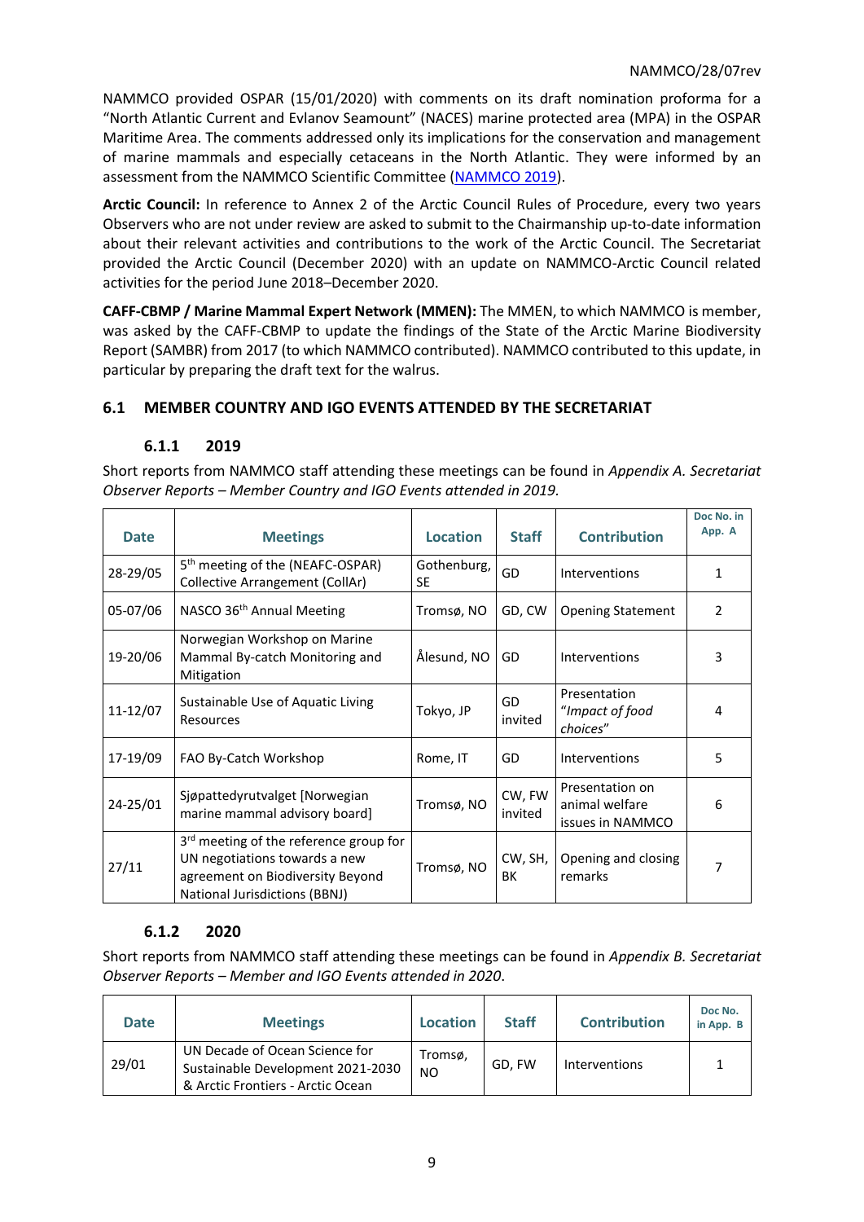NAMMCO provided OSPAR (15/01/2020) with comments on its draft nomination proforma for a "North Atlantic Current and Evlanov Seamount" (NACES) marine protected area (MPA) in the OSPAR Maritime Area. The comments addressed only its implications for the conservation and management of marine mammals and especially cetaceans in the North Atlantic. They were informed by an assessment from the NAMMCO Scientific Committee (NAMMCO 2019).

**Arctic Council:** In reference to Annex 2 of the Arctic Council Rules of Procedure, every two years Observers who are not under review are asked to submit to the Chairmanship up-to-date information about their relevant activities and contributions to the work of the Arctic Council. The Secretariat provided the Arctic Council (December 2020) with an update on NAMMCO-Arctic Council related activities for the period June 2018–December 2020.

**CAFF-CBMP / Marine Mammal Expert Network (MMEN):** The MMEN, to which NAMMCO is member, was asked by the CAFF-CBMP to update the findings of the State of the Arctic Marine Biodiversity Report (SAMBR) from 2017 (to which NAMMCO contributed). NAMMCO contributed to this update, in particular by preparing the draft text for the walrus.

## 6.1 MEMBER COUNTRY AND IGO EVENTS ATTENDED BY THE SECRETARIAT

### 6.1.1 2019

Short reports from NAMMCO staff attending these meetings can be found in *Appendix A. Secretariat Observer Reports – Member Country and IGO Events attended in 2019.*

| Date | Meetings | Location | Staff | Contribution | Doc No. in App. A |
|---|---|---|---|---|---|
| 28-29/05 | 5th meeting of the (NEAFC-OSPAR) Collective Arrangement (CollAr) | Gothenburg, SE | GD | Interventions | 1 |
| 05-07/06 | NASCO 36th Annual Meeting | Tromsø, NO | GD, CW | Opening Statement | 2 |
| 19-20/06 | Norwegian Workshop on Marine Mammal By-catch Monitoring and Mitigation | Ålesund, NO | GD | Interventions | 3 |
| 11-12/07 | Sustainable Use of Aquatic Living Resources | Tokyo, JP | GD invited | Presentation "*Impact of food choices*" | 4 |
| 17-19/09 | FAO By-Catch Workshop | Rome, IT | GD | Interventions | 5 |
| 24-25/01 | Sjøpattedyrutvalget [Norwegian marine mammal advisory board] | Tromsø, NO | CW, FW invited | Presentation on animal welfare issues in NAMMCO | 6 |
| 27/11 | 3rd meeting of the reference group for UN negotiations towards a new agreement on Biodiversity Beyond National Jurisdictions (BBNJ) | Tromsø, NO | CW, SH, BK | Opening and closing remarks | 7 |

### 6.1.2 2020

Short reports from NAMMCO staff attending these meetings can be found in *Appendix B. Secretariat Observer Reports – Member and IGO Events attended in 2020.*

| Date | Meetings | Location | Staff | Contribution | Doc No. in App. B |
|---|---|---|---|---|---|
| 29/01 | UN Decade of Ocean Science for Sustainable Development 2021-2030 & Arctic Frontiers - Arctic Ocean | Tromsø, NO | GD, FW | Interventions | 1 |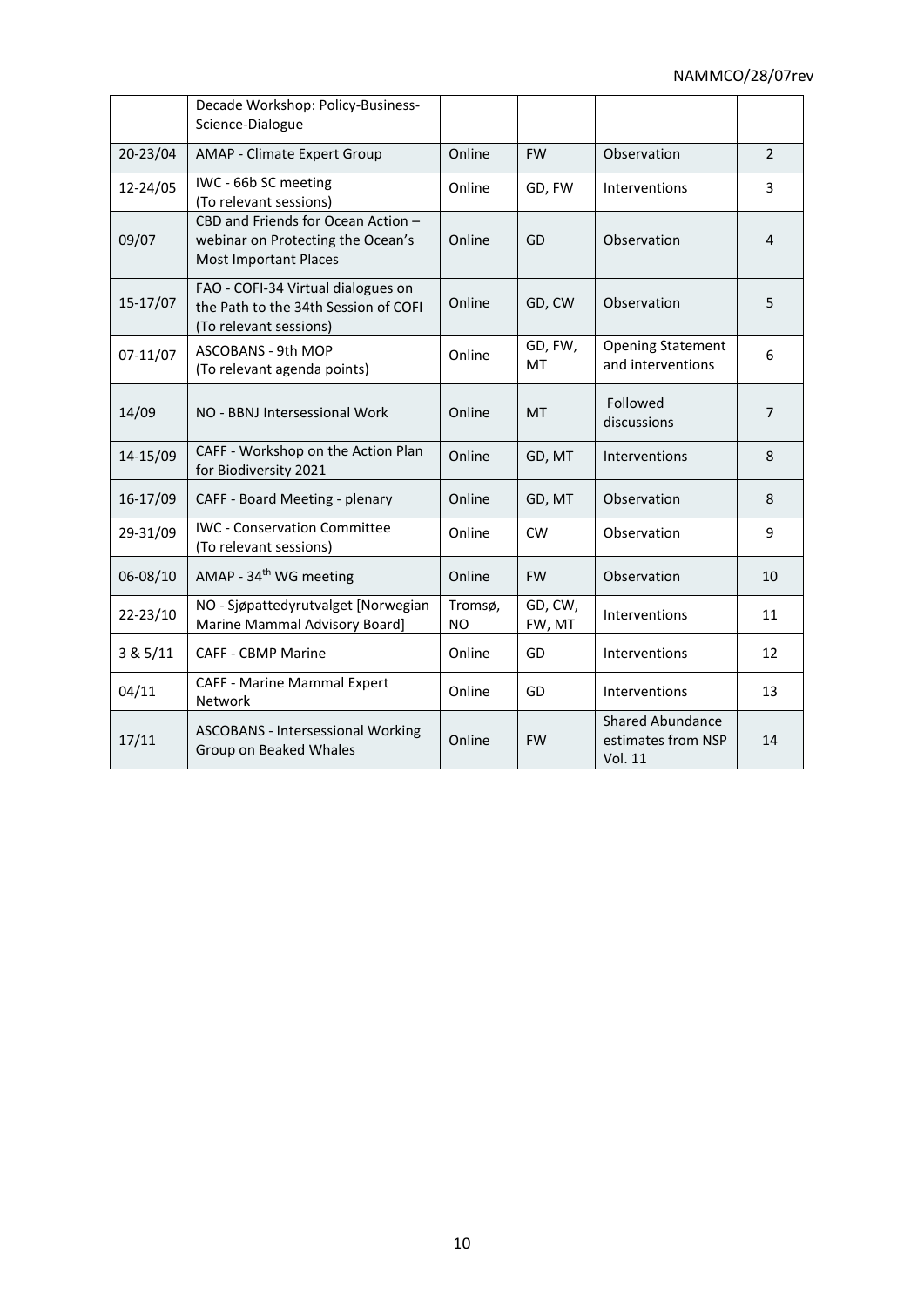| | | | | | |
|---|---|---|---|---|---|
| | Decade Workshop: Policy-Business-Science-Dialogue | | | | |
| 20-23/04 | AMAP - Climate Expert Group | Online | FW | Observation | 2 |
| 12-24/05 | IWC - 66b SC meeting (To relevant sessions) | Online | GD, FW | Interventions | 3 |
| 09/07 | CBD and Friends for Ocean Action – webinar on Protecting the Ocean's Most Important Places | Online | GD | Observation | 4 |
| 15-17/07 | FAO - COFI-34 Virtual dialogues on the Path to the 34th Session of COFI (To relevant sessions) | Online | GD, CW | Observation | 5 |
| 07-11/07 | ASCOBANS - 9th MOP (To relevant agenda points) | Online | GD, FW, MT | Opening Statement and interventions | 6 |
| 14/09 | NO - BBNJ Intersessional Work | Online | MT | Followed discussions | 7 |
| 14-15/09 | CAFF - Workshop on the Action Plan for Biodiversity 2021 | Online | GD, MT | Interventions | 8 |
| 16-17/09 | CAFF - Board Meeting - plenary | Online | GD, MT | Observation | 8 |
| 29-31/09 | IWC - Conservation Committee (To relevant sessions) | Online | CW | Observation | 9 |
| 06-08/10 | AMAP - 34th WG meeting | Online | FW | Observation | 10 |
| 22-23/10 | NO - Sjøpattedyrutvalget [Norwegian Marine Mammal Advisory Board] | Tromsø, NO | GD, CW, FW, MT | Interventions | 11 |
| 3 & 5/11 | CAFF - CBMP Marine | Online | GD | Interventions | 12 |
| 04/11 | CAFF - Marine Mammal Expert Network | Online | GD | Interventions | 13 |
| 17/11 | ASCOBANS - Intersessional Working Group on Beaked Whales | Online | FW | Shared Abundance estimates from NSP Vol. 11 | 14 |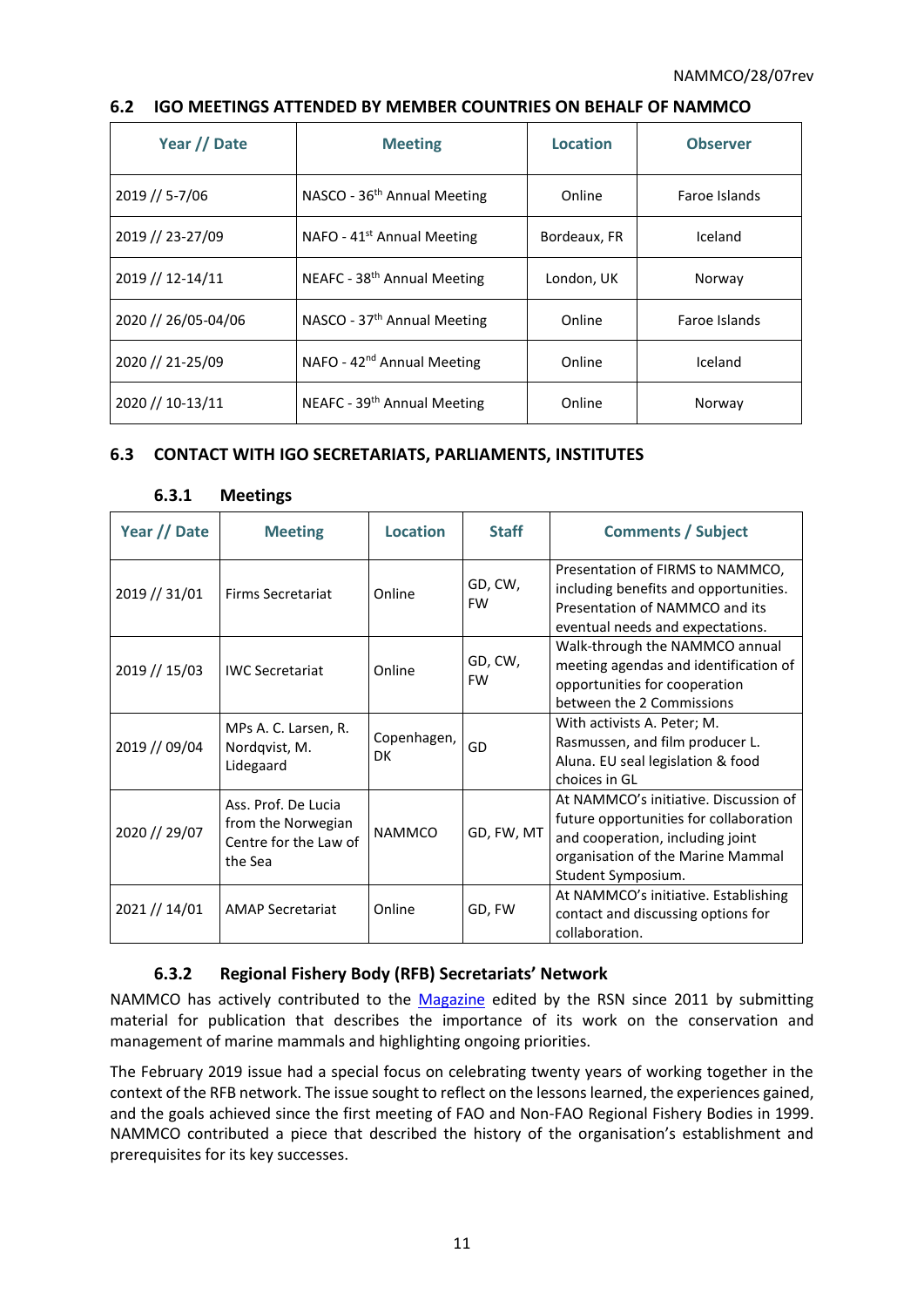## 6.2 IGO MEETINGS ATTENDED BY MEMBER COUNTRIES ON BEHALF OF NAMMCO

| Year // Date | Meeting | Location | Observer |
|---|---|---|---|
| 2019 // 5-7/06 | NASCO - 36th Annual Meeting | Online | Faroe Islands |
| 2019 // 23-27/09 | NAFO - 41st Annual Meeting | Bordeaux, FR | Iceland |
| 2019 // 12-14/11 | NEAFC - 38th Annual Meeting | London, UK | Norway |
| 2020 // 26/05-04/06 | NASCO - 37th Annual Meeting | Online | Faroe Islands |
| 2020 // 21-25/09 | NAFO - 42nd Annual Meeting | Online | Iceland |
| 2020 // 10-13/11 | NEAFC - 39th Annual Meeting | Online | Norway |

## 6.3 CONTACT WITH IGO SECRETARIATS, PARLIAMENTS, INSTITUTES

### 6.3.1 Meetings

| Year // Date | Meeting | Location | Staff | Comments / Subject |
|---|---|---|---|---|
| 2019 // 31/01 | Firms Secretariat | Online | GD, CW, FW | Presentation of FIRMS to NAMMCO, including benefits and opportunities. Presentation of NAMMCO and its eventual needs and expectations. |
| 2019 // 15/03 | IWC Secretariat | Online | GD, CW, FW | Walk-through the NAMMCO annual meeting agendas and identification of opportunities for cooperation between the 2 Commissions |
| 2019 // 09/04 | MPs A. C. Larsen, R. Nordqvist, M. Lidegaard | Copenhagen, DK | GD | With activists A. Peter; M. Rasmussen, and film producer L. Aluna. EU seal legislation & food choices in GL |
| 2020 // 29/07 | Ass. Prof. De Lucia from the Norwegian Centre for the Law of the Sea | NAMMCO | GD, FW, MT | At NAMMCO's initiative. Discussion of future opportunities for collaboration and cooperation, including joint organisation of the Marine Mammal Student Symposium. |
| 2021 // 14/01 | AMAP Secretariat | Online | GD, FW | At NAMMCO's initiative. Establishing contact and discussing options for collaboration. |

### 6.3.2 Regional Fishery Body (RFB) Secretariats' Network

NAMMCO has actively contributed to the Magazine edited by the RSN since 2011 by submitting material for publication that describes the importance of its work on the conservation and management of marine mammals and highlighting ongoing priorities.

The February 2019 issue had a special focus on celebrating twenty years of working together in the context of the RFB network. The issue sought to reflect on the lessons learned, the experiences gained, and the goals achieved since the first meeting of FAO and Non-FAO Regional Fishery Bodies in 1999. NAMMCO contributed a piece that described the history of the organisation's establishment and prerequisites for its key successes.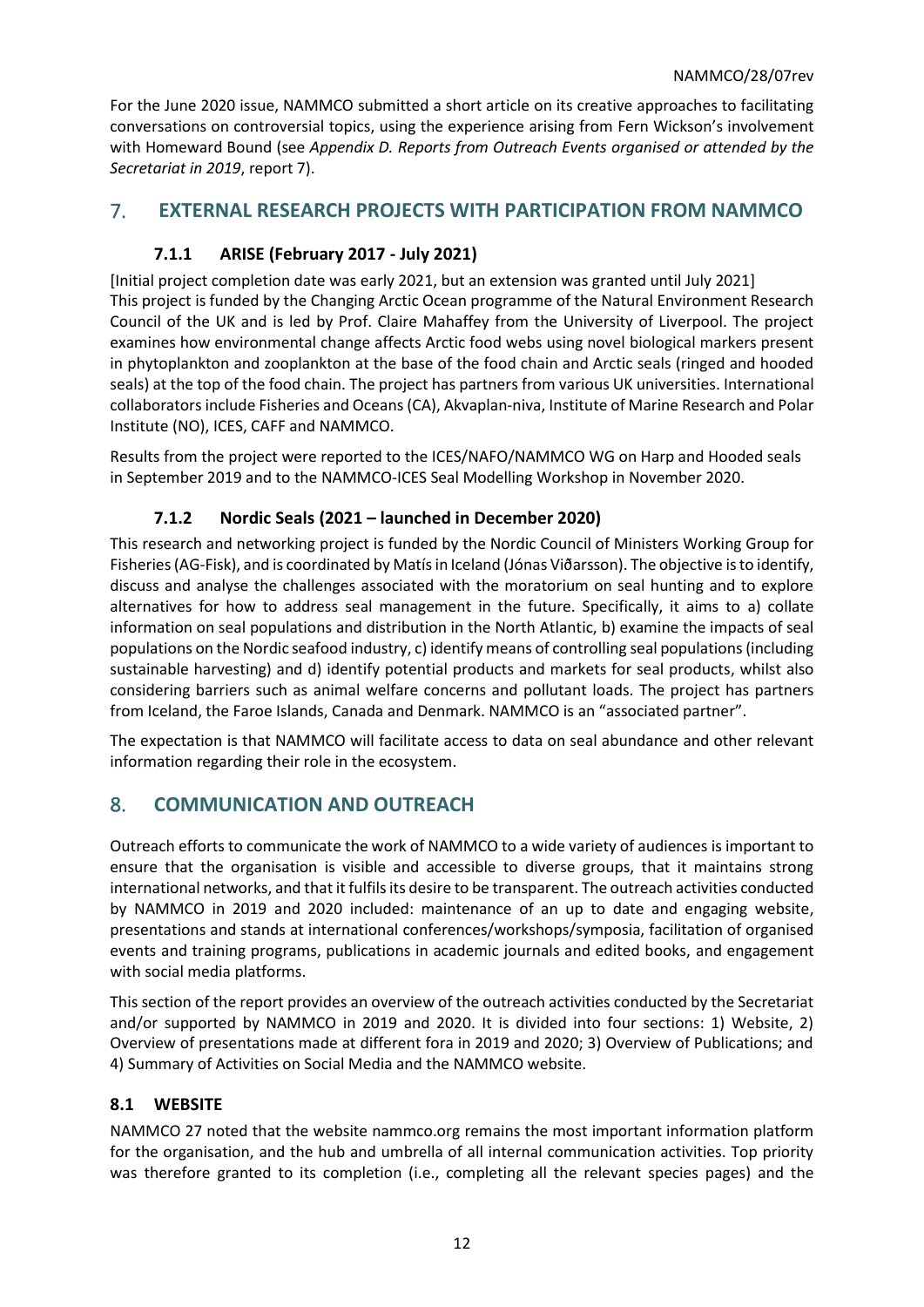For the June 2020 issue, NAMMCO submitted a short article on its creative approaches to facilitating conversations on controversial topics, using the experience arising from Fern Wickson's involvement with Homeward Bound (see *Appendix D. Reports from Outreach Events organised or attended by the Secretariat in 2019*, report 7).

# 7. EXTERNAL RESEARCH PROJECTS WITH PARTICIPATION FROM NAMMCO

### 7.1.1 ARISE (February 2017 - July 2021)

[Initial project completion date was early 2021, but an extension was granted until July 2021] This project is funded by the Changing Arctic Ocean programme of the Natural Environment Research Council of the UK and is led by Prof. Claire Mahaffey from the University of Liverpool. The project examines how environmental change affects Arctic food webs using novel biological markers present in phytoplankton and zooplankton at the base of the food chain and Arctic seals (ringed and hooded seals) at the top of the food chain. The project has partners from various UK universities. International collaborators include Fisheries and Oceans (CA), Akvaplan-niva, Institute of Marine Research and Polar Institute (NO), ICES, CAFF and NAMMCO.

Results from the project were reported to the ICES/NAFO/NAMMCO WG on Harp and Hooded seals in September 2019 and to the NAMMCO-ICES Seal Modelling Workshop in November 2020.

### 7.1.2 Nordic Seals (2021 – launched in December 2020)

This research and networking project is funded by the Nordic Council of Ministers Working Group for Fisheries (AG-Fisk), and is coordinated by Matís in Iceland (Jónas Viðarsson). The objective is to identify, discuss and analyse the challenges associated with the moratorium on seal hunting and to explore alternatives for how to address seal management in the future. Specifically, it aims to a) collate information on seal populations and distribution in the North Atlantic, b) examine the impacts of seal populations on the Nordic seafood industry, c) identify means of controlling seal populations (including sustainable harvesting) and d) identify potential products and markets for seal products, whilst also considering barriers such as animal welfare concerns and pollutant loads. The project has partners from Iceland, the Faroe Islands, Canada and Denmark. NAMMCO is an "associated partner".

The expectation is that NAMMCO will facilitate access to data on seal abundance and other relevant information regarding their role in the ecosystem.

# 8. COMMUNICATION AND OUTREACH

Outreach efforts to communicate the work of NAMMCO to a wide variety of audiences is important to ensure that the organisation is visible and accessible to diverse groups, that it maintains strong international networks, and that it fulfils its desire to be transparent. The outreach activities conducted by NAMMCO in 2019 and 2020 included: maintenance of an up to date and engaging website, presentations and stands at international conferences/workshops/symposia, facilitation of organised events and training programs, publications in academic journals and edited books, and engagement with social media platforms.

This section of the report provides an overview of the outreach activities conducted by the Secretariat and/or supported by NAMMCO in 2019 and 2020. It is divided into four sections: 1) Website, 2) Overview of presentations made at different fora in 2019 and 2020; 3) Overview of Publications; and 4) Summary of Activities on Social Media and the NAMMCO website.

## 8.1 WEBSITE

NAMMCO 27 noted that the website nammco.org remains the most important information platform for the organisation, and the hub and umbrella of all internal communication activities. Top priority was therefore granted to its completion (i.e., completing all the relevant species pages) and the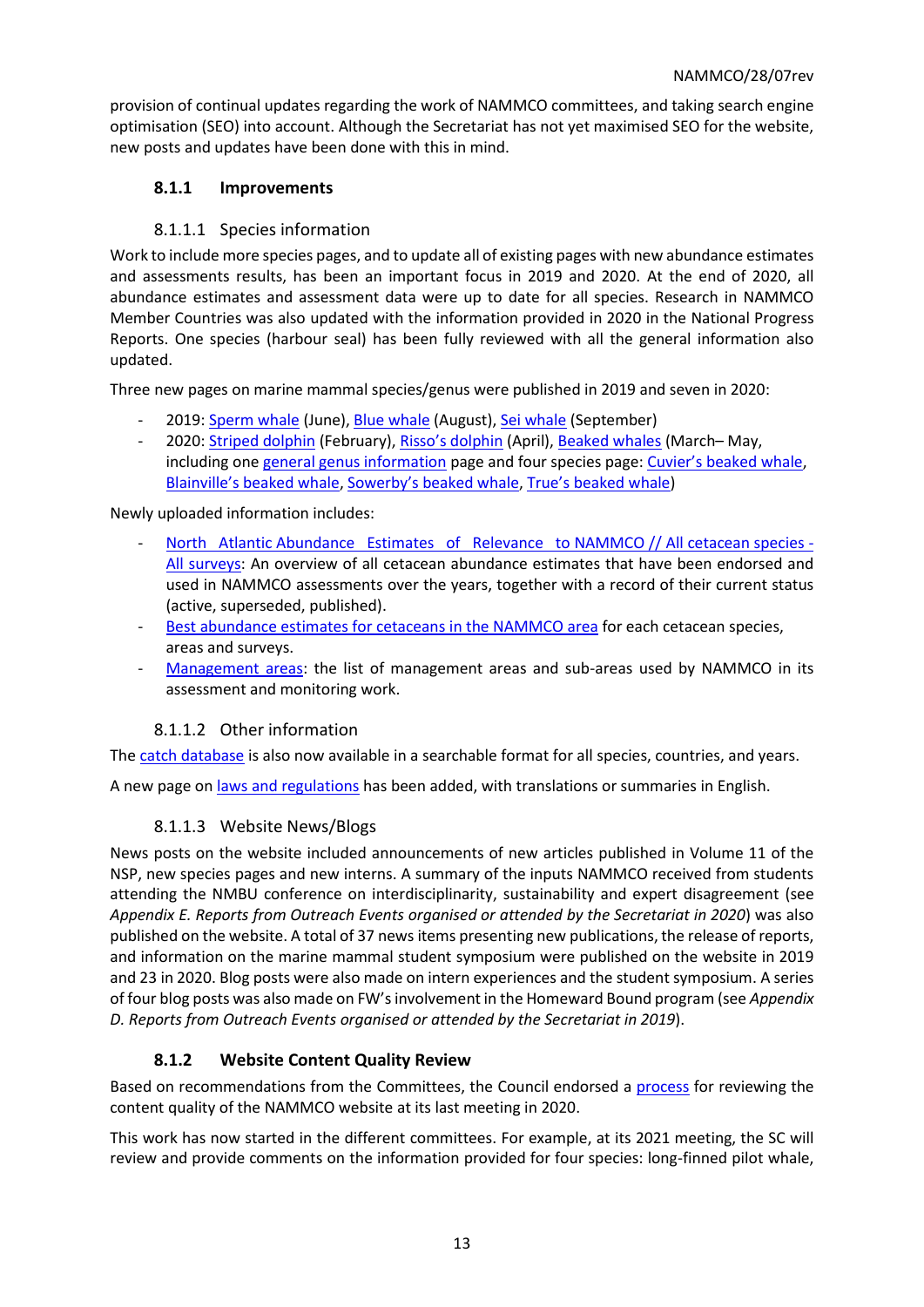provision of continual updates regarding the work of NAMMCO committees, and taking search engine optimisation (SEO) into account. Although the Secretariat has not yet maximised SEO for the website, new posts and updates have been done with this in mind.

### 8.1.1 Improvements

#### 8.1.1.1 Species information

Work to include more species pages, and to update all of existing pages with new abundance estimates and assessments results, has been an important focus in 2019 and 2020. At the end of 2020, all abundance estimates and assessment data were up to date for all species. Research in NAMMCO Member Countries was also updated with the information provided in 2020 in the National Progress Reports. One species (harbour seal) has been fully reviewed with all the general information also updated.

Three new pages on marine mammal species/genus were published in 2019 and seven in 2020:

- 2019: Sperm whale (June), Blue whale (August), Sei whale (September)
- 2020: Striped dolphin (February), Risso's dolphin (April), Beaked whales (March– May, including one general genus information page and four species page: Cuvier's beaked whale, Blainville's beaked whale, Sowerby's beaked whale, True's beaked whale)

Newly uploaded information includes:

- North Atlantic Abundance Estimates of Relevance to NAMMCO // All cetacean species - All surveys: An overview of all cetacean abundance estimates that have been endorsed and used in NAMMCO assessments over the years, together with a record of their current status (active, superseded, published).
- Best abundance estimates for cetaceans in the NAMMCO area for each cetacean species, areas and surveys.
- Management areas: the list of management areas and sub-areas used by NAMMCO in its assessment and monitoring work.

#### 8.1.1.2 Other information

The catch database is also now available in a searchable format for all species, countries, and years.

A new page on laws and regulations has been added, with translations or summaries in English.

#### 8.1.1.3 Website News/Blogs

News posts on the website included announcements of new articles published in Volume 11 of the NSP, new species pages and new interns. A summary of the inputs NAMMCO received from students attending the NMBU conference on interdisciplinarity, sustainability and expert disagreement (see *Appendix E. Reports from Outreach Events organised or attended by the Secretariat in 2020*) was also published on the website. A total of 37 news items presenting new publications, the release of reports, and information on the marine mammal student symposium were published on the website in 2019 and 23 in 2020. Blog posts were also made on intern experiences and the student symposium. A series of four blog posts was also made on FW's involvement in the Homeward Bound program (see *Appendix D. Reports from Outreach Events organised or attended by the Secretariat in 2019*).

### 8.1.2 Website Content Quality Review

Based on recommendations from the Committees, the Council endorsed a process for reviewing the content quality of the NAMMCO website at its last meeting in 2020.

This work has now started in the different committees. For example, at its 2021 meeting, the SC will review and provide comments on the information provided for four species: long-finned pilot whale,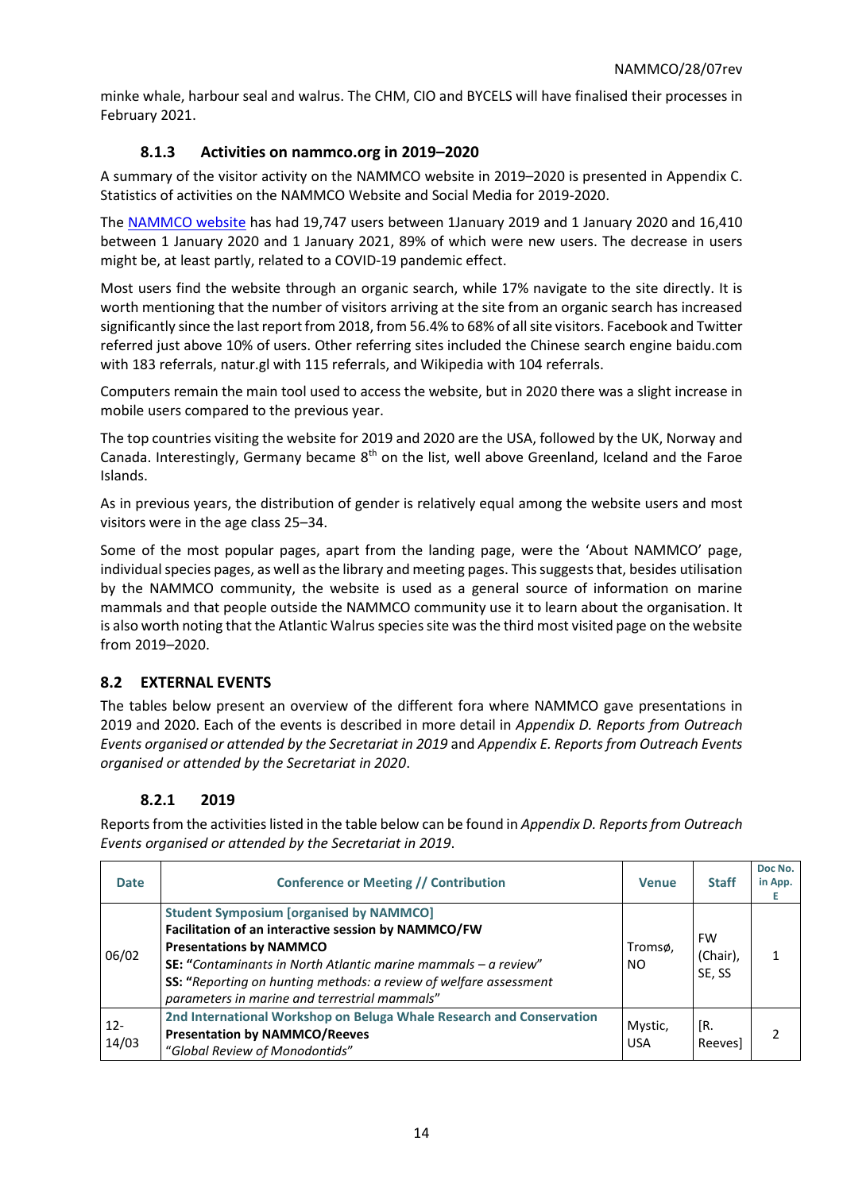minke whale, harbour seal and walrus. The CHM, CIO and BYCELS will have finalised their processes in February 2021.

### 8.1.3 Activities on nammco.org in 2019–2020

A summary of the visitor activity on the NAMMCO website in 2019–2020 is presented in Appendix C. Statistics of activities on the NAMMCO Website and Social Media for 2019-2020.

The NAMMCO website has had 19,747 users between 1January 2019 and 1 January 2020 and 16,410 between 1 January 2020 and 1 January 2021, 89% of which were new users. The decrease in users might be, at least partly, related to a COVID-19 pandemic effect.

Most users find the website through an organic search, while 17% navigate to the site directly. It is worth mentioning that the number of visitors arriving at the site from an organic search has increased significantly since the last report from 2018, from 56.4% to 68% of all site visitors. Facebook and Twitter referred just above 10% of users. Other referring sites included the Chinese search engine baidu.com with 183 referrals, natur.gl with 115 referrals, and Wikipedia with 104 referrals.

Computers remain the main tool used to access the website, but in 2020 there was a slight increase in mobile users compared to the previous year.

The top countries visiting the website for 2019 and 2020 are the USA, followed by the UK, Norway and Canada. Interestingly, Germany became 8th on the list, well above Greenland, Iceland and the Faroe Islands.

As in previous years, the distribution of gender is relatively equal among the website users and most visitors were in the age class 25–34.

Some of the most popular pages, apart from the landing page, were the 'About NAMMCO' page, individual species pages, as well as the library and meeting pages. This suggests that, besides utilisation by the NAMMCO community, the website is used as a general source of information on marine mammals and that people outside the NAMMCO community use it to learn about the organisation. It is also worth noting that the Atlantic Walrus species site was the third most visited page on the website from 2019–2020.

## 8.2 EXTERNAL EVENTS

The tables below present an overview of the different fora where NAMMCO gave presentations in 2019 and 2020. Each of the events is described in more detail in *Appendix D. Reports from Outreach Events organised or attended by the Secretariat in 2019* and *Appendix E. Reports from Outreach Events organised or attended by the Secretariat in 2020*.

### 8.2.1 2019

Reports from the activities listed in the table below can be found in *Appendix D. Reports from Outreach Events organised or attended by the Secretariat in 2019*.

| Date | Conference or Meeting // Contribution | Venue | Staff | Doc No. in App. E |
|---|---|---|---|---|
| 06/02 | **Student Symposium [organised by NAMMCO]**<br>**Facilitation of an interactive session by NAMMCO/FW**<br>**Presentations by NAMMCO**<br>**SE: "***Contaminants in North Atlantic marine mammals – a review*"<br>**SS: "***Reporting on hunting methods: a review of welfare assessment parameters in marine and terrestrial mammals*" | Tromsø, NO | FW (Chair), SE, SS | 1 |
| 12-14/03 | **2nd International Workshop on Beluga Whale Research and Conservation**<br>**Presentation by NAMMCO/Reeves**<br>"*Global Review of Monodontids*" | Mystic, USA | [R. Reeves] | 2 |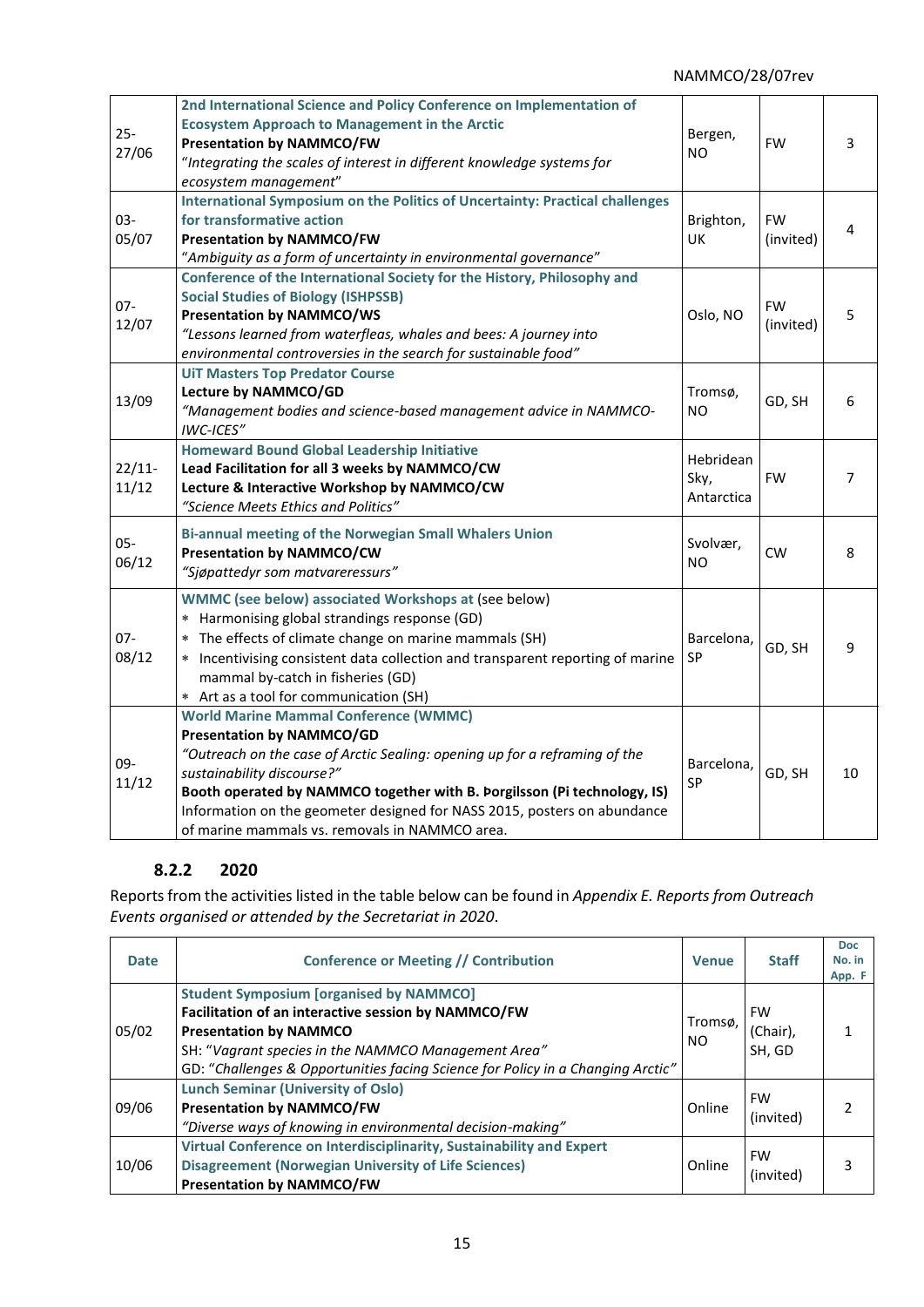| | | | | |
|---|---|---|---|---|
| 25-27/06 | **2nd International Science and Policy Conference on Implementation of Ecosystem Approach to Management in the Arctic**<br>**Presentation by NAMMCO/FW**<br>*"Integrating the scales of interest in different knowledge systems for ecosystem management"* | Bergen, NO | FW | 3 |
| 03-05/07 | **International Symposium on the Politics of Uncertainty: Practical challenges for transformative action**<br>**Presentation by NAMMCO/FW**<br>*"Ambiguity as a form of uncertainty in environmental governance"* | Brighton, UK | FW (invited) | 4 |
| 07-12/07 | **Conference of the International Society for the History, Philosophy and Social Studies of Biology (ISHPSSB)**<br>**Presentation by NAMMCO/WS**<br>*"Lessons learned from waterfleas, whales and bees: A journey into environmental controversies in the search for sustainable food"* | Oslo, NO | FW (invited) | 5 |
| 13/09 | **UiT Masters Top Predator Course**<br>**Lecture by NAMMCO/GD**<br>*"Management bodies and science-based management advice in NAMMCO-IWC-ICES"* | Tromsø, NO | GD, SH | 6 |
| 22/11-11/12 | **Homeward Bound Global Leadership Initiative**<br>**Lead Facilitation for all 3 weeks by NAMMCO/CW**<br>**Lecture & Interactive Workshop by NAMMCO/CW**<br>*"Science Meets Ethics and Politics"* | Hebridean Sky, Antarctica | FW | 7 |
| 05-06/12 | **Bi-annual meeting of the Norwegian Small Whalers Union**<br>**Presentation by NAMMCO/CW**<br>*"Sjøpattedyr som matvareressurs"* | Svolvær, NO | CW | 8 |
| 07-08/12 | **WMMC (see below) associated Workshops at** (see below)<br>* Harmonising global strandings response (GD)<br>* The effects of climate change on marine mammals (SH)<br>* Incentivising consistent data collection and transparent reporting of marine mammal by-catch in fisheries (GD)<br>* Art as a tool for communication (SH) | Barcelona, SP | GD, SH | 9 |
| 09-11/12 | **World Marine Mammal Conference (WMMC)**<br>**Presentation by NAMMCO/GD**<br>*"Outreach on the case of Arctic Sealing: opening up for a reframing of the sustainability discourse?"*<br>**Booth operated by NAMMCO together with B. Þorgilsson (Pi technology, IS)**<br>Information on the geometer designed for NASS 2015, posters on abundance of marine mammals vs. removals in NAMMCO area. | Barcelona, SP | GD, SH | 10 |

### 8.2.2 2020

Reports from the activities listed in the table below can be found in *Appendix E. Reports from Outreach Events organised or attended by the Secretariat in 2020*.

| Date | Conference or Meeting // Contribution | Venue | Staff | Doc No. in App. F |
|---|---|---|---|---|
| 05/02 | **Student Symposium [organised by NAMMCO]**<br>**Facilitation of an interactive session by NAMMCO/FW**<br>**Presentation by NAMMCO**<br>SH: *"Vagrant species in the NAMMCO Management Area"*<br>GD: *"Challenges & Opportunities facing Science for Policy in a Changing Arctic"* | Tromsø, NO | FW (Chair), SH, GD | 1 |
| 09/06 | **Lunch Seminar (University of Oslo)**<br>**Presentation by NAMMCO/FW**<br>*"Diverse ways of knowing in environmental decision-making"* | Online | FW (invited) | 2 |
| 10/06 | **Virtual Conference on Interdisciplinarity, Sustainability and Expert Disagreement (Norwegian University of Life Sciences)**<br>**Presentation by NAMMCO/FW** | Online | FW (invited) | 3 |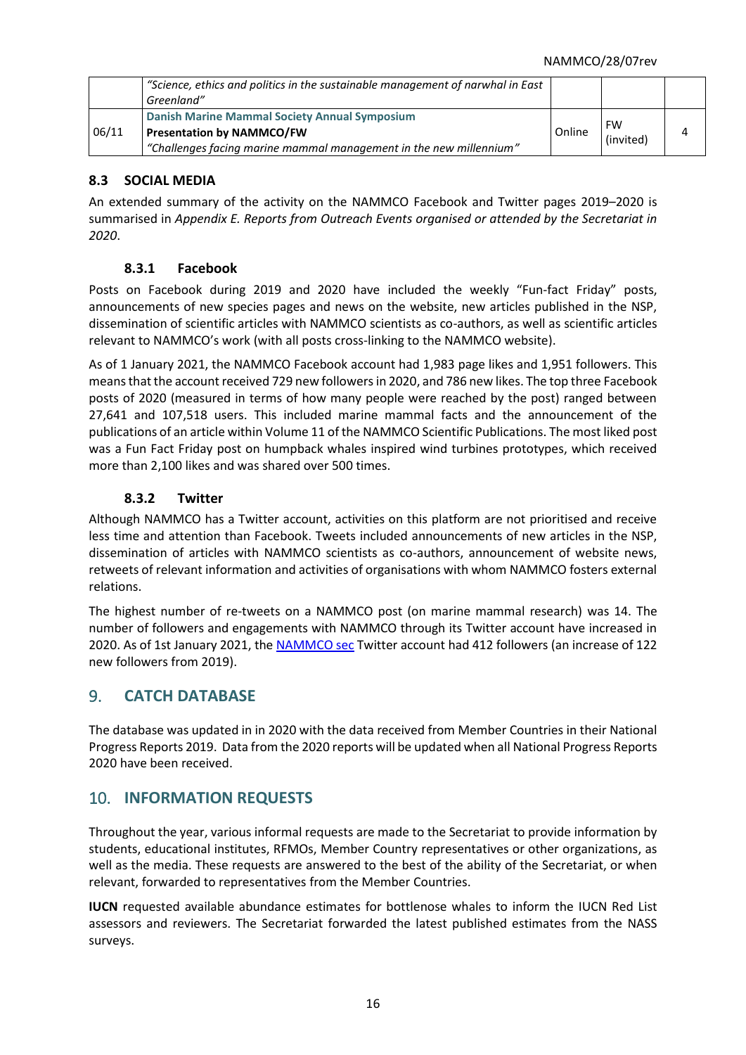| | | | | |
|---|---|---|---|---|
| | *"Science, ethics and politics in the sustainable management of narwhal in East Greenland"* | | | |
| 06/11 | **Danish Marine Mammal Society Annual Symposium**<br>**Presentation by NAMMCO/FW**<br>*"Challenges facing marine mammal management in the new millennium"* | Online | FW (invited) | 4 |

### 8.3 SOCIAL MEDIA

An extended summary of the activity on the NAMMCO Facebook and Twitter pages 2019–2020 is summarised in *Appendix E. Reports from Outreach Events organised or attended by the Secretariat in 2020*.

#### 8.3.1 Facebook

Posts on Facebook during 2019 and 2020 have included the weekly "Fun-fact Friday" posts, announcements of new species pages and news on the website, new articles published in the NSP, dissemination of scientific articles with NAMMCO scientists as co-authors, as well as scientific articles relevant to NAMMCO's work (with all posts cross-linking to the NAMMCO website).

As of 1 January 2021, the NAMMCO Facebook account had 1,983 page likes and 1,951 followers. This means that the account received 729 new followers in 2020, and 786 new likes. The top three Facebook posts of 2020 (measured in terms of how many people were reached by the post) ranged between 27,641 and 107,518 users. This included marine mammal facts and the announcement of the publications of an article within Volume 11 of the NAMMCO Scientific Publications. The most liked post was a Fun Fact Friday post on humpback whales inspired wind turbines prototypes, which received more than 2,100 likes and was shared over 500 times.

#### 8.3.2 Twitter

Although NAMMCO has a Twitter account, activities on this platform are not prioritised and receive less time and attention than Facebook. Tweets included announcements of new articles in the NSP, dissemination of articles with NAMMCO scientists as co-authors, announcement of website news, retweets of relevant information and activities of organisations with whom NAMMCO fosters external relations.

The highest number of re-tweets on a NAMMCO post (on marine mammal research) was 14. The number of followers and engagements with NAMMCO through its Twitter account have increased in 2020. As of 1st January 2021, the NAMMCO sec Twitter account had 412 followers (an increase of 122 new followers from 2019).

## 9. CATCH DATABASE

The database was updated in in 2020 with the data received from Member Countries in their National Progress Reports 2019. Data from the 2020 reports will be updated when all National Progress Reports 2020 have been received.

## 10. INFORMATION REQUESTS

Throughout the year, various informal requests are made to the Secretariat to provide information by students, educational institutes, RFMOs, Member Country representatives or other organizations, as well as the media. These requests are answered to the best of the ability of the Secretariat, or when relevant, forwarded to representatives from the Member Countries.

**IUCN** requested available abundance estimates for bottlenose whales to inform the IUCN Red List assessors and reviewers. The Secretariat forwarded the latest published estimates from the NASS surveys.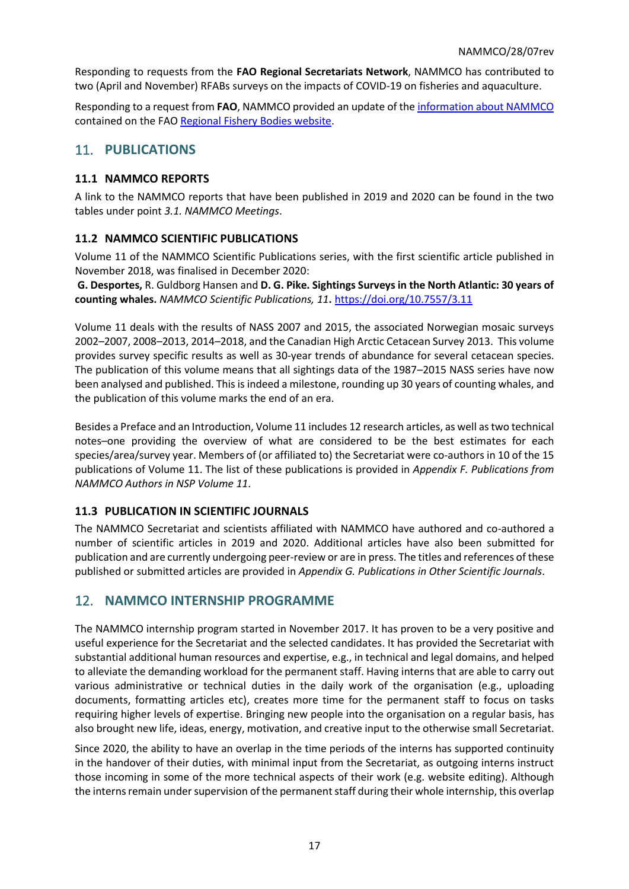Responding to requests from the **FAO Regional Secretariats Network**, NAMMCO has contributed to two (April and November) RFABs surveys on the impacts of COVID-19 on fisheries and aquaculture.

Responding to a request from **FAO**, NAMMCO provided an update of the information about NAMMCO contained on the FAO Regional Fishery Bodies website.

## 11. PUBLICATIONS

### 11.1 NAMMCO REPORTS

A link to the NAMMCO reports that have been published in 2019 and 2020 can be found in the two tables under point *3.1. NAMMCO Meetings*.

### 11.2 NAMMCO SCIENTIFIC PUBLICATIONS

Volume 11 of the NAMMCO Scientific Publications series, with the first scientific article published in November 2018, was finalised in December 2020:

**G. Desportes,** R. Guldborg Hansen and **D. G. Pike. Sightings Surveys in the North Atlantic: 30 years of counting whales.** *NAMMCO Scientific Publications, 11***.** https://doi.org/10.7557/3.11

Volume 11 deals with the results of NASS 2007 and 2015, the associated Norwegian mosaic surveys 2002–2007, 2008–2013, 2014–2018, and the Canadian High Arctic Cetacean Survey 2013. This volume provides survey specific results as well as 30-year trends of abundance for several cetacean species. The publication of this volume means that all sightings data of the 1987–2015 NASS series have now been analysed and published. This is indeed a milestone, rounding up 30 years of counting whales, and the publication of this volume marks the end of an era.

Besides a Preface and an Introduction, Volume 11 includes 12 research articles, as well as two technical notes–one providing the overview of what are considered to be the best estimates for each species/area/survey year. Members of (or affiliated to) the Secretariat were co-authors in 10 of the 15 publications of Volume 11. The list of these publications is provided in *Appendix F. Publications from NAMMCO Authors in NSP Volume 11*.

### 11.3 PUBLICATION IN SCIENTIFIC JOURNALS

The NAMMCO Secretariat and scientists affiliated with NAMMCO have authored and co-authored a number of scientific articles in 2019 and 2020. Additional articles have also been submitted for publication and are currently undergoing peer-review or are in press. The titles and references of these published or submitted articles are provided in *Appendix G. Publications in Other Scientific Journals*.

## 12. NAMMCO INTERNSHIP PROGRAMME

The NAMMCO internship program started in November 2017. It has proven to be a very positive and useful experience for the Secretariat and the selected candidates. It has provided the Secretariat with substantial additional human resources and expertise, e.g., in technical and legal domains, and helped to alleviate the demanding workload for the permanent staff. Having interns that are able to carry out various administrative or technical duties in the daily work of the organisation (e.g., uploading documents, formatting articles etc), creates more time for the permanent staff to focus on tasks requiring higher levels of expertise. Bringing new people into the organisation on a regular basis, has also brought new life, ideas, energy, motivation, and creative input to the otherwise small Secretariat.

Since 2020, the ability to have an overlap in the time periods of the interns has supported continuity in the handover of their duties, with minimal input from the Secretariat, as outgoing interns instruct those incoming in some of the more technical aspects of their work (e.g. website editing). Although the interns remain under supervision of the permanent staff during their whole internship, this overlap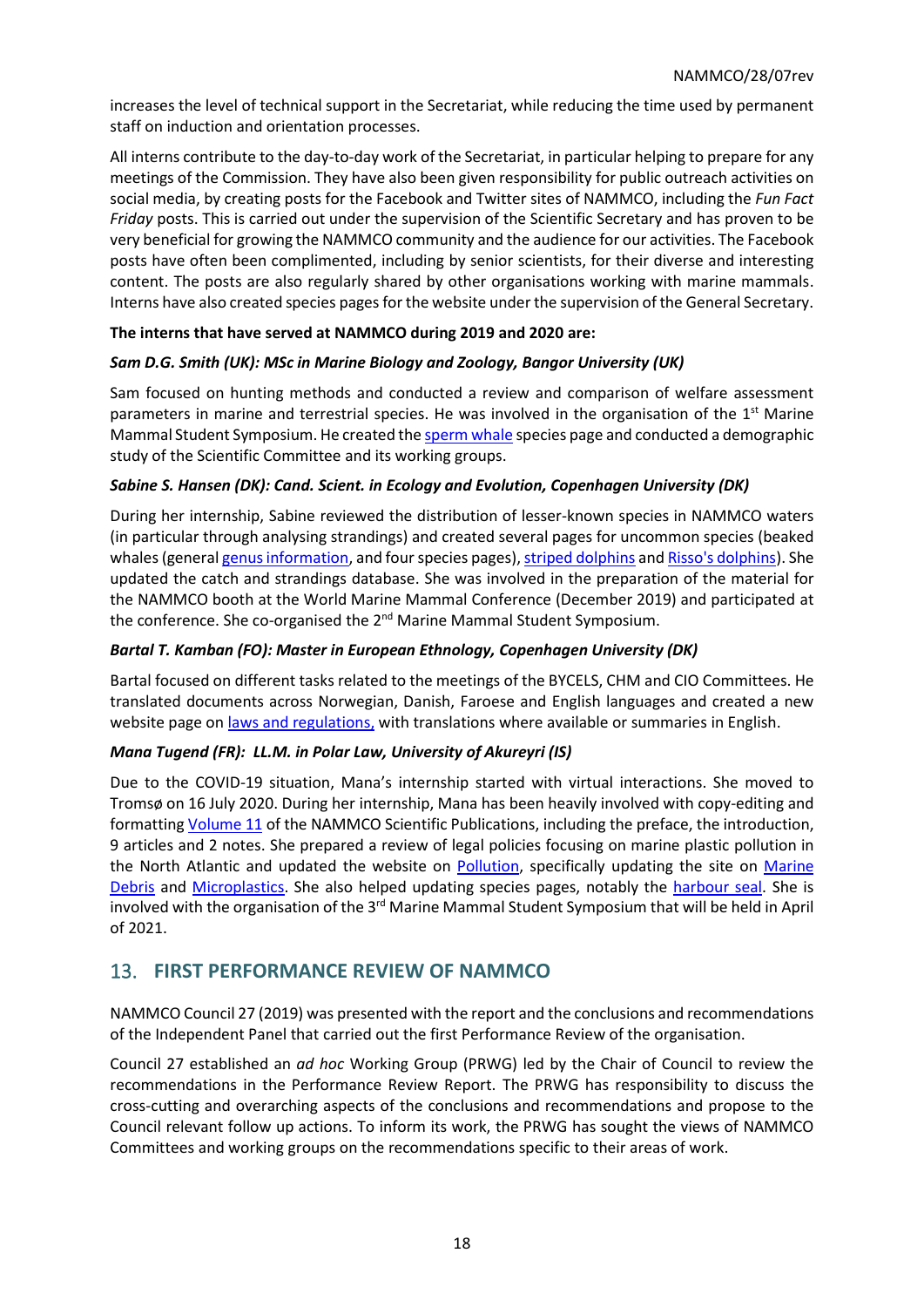increases the level of technical support in the Secretariat, while reducing the time used by permanent staff on induction and orientation processes.

All interns contribute to the day-to-day work of the Secretariat, in particular helping to prepare for any meetings of the Commission. They have also been given responsibility for public outreach activities on social media, by creating posts for the Facebook and Twitter sites of NAMMCO, including the *Fun Fact Friday* posts. This is carried out under the supervision of the Scientific Secretary and has proven to be very beneficial for growing the NAMMCO community and the audience for our activities. The Facebook posts have often been complimented, including by senior scientists, for their diverse and interesting content. The posts are also regularly shared by other organisations working with marine mammals. Interns have also created species pages for the website under the supervision of the General Secretary.

**The interns that have served at NAMMCO during 2019 and 2020 are:**

***Sam D.G. Smith (UK): MSc in Marine Biology and Zoology, Bangor University (UK)***

Sam focused on hunting methods and conducted a review and comparison of welfare assessment parameters in marine and terrestrial species. He was involved in the organisation of the 1st Marine Mammal Student Symposium. He created the sperm whale species page and conducted a demographic study of the Scientific Committee and its working groups.

***Sabine S. Hansen (DK): Cand. Scient. in Ecology and Evolution, Copenhagen University (DK)***

During her internship, Sabine reviewed the distribution of lesser-known species in NAMMCO waters (in particular through analysing strandings) and created several pages for uncommon species (beaked whales (general genus information, and four species pages), striped dolphins and Risso's dolphins). She updated the catch and strandings database. She was involved in the preparation of the material for the NAMMCO booth at the World Marine Mammal Conference (December 2019) and participated at the conference. She co-organised the 2nd Marine Mammal Student Symposium.

***Bartal T. Kamban (FO): Master in European Ethnology, Copenhagen University (DK)***

Bartal focused on different tasks related to the meetings of the BYCELS, CHM and CIO Committees. He translated documents across Norwegian, Danish, Faroese and English languages and created a new website page on laws and regulations, with translations where available or summaries in English.

***Mana Tugend (FR): LL.M. in Polar Law, University of Akureyri (IS)***

Due to the COVID-19 situation, Mana's internship started with virtual interactions. She moved to Tromsø on 16 July 2020. During her internship, Mana has been heavily involved with copy-editing and formatting Volume 11 of the NAMMCO Scientific Publications, including the preface, the introduction, 9 articles and 2 notes. She prepared a review of legal policies focusing on marine plastic pollution in the North Atlantic and updated the website on Pollution, specifically updating the site on Marine Debris and Microplastics. She also helped updating species pages, notably the harbour seal. She is involved with the organisation of the 3rd Marine Mammal Student Symposium that will be held in April of 2021.

## 13. FIRST PERFORMANCE REVIEW OF NAMMCO

NAMMCO Council 27 (2019) was presented with the report and the conclusions and recommendations of the Independent Panel that carried out the first Performance Review of the organisation.

Council 27 established an *ad hoc* Working Group (PRWG) led by the Chair of Council to review the recommendations in the Performance Review Report. The PRWG has responsibility to discuss the cross-cutting and overarching aspects of the conclusions and recommendations and propose to the Council relevant follow up actions. To inform its work, the PRWG has sought the views of NAMMCO Committees and working groups on the recommendations specific to their areas of work.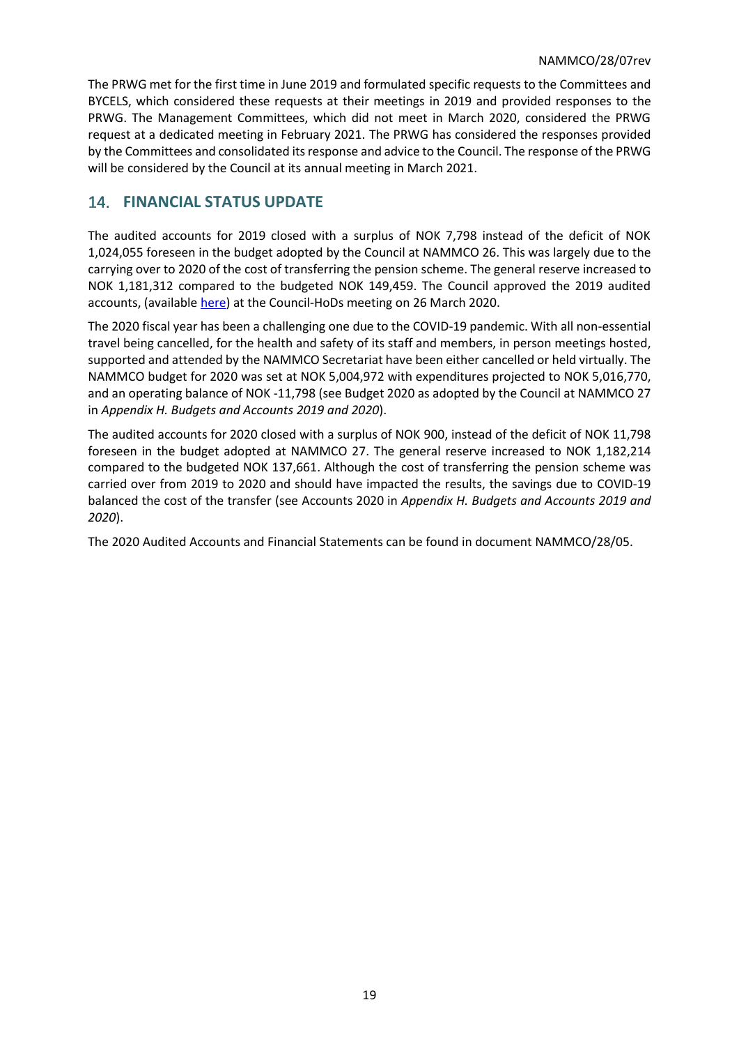The PRWG met for the first time in June 2019 and formulated specific requests to the Committees and BYCELS, which considered these requests at their meetings in 2019 and provided responses to the PRWG. The Management Committees, which did not meet in March 2020, considered the PRWG request at a dedicated meeting in February 2021. The PRWG has considered the responses provided by the Committees and consolidated its response and advice to the Council. The response of the PRWG will be considered by the Council at its annual meeting in March 2021.

## 14. FINANCIAL STATUS UPDATE

The audited accounts for 2019 closed with a surplus of NOK 7,798 instead of the deficit of NOK 1,024,055 foreseen in the budget adopted by the Council at NAMMCO 26. This was largely due to the carrying over to 2020 of the cost of transferring the pension scheme. The general reserve increased to NOK 1,181,312 compared to the budgeted NOK 149,459. The Council approved the 2019 audited accounts, (available here) at the Council-HoDs meeting on 26 March 2020.

The 2020 fiscal year has been a challenging one due to the COVID-19 pandemic. With all non-essential travel being cancelled, for the health and safety of its staff and members, in person meetings hosted, supported and attended by the NAMMCO Secretariat have been either cancelled or held virtually. The NAMMCO budget for 2020 was set at NOK 5,004,972 with expenditures projected to NOK 5,016,770, and an operating balance of NOK -11,798 (see Budget 2020 as adopted by the Council at NAMMCO 27 in *Appendix H. Budgets and Accounts 2019 and 2020*).

The audited accounts for 2020 closed with a surplus of NOK 900, instead of the deficit of NOK 11,798 foreseen in the budget adopted at NAMMCO 27. The general reserve increased to NOK 1,182,214 compared to the budgeted NOK 137,661. Although the cost of transferring the pension scheme was carried over from 2019 to 2020 and should have impacted the results, the savings due to COVID-19 balanced the cost of the transfer (see Accounts 2020 in *Appendix H. Budgets and Accounts 2019 and 2020*).

The 2020 Audited Accounts and Financial Statements can be found in document NAMMCO/28/05.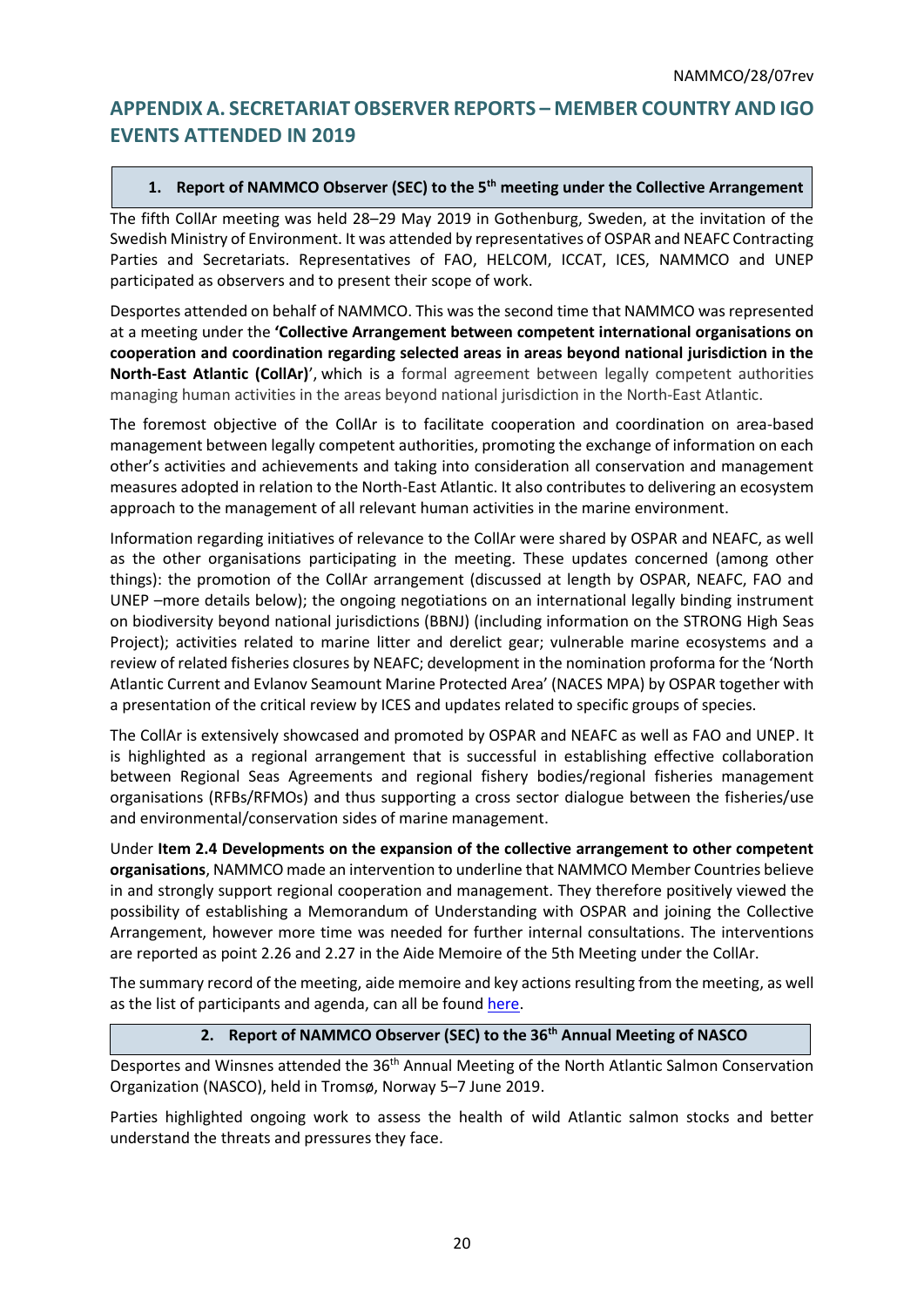# APPENDIX A. SECRETARIAT OBSERVER REPORTS – MEMBER COUNTRY AND IGO EVENTS ATTENDED IN 2019

## 1. Report of NAMMCO Observer (SEC) to the 5th meeting under the Collective Arrangement

The fifth CollAr meeting was held 28–29 May 2019 in Gothenburg, Sweden, at the invitation of the Swedish Ministry of Environment. It was attended by representatives of OSPAR and NEAFC Contracting Parties and Secretariats. Representatives of FAO, HELCOM, ICCAT, ICES, NAMMCO and UNEP participated as observers and to present their scope of work.

Desportes attended on behalf of NAMMCO. This was the second time that NAMMCO was represented at a meeting under the **'Collective Arrangement between competent international organisations on cooperation and coordination regarding selected areas in areas beyond national jurisdiction in the North-East Atlantic (CollAr)**', which is a formal agreement between legally competent authorities managing human activities in the areas beyond national jurisdiction in the North-East Atlantic.

The foremost objective of the CollAr is to facilitate cooperation and coordination on area-based management between legally competent authorities, promoting the exchange of information on each other's activities and achievements and taking into consideration all conservation and management measures adopted in relation to the North-East Atlantic. It also contributes to delivering an ecosystem approach to the management of all relevant human activities in the marine environment.

Information regarding initiatives of relevance to the CollAr were shared by OSPAR and NEAFC, as well as the other organisations participating in the meeting. These updates concerned (among other things): the promotion of the CollAr arrangement (discussed at length by OSPAR, NEAFC, FAO and UNEP –more details below); the ongoing negotiations on an international legally binding instrument on biodiversity beyond national jurisdictions (BBNJ) (including information on the STRONG High Seas Project); activities related to marine litter and derelict gear; vulnerable marine ecosystems and a review of related fisheries closures by NEAFC; development in the nomination proforma for the 'North Atlantic Current and Evlanov Seamount Marine Protected Area' (NACES MPA) by OSPAR together with a presentation of the critical review by ICES and updates related to specific groups of species.

The CollAr is extensively showcased and promoted by OSPAR and NEAFC as well as FAO and UNEP. It is highlighted as a regional arrangement that is successful in establishing effective collaboration between Regional Seas Agreements and regional fishery bodies/regional fisheries management organisations (RFBs/RFMOs) and thus supporting a cross sector dialogue between the fisheries/use and environmental/conservation sides of marine management.

Under **Item 2.4 Developments on the expansion of the collective arrangement to other competent organisations**, NAMMCO made an intervention to underline that NAMMCO Member Countries believe in and strongly support regional cooperation and management. They therefore positively viewed the possibility of establishing a Memorandum of Understanding with OSPAR and joining the Collective Arrangement, however more time was needed for further internal consultations. The interventions are reported as point 2.26 and 2.27 in the Aide Memoire of the 5th Meeting under the CollAr.

The summary record of the meeting, aide memoire and key actions resulting from the meeting, as well as the list of participants and agenda, can all be found here.

## 2. Report of NAMMCO Observer (SEC) to the 36th Annual Meeting of NASCO

Desportes and Winsnes attended the 36th Annual Meeting of the North Atlantic Salmon Conservation Organization (NASCO), held in Tromsø, Norway 5–7 June 2019.

Parties highlighted ongoing work to assess the health of wild Atlantic salmon stocks and better understand the threats and pressures they face.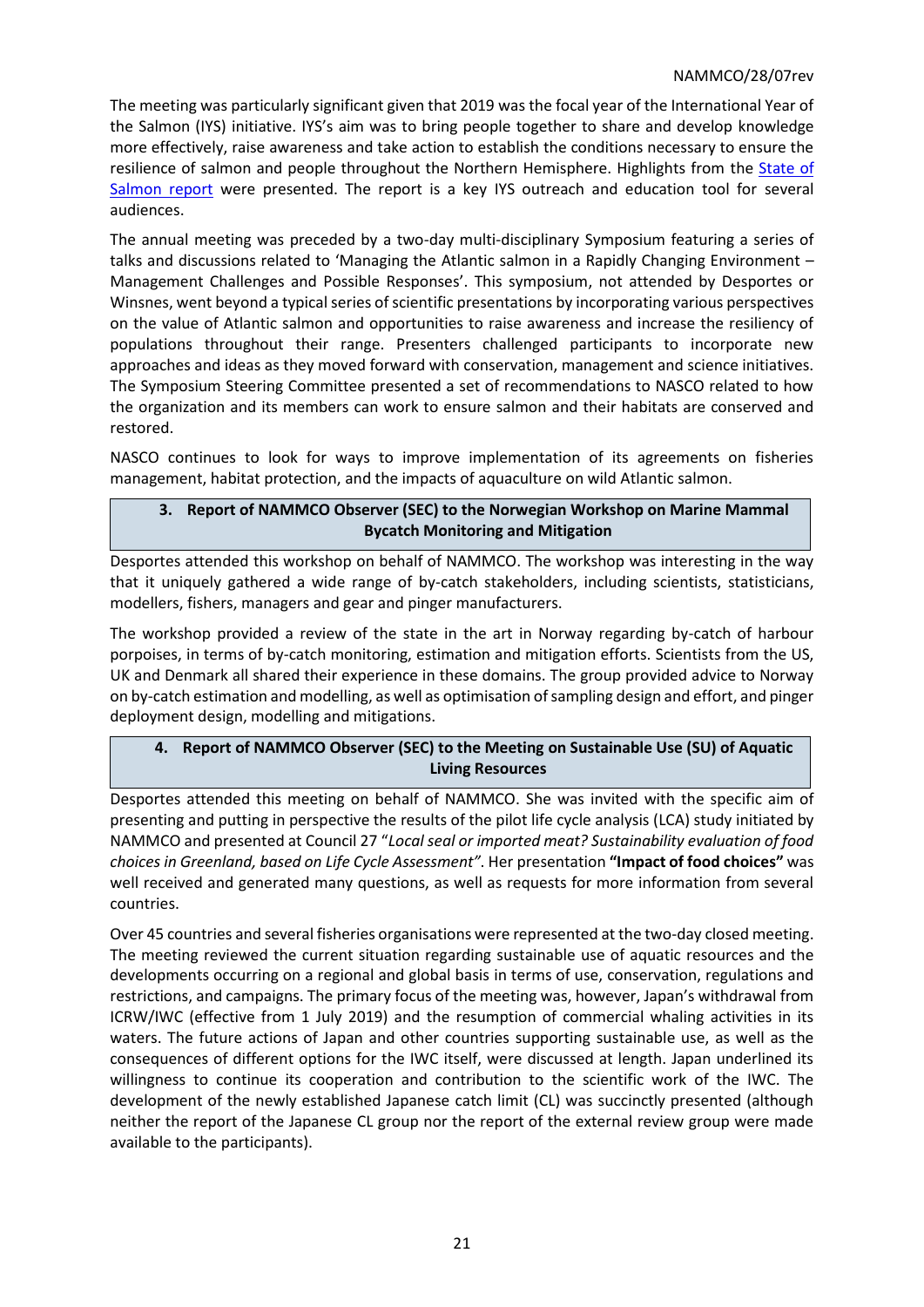The meeting was particularly significant given that 2019 was the focal year of the International Year of the Salmon (IYS) initiative. IYS's aim was to bring people together to share and develop knowledge more effectively, raise awareness and take action to establish the conditions necessary to ensure the resilience of salmon and people throughout the Northern Hemisphere. Highlights from the State of Salmon report were presented. The report is a key IYS outreach and education tool for several audiences.

The annual meeting was preceded by a two-day multi-disciplinary Symposium featuring a series of talks and discussions related to 'Managing the Atlantic salmon in a Rapidly Changing Environment – Management Challenges and Possible Responses'. This symposium, not attended by Desportes or Winsnes, went beyond a typical series of scientific presentations by incorporating various perspectives on the value of Atlantic salmon and opportunities to raise awareness and increase the resiliency of populations throughout their range. Presenters challenged participants to incorporate new approaches and ideas as they moved forward with conservation, management and science initiatives. The Symposium Steering Committee presented a set of recommendations to NASCO related to how the organization and its members can work to ensure salmon and their habitats are conserved and restored.

NASCO continues to look for ways to improve implementation of its agreements on fisheries management, habitat protection, and the impacts of aquaculture on wild Atlantic salmon.

## 3. Report of NAMMCO Observer (SEC) to the Norwegian Workshop on Marine Mammal Bycatch Monitoring and Mitigation

Desportes attended this workshop on behalf of NAMMCO. The workshop was interesting in the way that it uniquely gathered a wide range of by-catch stakeholders, including scientists, statisticians, modellers, fishers, managers and gear and pinger manufacturers.

The workshop provided a review of the state in the art in Norway regarding by-catch of harbour porpoises, in terms of by-catch monitoring, estimation and mitigation efforts. Scientists from the US, UK and Denmark all shared their experience in these domains. The group provided advice to Norway on by-catch estimation and modelling, as well as optimisation of sampling design and effort, and pinger deployment design, modelling and mitigations.

## 4. Report of NAMMCO Observer (SEC) to the Meeting on Sustainable Use (SU) of Aquatic Living Resources

Desportes attended this meeting on behalf of NAMMCO. She was invited with the specific aim of presenting and putting in perspective the results of the pilot life cycle analysis (LCA) study initiated by NAMMCO and presented at Council 27 "*Local seal or imported meat? Sustainability evaluation of food choices in Greenland, based on Life Cycle Assessment"*. Her presentation **"Impact of food choices"** was well received and generated many questions, as well as requests for more information from several countries.

Over 45 countries and several fisheries organisations were represented at the two-day closed meeting. The meeting reviewed the current situation regarding sustainable use of aquatic resources and the developments occurring on a regional and global basis in terms of use, conservation, regulations and restrictions, and campaigns. The primary focus of the meeting was, however, Japan's withdrawal from ICRW/IWC (effective from 1 July 2019) and the resumption of commercial whaling activities in its waters. The future actions of Japan and other countries supporting sustainable use, as well as the consequences of different options for the IWC itself, were discussed at length. Japan underlined its willingness to continue its cooperation and contribution to the scientific work of the IWC. The development of the newly established Japanese catch limit (CL) was succinctly presented (although neither the report of the Japanese CL group nor the report of the external review group were made available to the participants).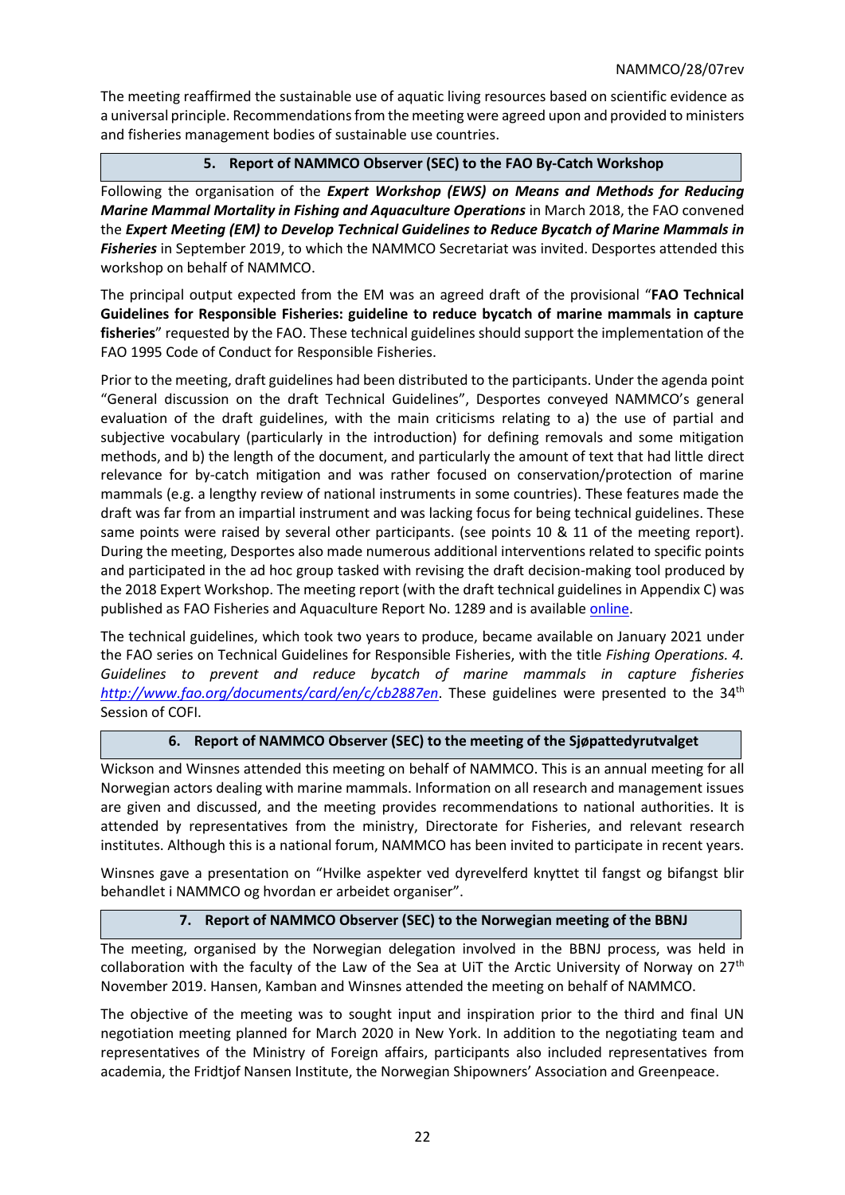The meeting reaffirmed the sustainable use of aquatic living resources based on scientific evidence as a universal principle. Recommendations from the meeting were agreed upon and provided to ministers and fisheries management bodies of sustainable use countries.

## 5. Report of NAMMCO Observer (SEC) to the FAO By-Catch Workshop

Following the organisation of the ***Expert Workshop (EWS) on Means and Methods for Reducing Marine Mammal Mortality in Fishing and Aquaculture Operations*** in March 2018, the FAO convened the ***Expert Meeting (EM) to Develop Technical Guidelines to Reduce Bycatch of Marine Mammals in Fisheries*** in September 2019, to which the NAMMCO Secretariat was invited. Desportes attended this workshop on behalf of NAMMCO.

The principal output expected from the EM was an agreed draft of the provisional "**FAO Technical Guidelines for Responsible Fisheries: guideline to reduce bycatch of marine mammals in capture fisheries**" requested by the FAO. These technical guidelines should support the implementation of the FAO 1995 Code of Conduct for Responsible Fisheries.

Prior to the meeting, draft guidelines had been distributed to the participants. Under the agenda point "General discussion on the draft Technical Guidelines", Desportes conveyed NAMMCO's general evaluation of the draft guidelines, with the main criticisms relating to a) the use of partial and subjective vocabulary (particularly in the introduction) for defining removals and some mitigation methods, and b) the length of the document, and particularly the amount of text that had little direct relevance for by-catch mitigation and was rather focused on conservation/protection of marine mammals (e.g. a lengthy review of national instruments in some countries). These features made the draft was far from an impartial instrument and was lacking focus for being technical guidelines. These same points were raised by several other participants. (see points 10 & 11 of the meeting report). During the meeting, Desportes also made numerous additional interventions related to specific points and participated in the ad hoc group tasked with revising the draft decision-making tool produced by the 2018 Expert Workshop. The meeting report (with the draft technical guidelines in Appendix C) was published as FAO Fisheries and Aquaculture Report No. 1289 and is available online.

The technical guidelines, which took two years to produce, became available on January 2021 under the FAO series on Technical Guidelines for Responsible Fisheries, with the title *Fishing Operations. 4. Guidelines to prevent and reduce bycatch of marine mammals in capture fisheries* *http://www.fao.org/documents/card/en/c/cb2887en*. These guidelines were presented to the 34th Session of COFI.

## 6. Report of NAMMCO Observer (SEC) to the meeting of the Sjøpattedyrutvalget

Wickson and Winsnes attended this meeting on behalf of NAMMCO. This is an annual meeting for all Norwegian actors dealing with marine mammals. Information on all research and management issues are given and discussed, and the meeting provides recommendations to national authorities. It is attended by representatives from the ministry, Directorate for Fisheries, and relevant research institutes. Although this is a national forum, NAMMCO has been invited to participate in recent years.

Winsnes gave a presentation on "Hvilke aspekter ved dyrevelferd knyttet til fangst og bifangst blir behandlet i NAMMCO og hvordan er arbeidet organiser".

## 7. Report of NAMMCO Observer (SEC) to the Norwegian meeting of the BBNJ

The meeting, organised by the Norwegian delegation involved in the BBNJ process, was held in collaboration with the faculty of the Law of the Sea at UiT the Arctic University of Norway on 27th November 2019. Hansen, Kamban and Winsnes attended the meeting on behalf of NAMMCO.

The objective of the meeting was to sought input and inspiration prior to the third and final UN negotiation meeting planned for March 2020 in New York. In addition to the negotiating team and representatives of the Ministry of Foreign affairs, participants also included representatives from academia, the Fridtjof Nansen Institute, the Norwegian Shipowners' Association and Greenpeace.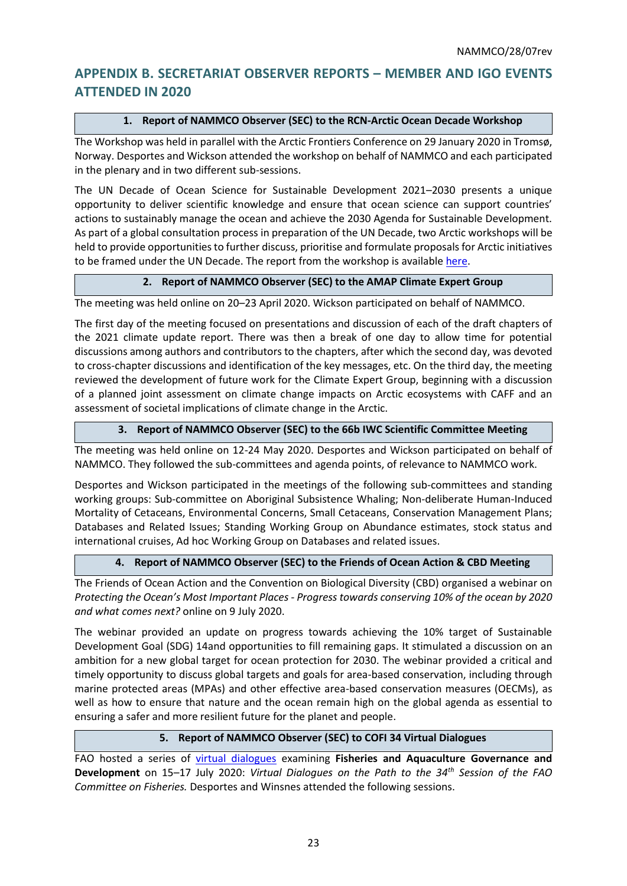## APPENDIX B. SECRETARIAT OBSERVER REPORTS – MEMBER AND IGO EVENTS ATTENDED IN 2020

### 1. Report of NAMMCO Observer (SEC) to the RCN-Arctic Ocean Decade Workshop

The Workshop was held in parallel with the Arctic Frontiers Conference on 29 January 2020 in Tromsø, Norway. Desportes and Wickson attended the workshop on behalf of NAMMCO and each participated in the plenary and in two different sub-sessions.

The UN Decade of Ocean Science for Sustainable Development 2021–2030 presents a unique opportunity to deliver scientific knowledge and ensure that ocean science can support countries' actions to sustainably manage the ocean and achieve the 2030 Agenda for Sustainable Development. As part of a global consultation process in preparation of the UN Decade, two Arctic workshops will be held to provide opportunities to further discuss, prioritise and formulate proposals for Arctic initiatives to be framed under the UN Decade. The report from the workshop is available here.

### 2. Report of NAMMCO Observer (SEC) to the AMAP Climate Expert Group

The meeting was held online on 20–23 April 2020. Wickson participated on behalf of NAMMCO.

The first day of the meeting focused on presentations and discussion of each of the draft chapters of the 2021 climate update report. There was then a break of one day to allow time for potential discussions among authors and contributors to the chapters, after which the second day, was devoted to cross-chapter discussions and identification of the key messages, etc. On the third day, the meeting reviewed the development of future work for the Climate Expert Group, beginning with a discussion of a planned joint assessment on climate change impacts on Arctic ecosystems with CAFF and an assessment of societal implications of climate change in the Arctic.

### 3. Report of NAMMCO Observer (SEC) to the 66b IWC Scientific Committee Meeting

The meeting was held online on 12-24 May 2020. Desportes and Wickson participated on behalf of NAMMCO. They followed the sub-committees and agenda points, of relevance to NAMMCO work.

Desportes and Wickson participated in the meetings of the following sub-committees and standing working groups: Sub-committee on Aboriginal Subsistence Whaling; Non-deliberate Human-Induced Mortality of Cetaceans, Environmental Concerns, Small Cetaceans, Conservation Management Plans; Databases and Related Issues; Standing Working Group on Abundance estimates, stock status and international cruises, Ad hoc Working Group on Databases and related issues.

### 4. Report of NAMMCO Observer (SEC) to the Friends of Ocean Action & CBD Meeting

The Friends of Ocean Action and the Convention on Biological Diversity (CBD) organised a webinar on *Protecting the Ocean's Most Important Places - Progress towards conserving 10% of the ocean by 2020 and what comes next?* online on 9 July 2020.

The webinar provided an update on progress towards achieving the 10% target of Sustainable Development Goal (SDG) 14and opportunities to fill remaining gaps. It stimulated a discussion on an ambition for a new global target for ocean protection for 2030. The webinar provided a critical and timely opportunity to discuss global targets and goals for area-based conservation, including through marine protected areas (MPAs) and other effective area-based conservation measures (OECMs), as well as how to ensure that nature and the ocean remain high on the global agenda as essential to ensuring a safer and more resilient future for the planet and people.

### 5. Report of NAMMCO Observer (SEC) to COFI 34 Virtual Dialogues

FAO hosted a series of virtual dialogues examining **Fisheries and Aquaculture Governance and Development** on 15–17 July 2020: *Virtual Dialogues on the Path to the 34th Session of the FAO Committee on Fisheries.* Desportes and Winsnes attended the following sessions.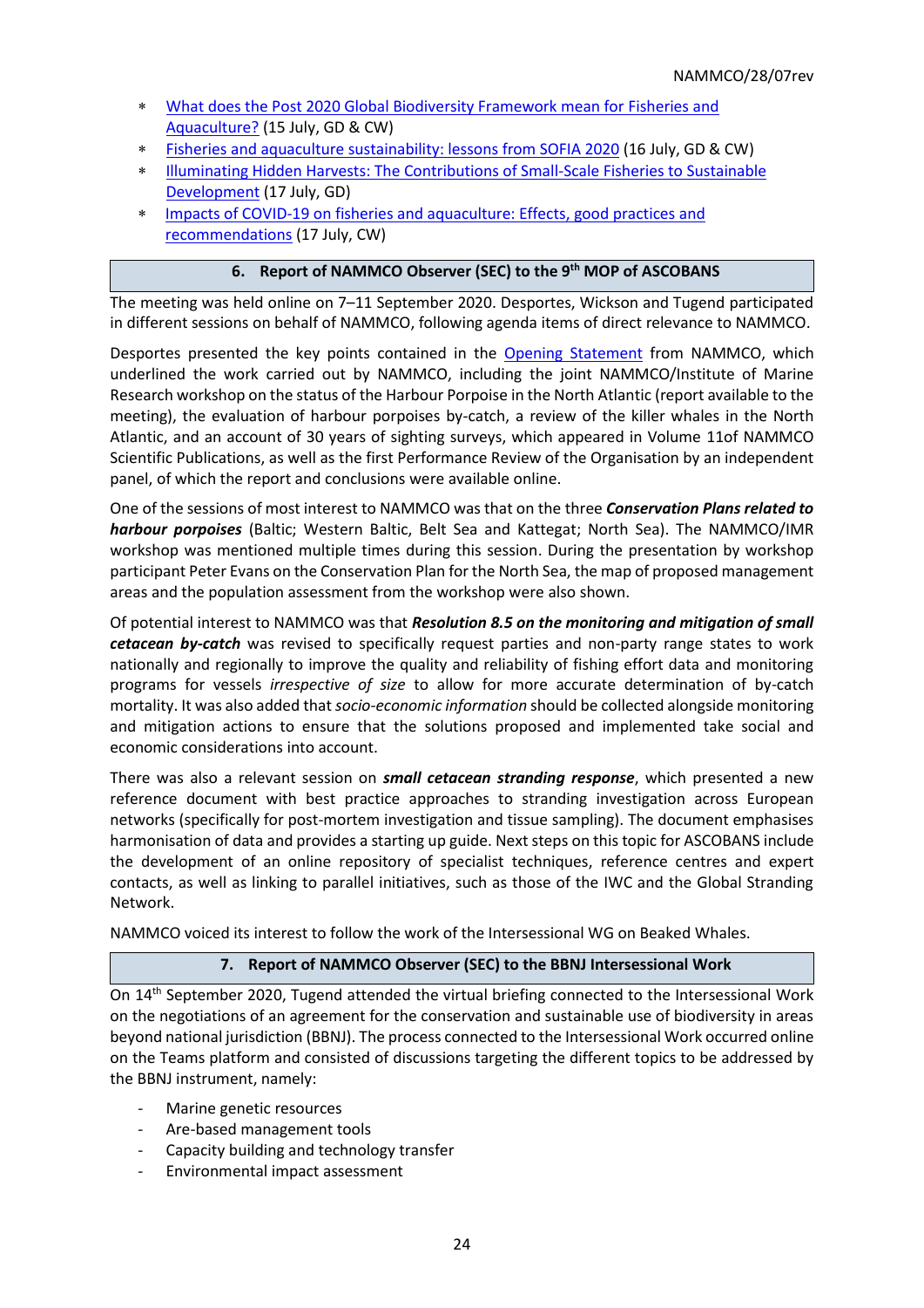* What does the Post 2020 Global Biodiversity Framework mean for Fisheries and Aquaculture? (15 July, GD & CW)
* Fisheries and aquaculture sustainability: lessons from SOFIA 2020 (16 July, GD & CW)
* Illuminating Hidden Harvests: The Contributions of Small-Scale Fisheries to Sustainable Development (17 July, GD)
* Impacts of COVID-19 on fisheries and aquaculture: Effects, good practices and recommendations (17 July, CW)

## 6. Report of NAMMCO Observer (SEC) to the 9th MOP of ASCOBANS

The meeting was held online on 7–11 September 2020. Desportes, Wickson and Tugend participated in different sessions on behalf of NAMMCO, following agenda items of direct relevance to NAMMCO.

Desportes presented the key points contained in the Opening Statement from NAMMCO, which underlined the work carried out by NAMMCO, including the joint NAMMCO/Institute of Marine Research workshop on the status of the Harbour Porpoise in the North Atlantic (report available to the meeting), the evaluation of harbour porpoises by-catch, a review of the killer whales in the North Atlantic, and an account of 30 years of sighting surveys, which appeared in Volume 11of NAMMCO Scientific Publications, as well as the first Performance Review of the Organisation by an independent panel, of which the report and conclusions were available online.

One of the sessions of most interest to NAMMCO was that on the three ***Conservation Plans related to harbour porpoises*** (Baltic; Western Baltic, Belt Sea and Kattegat; North Sea). The NAMMCO/IMR workshop was mentioned multiple times during this session. During the presentation by workshop participant Peter Evans on the Conservation Plan for the North Sea, the map of proposed management areas and the population assessment from the workshop were also shown.

Of potential interest to NAMMCO was that ***Resolution 8.5 on the monitoring and mitigation of small cetacean by-catch*** was revised to specifically request parties and non-party range states to work nationally and regionally to improve the quality and reliability of fishing effort data and monitoring programs for vessels *irrespective of size* to allow for more accurate determination of by-catch mortality. It was also added that *socio-economic information* should be collected alongside monitoring and mitigation actions to ensure that the solutions proposed and implemented take social and economic considerations into account.

There was also a relevant session on ***small cetacean stranding response***, which presented a new reference document with best practice approaches to stranding investigation across European networks (specifically for post-mortem investigation and tissue sampling). The document emphasises harmonisation of data and provides a starting up guide. Next steps on this topic for ASCOBANS include the development of an online repository of specialist techniques, reference centres and expert contacts, as well as linking to parallel initiatives, such as those of the IWC and the Global Stranding Network.

NAMMCO voiced its interest to follow the work of the Intersessional WG on Beaked Whales.

## 7. Report of NAMMCO Observer (SEC) to the BBNJ Intersessional Work

On 14th September 2020, Tugend attended the virtual briefing connected to the Intersessional Work on the negotiations of an agreement for the conservation and sustainable use of biodiversity in areas beyond national jurisdiction (BBNJ). The process connected to the Intersessional Work occurred online on the Teams platform and consisted of discussions targeting the different topics to be addressed by the BBNJ instrument, namely:

- Marine genetic resources
- Are-based management tools
- Capacity building and technology transfer
- Environmental impact assessment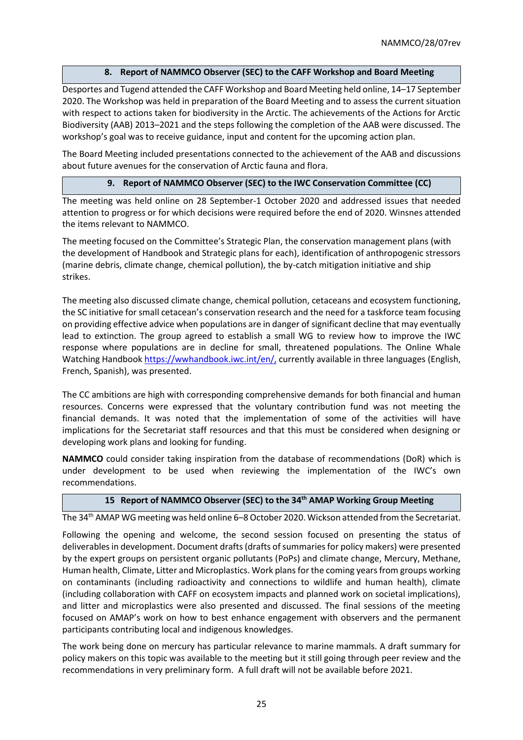## 8. Report of NAMMCO Observer (SEC) to the CAFF Workshop and Board Meeting

Desportes and Tugend attended the CAFF Workshop and Board Meeting held online, 14–17 September 2020. The Workshop was held in preparation of the Board Meeting and to assess the current situation with respect to actions taken for biodiversity in the Arctic. The achievements of the Actions for Arctic Biodiversity (AAB) 2013–2021 and the steps following the completion of the AAB were discussed. The workshop's goal was to receive guidance, input and content for the upcoming action plan.

The Board Meeting included presentations connected to the achievement of the AAB and discussions about future avenues for the conservation of Arctic fauna and flora.

## 9. Report of NAMMCO Observer (SEC) to the IWC Conservation Committee (CC)

The meeting was held online on 28 September-1 October 2020 and addressed issues that needed attention to progress or for which decisions were required before the end of 2020. Winsnes attended the items relevant to NAMMCO.

The meeting focused on the Committee's Strategic Plan, the conservation management plans (with the development of Handbook and Strategic plans for each), identification of anthropogenic stressors (marine debris, climate change, chemical pollution), the by-catch mitigation initiative and ship strikes.

The meeting also discussed climate change, chemical pollution, cetaceans and ecosystem functioning, the SC initiative for small cetacean's conservation research and the need for a taskforce team focusing on providing effective advice when populations are in danger of significant decline that may eventually lead to extinction. The group agreed to establish a small WG to review how to improve the IWC response where populations are in decline for small, threatened populations. The Online Whale Watching Handbook https://wwhandbook.iwc.int/en/, currently available in three languages (English, French, Spanish), was presented.

The CC ambitions are high with corresponding comprehensive demands for both financial and human resources. Concerns were expressed that the voluntary contribution fund was not meeting the financial demands. It was noted that the implementation of some of the activities will have implications for the Secretariat staff resources and that this must be considered when designing or developing work plans and looking for funding.

**NAMMCO** could consider taking inspiration from the database of recommendations (DoR) which is under development to be used when reviewing the implementation of the IWC's own recommendations.

## 15 Report of NAMMCO Observer (SEC) to the 34th AMAP Working Group Meeting

The 34th AMAP WG meeting was held online 6–8 October 2020. Wickson attended from the Secretariat.

Following the opening and welcome, the second session focused on presenting the status of deliverables in development. Document drafts (drafts of summaries for policy makers) were presented by the expert groups on persistent organic pollutants (PoPs) and climate change, Mercury, Methane, Human health, Climate, Litter and Microplastics. Work plans for the coming years from groups working on contaminants (including radioactivity and connections to wildlife and human health), climate (including collaboration with CAFF on ecosystem impacts and planned work on societal implications), and litter and microplastics were also presented and discussed. The final sessions of the meeting focused on AMAP's work on how to best enhance engagement with observers and the permanent participants contributing local and indigenous knowledges.

The work being done on mercury has particular relevance to marine mammals. A draft summary for policy makers on this topic was available to the meeting but it still going through peer review and the recommendations in very preliminary form. A full draft will not be available before 2021.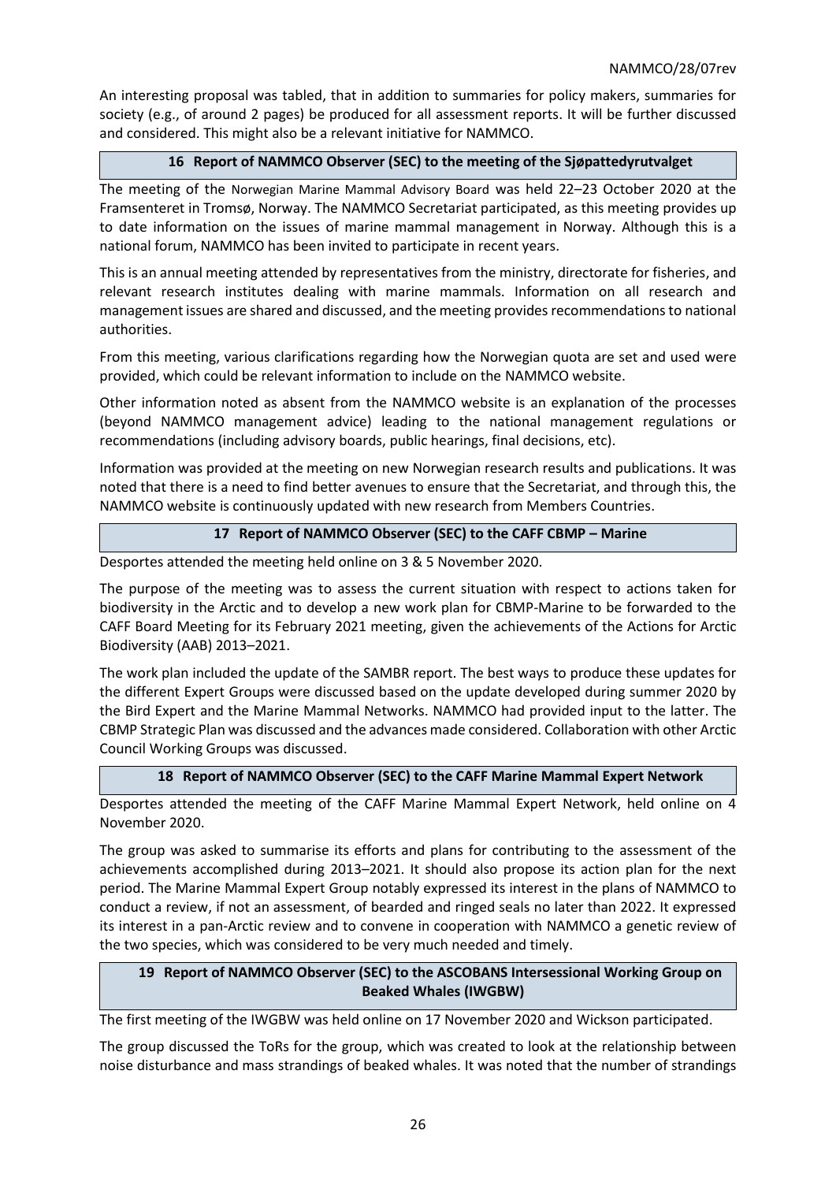An interesting proposal was tabled, that in addition to summaries for policy makers, summaries for society (e.g., of around 2 pages) be produced for all assessment reports. It will be further discussed and considered. This might also be a relevant initiative for NAMMCO.

## 16 Report of NAMMCO Observer (SEC) to the meeting of the Sjøpattedyrutvalget

The meeting of the Norwegian Marine Mammal Advisory Board was held 22–23 October 2020 at the Framsenteret in Tromsø, Norway. The NAMMCO Secretariat participated, as this meeting provides up to date information on the issues of marine mammal management in Norway. Although this is a national forum, NAMMCO has been invited to participate in recent years.

This is an annual meeting attended by representatives from the ministry, directorate for fisheries, and relevant research institutes dealing with marine mammals. Information on all research and management issues are shared and discussed, and the meeting provides recommendations to national authorities.

From this meeting, various clarifications regarding how the Norwegian quota are set and used were provided, which could be relevant information to include on the NAMMCO website.

Other information noted as absent from the NAMMCO website is an explanation of the processes (beyond NAMMCO management advice) leading to the national management regulations or recommendations (including advisory boards, public hearings, final decisions, etc).

Information was provided at the meeting on new Norwegian research results and publications. It was noted that there is a need to find better avenues to ensure that the Secretariat, and through this, the NAMMCO website is continuously updated with new research from Members Countries.

## 17 Report of NAMMCO Observer (SEC) to the CAFF CBMP – Marine

Desportes attended the meeting held online on 3 & 5 November 2020.

The purpose of the meeting was to assess the current situation with respect to actions taken for biodiversity in the Arctic and to develop a new work plan for CBMP-Marine to be forwarded to the CAFF Board Meeting for its February 2021 meeting, given the achievements of the Actions for Arctic Biodiversity (AAB) 2013–2021.

The work plan included the update of the SAMBR report. The best ways to produce these updates for the different Expert Groups were discussed based on the update developed during summer 2020 by the Bird Expert and the Marine Mammal Networks. NAMMCO had provided input to the latter. The CBMP Strategic Plan was discussed and the advances made considered. Collaboration with other Arctic Council Working Groups was discussed.

## 18 Report of NAMMCO Observer (SEC) to the CAFF Marine Mammal Expert Network

Desportes attended the meeting of the CAFF Marine Mammal Expert Network, held online on 4 November 2020.

The group was asked to summarise its efforts and plans for contributing to the assessment of the achievements accomplished during 2013–2021. It should also propose its action plan for the next period. The Marine Mammal Expert Group notably expressed its interest in the plans of NAMMCO to conduct a review, if not an assessment, of bearded and ringed seals no later than 2022. It expressed its interest in a pan-Arctic review and to convene in cooperation with NAMMCO a genetic review of the two species, which was considered to be very much needed and timely.

## 19 Report of NAMMCO Observer (SEC) to the ASCOBANS Intersessional Working Group on Beaked Whales (IWGBW)

The first meeting of the IWGBW was held online on 17 November 2020 and Wickson participated.

The group discussed the ToRs for the group, which was created to look at the relationship between noise disturbance and mass strandings of beaked whales. It was noted that the number of strandings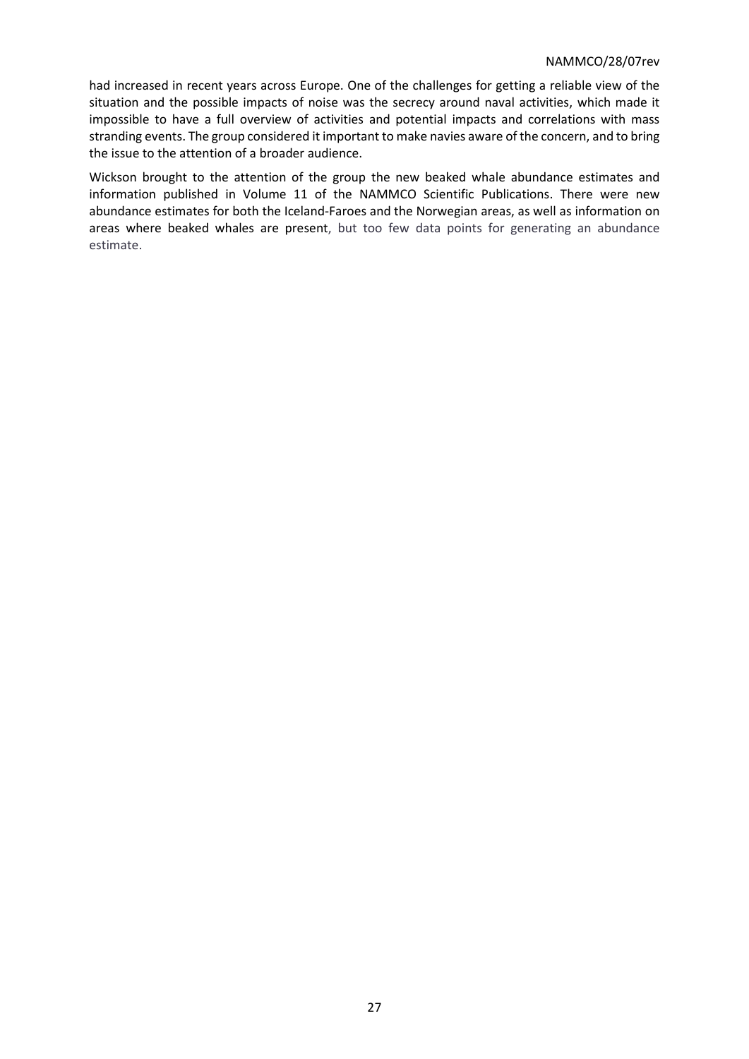had increased in recent years across Europe. One of the challenges for getting a reliable view of the situation and the possible impacts of noise was the secrecy around naval activities, which made it impossible to have a full overview of activities and potential impacts and correlations with mass stranding events. The group considered it important to make navies aware of the concern, and to bring the issue to the attention of a broader audience.

Wickson brought to the attention of the group the new beaked whale abundance estimates and information published in Volume 11 of the NAMMCO Scientific Publications. There were new abundance estimates for both the Iceland-Faroes and the Norwegian areas, as well as information on areas where beaked whales are present, but too few data points for generating an abundance estimate.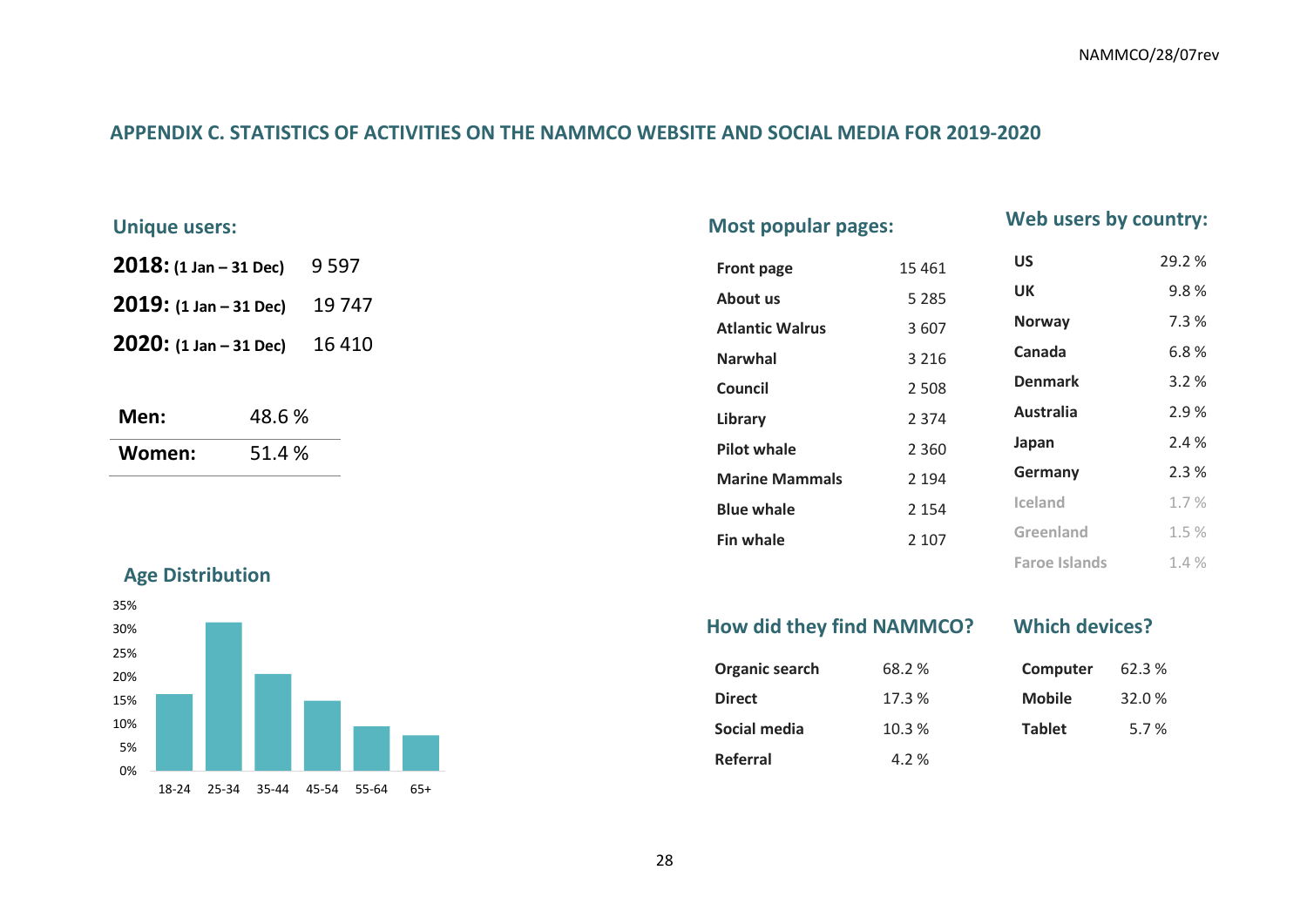## APPENDIX C. STATISTICS OF ACTIVITIES ON THE NAMMCO WEBSITE AND SOCIAL MEDIA FOR 2019-2020

### Unique users:

| | |
|---|---|
| **2018:** (1 Jan – 31 Dec) | 9 597 |
| **2019:** (1 Jan – 31 Dec) | 19 747 |
| **2020:** (1 Jan – 31 Dec) | 16 410 |

| | |
|---|---|
| **Men:** | 48.6 % |
| **Women:** | 51.4 % |

### Age Distribution

| Age | Share (approx.) |
|---|---|
| 18-24 | 16% |
| 25-34 | 31% |
| 35-44 | 20% |
| 45-54 | 15% |
| 55-64 | 9% |
| 65+ | 7% |

### Most popular pages:

| | |
|---|---|
| **Front page** | 15 461 |
| **About us** | 5 285 |
| **Atlantic Walrus** | 3 607 |
| **Narwhal** | 3 216 |
| **Council** | 2 508 |
| **Library** | 2 374 |
| **Pilot whale** | 2 360 |
| **Marine Mammals** | 2 194 |
| **Blue whale** | 2 154 |
| **Fin whale** | 2 107 |

### Web users by country:

| | |
|---|---|
| **US** | 29.2 % |
| **UK** | 9.8 % |
| **Norway** | 7.3 % |
| **Canada** | 6.8 % |
| **Denmark** | 3.2 % |
| **Australia** | 2.9 % |
| **Japan** | 2.4 % |
| **Germany** | 2.3 % |
| **Iceland** | 1.7 % |
| **Greenland** | 1.5 % |
| **Faroe Islands** | 1.4 % |

### How did they find NAMMCO?

| | |
|---|---|
| **Organic search** | 68.2 % |
| **Direct** | 17.3 % |
| **Social media** | 10.3 % |
| **Referral** | 4.2 % |

### Which devices?

| | |
|---|---|
| **Computer** | 62.3 % |
| **Mobile** | 32.0 % |
| **Tablet** | 5.7 % |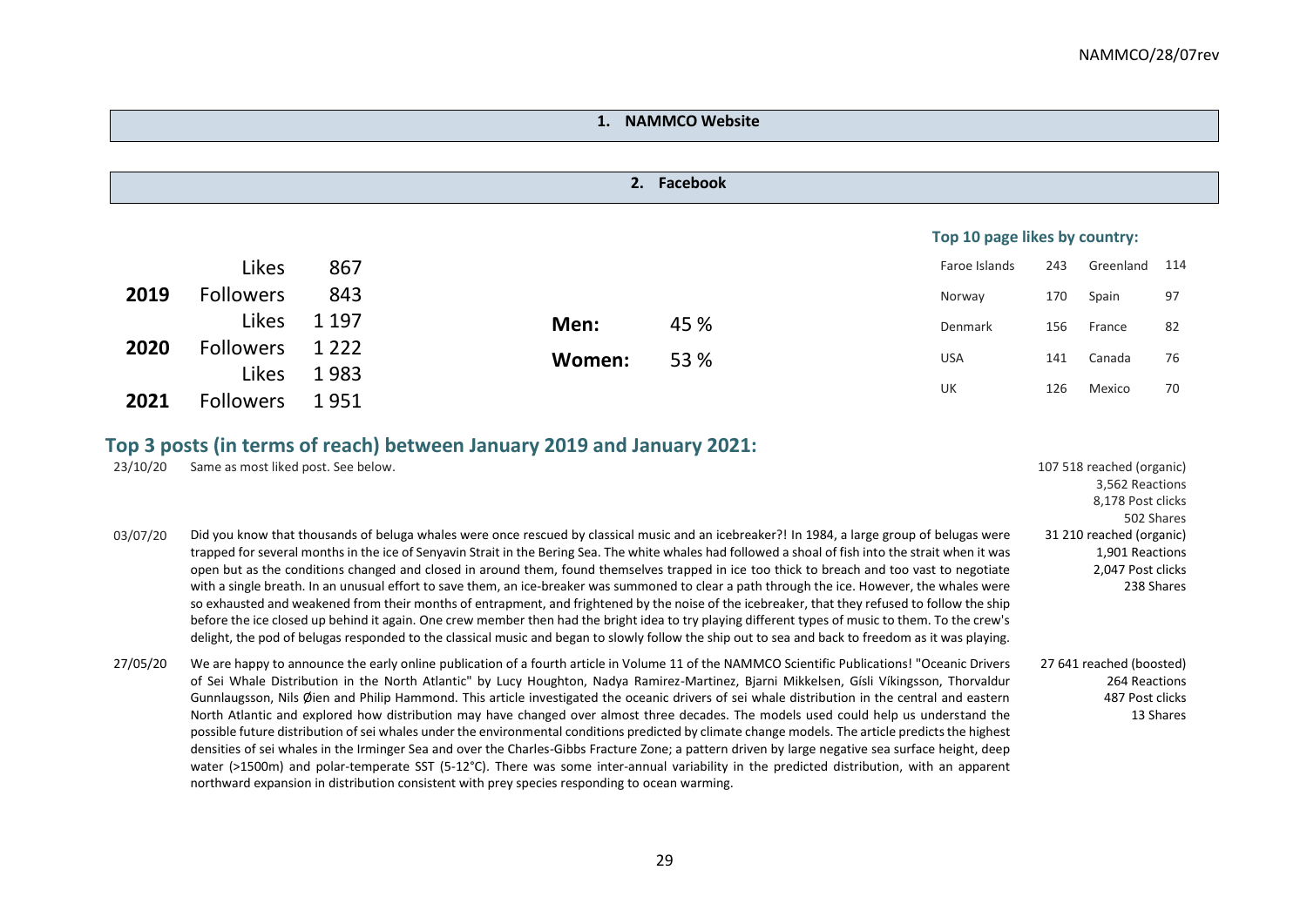## 1. NAMMCO Website

## 2. Facebook

| Year | | |
|---|---|---|
| 2019 | Likes | 867 |
| | Followers | 843 |
| 2020 | Likes | 1 197 |
| | Followers | 1 222 |
| 2021 | Likes | 1 983 |
| | Followers | 1 951 |

| | |
|---|---|
| **Men:** | 45 % |
| **Women:** | 53 % |

### Top 10 page likes by country:

| Country | Likes | Country | Likes |
|---|---|---|---|
| Faroe Islands | 243 | Greenland | 114 |
| Norway | 170 | Spain | 97 |
| Denmark | 156 | France | 82 |
| USA | 141 | Canada | 76 |
| UK | 126 | Mexico | 70 |

## Top 3 posts (in terms of reach) between January 2019 and January 2021:

| Date | Post | Statistics |
|---|---|---|
| 23/10/20 | Same as most liked post. See below. | 107 518 reached (organic)<br>3,562 Reactions<br>8,178 Post clicks<br>502 Shares |
| 03/07/20 | Did you know that thousands of beluga whales were once rescued by classical music and an icebreaker?! In 1984, a large group of belugas were trapped for several months in the ice of Senyavin Strait in the Bering Sea. The white whales had followed a shoal of fish into the strait when it was open but as the conditions changed and closed in around them, found themselves trapped in ice too thick to breach and too vast to negotiate with a single breath. In an unusual effort to save them, an ice-breaker was summoned to clear a path through the ice. However, the whales were so exhausted and weakened from their months of entrapment, and frightened by the noise of the icebreaker, that they refused to follow the ship before the ice closed up behind it again. One crew member then had the bright idea to try playing different types of music to them. To the crew's delight, the pod of belugas responded to the classical music and began to slowly follow the ship out to sea and back to freedom as it was playing. | 31 210 reached (organic)<br>1,901 Reactions<br>2,047 Post clicks<br>238 Shares |
| 27/05/20 | We are happy to announce the early online publication of a fourth article in Volume 11 of the NAMMCO Scientific Publications! "Oceanic Drivers of Sei Whale Distribution in the North Atlantic" by Lucy Houghton, Nadya Ramirez-Martinez, Bjarni Mikkelsen, Gísli Víkingsson, Thorvaldur Gunnlaugsson, Nils Øien and Philip Hammond. This article investigated the oceanic drivers of sei whale distribution in the central and eastern North Atlantic and explored how distribution may have changed over almost three decades. The models used could help us understand the possible future distribution of sei whales under the environmental conditions predicted by climate change models. The article predicts the highest densities of sei whales in the Irminger Sea and over the Charles-Gibbs Fracture Zone; a pattern driven by large negative sea surface height, deep water (>1500m) and polar-temperate SST (5-12°C). There was some inter-annual variability in the predicted distribution, with an apparent northward expansion in distribution consistent with prey species responding to ocean warming. | 27 641 reached (boosted)<br>264 Reactions<br>487 Post clicks<br>13 Shares |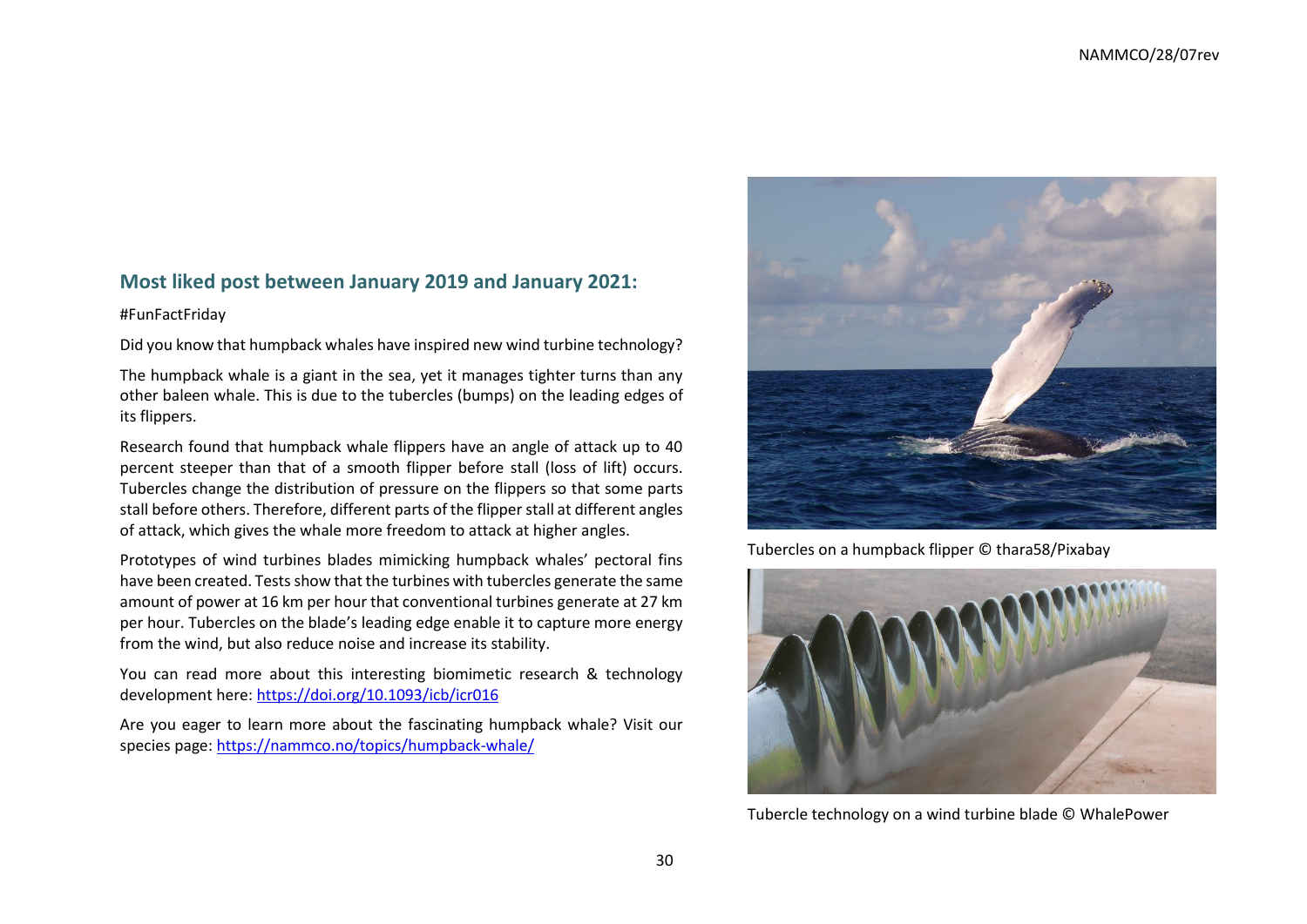## Most liked post between January 2019 and January 2021:

#FunFactFriday

Did you know that humpback whales have inspired new wind turbine technology?

The humpback whale is a giant in the sea, yet it manages tighter turns than any other baleen whale. This is due to the tubercles (bumps) on the leading edges of its flippers.

Research found that humpback whale flippers have an angle of attack up to 40 percent steeper than that of a smooth flipper before stall (loss of lift) occurs. Tubercles change the distribution of pressure on the flippers so that some parts stall before others. Therefore, different parts of the flipper stall at different angles of attack, which gives the whale more freedom to attack at higher angles.

Prototypes of wind turbines blades mimicking humpback whales' pectoral fins have been created. Tests show that the turbines with tubercles generate the same amount of power at 16 km per hour that conventional turbines generate at 27 km per hour. Tubercles on the blade's leading edge enable it to capture more energy from the wind, but also reduce noise and increase its stability.

You can read more about this interesting biomimetic research & technology development here: https://doi.org/10.1093/icb/icr016

Are you eager to learn more about the fascinating humpback whale? Visit our species page: https://nammco.no/topics/humpback-whale/

Tubercles on a humpback flipper © thara58/Pixabay

Tubercle technology on a wind turbine blade © WhalePower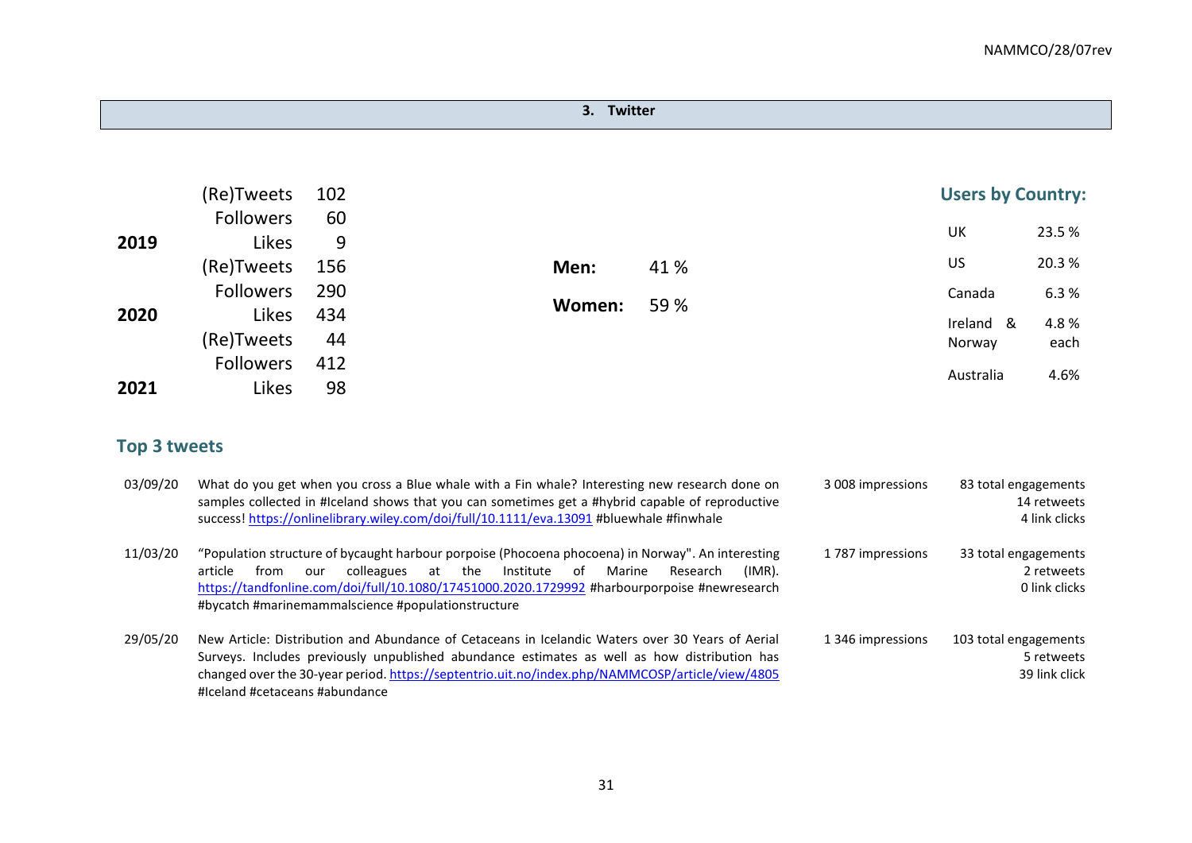## 3. Twitter

| Year | | |
|---|---|---|
| 2019 | (Re)Tweets | 102 |
| | Followers | 60 |
| | Likes | 9 |
| 2020 | (Re)Tweets | 156 |
| | Followers | 290 |
| | Likes | 434 |
| 2021 | (Re)Tweets | 44 |
| | Followers | 412 |
| | Likes | 98 |

| | |
|---|---|
| **Men:** | 41 % |
| **Women:** | 59 % |

### Users by Country:

| Country | % |
|---|---|
| UK | 23.5 % |
| US | 20.3 % |
| Canada | 6.3 % |
| Ireland & Norway | 4.8 % each |
| Australia | 4.6% |

### Top 3 tweets

| Date | Tweet | Impressions | Engagements |
|---|---|---|---|
| 03/09/20 | What do you get when you cross a Blue whale with a Fin whale? Interesting new research done on samples collected in #Iceland shows that you can sometimes get a #hybrid capable of reproductive success! https://onlinelibrary.wiley.com/doi/full/10.1111/eva.13091 #bluewhale #finwhale | 3 008 impressions | 83 total engagements<br>14 retweets<br>4 link clicks |
| 11/03/20 | "Population structure of bycaught harbour porpoise (Phocoena phocoena) in Norway". An interesting article from our colleagues at the Institute of Marine Research (IMR). https://tandfonline.com/doi/full/10.1080/17451000.2020.1729992 #harbourporpoise #newresearch #bycatch #marinemammalscience #populationstructure | 1 787 impressions | 33 total engagements<br>2 retweets<br>0 link clicks |
| 29/05/20 | New Article: Distribution and Abundance of Cetaceans in Icelandic Waters over 30 Years of Aerial Surveys. Includes previously unpublished abundance estimates as well as how distribution has changed over the 30-year period. https://septentrio.uit.no/index.php/NAMMCOSP/article/view/4805 #Iceland #cetaceans #abundance | 1 346 impressions | 103 total engagements<br>5 retweets<br>39 link click |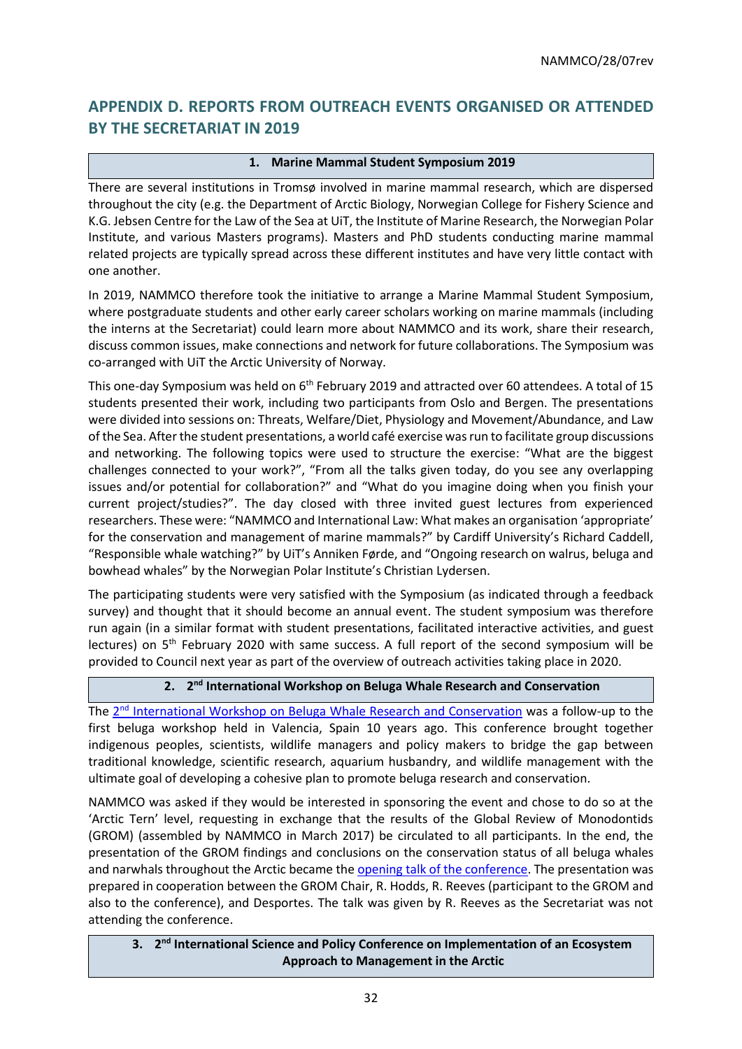# APPENDIX D. REPORTS FROM OUTREACH EVENTS ORGANISED OR ATTENDED BY THE SECRETARIAT IN 2019

## 1. Marine Mammal Student Symposium 2019

There are several institutions in Tromsø involved in marine mammal research, which are dispersed throughout the city (e.g. the Department of Arctic Biology, Norwegian College for Fishery Science and K.G. Jebsen Centre for the Law of the Sea at UiT, the Institute of Marine Research, the Norwegian Polar Institute, and various Masters programs). Masters and PhD students conducting marine mammal related projects are typically spread across these different institutes and have very little contact with one another.

In 2019, NAMMCO therefore took the initiative to arrange a Marine Mammal Student Symposium, where postgraduate students and other early career scholars working on marine mammals (including the interns at the Secretariat) could learn more about NAMMCO and its work, share their research, discuss common issues, make connections and network for future collaborations. The Symposium was co-arranged with UiT the Arctic University of Norway.

This one-day Symposium was held on 6th February 2019 and attracted over 60 attendees. A total of 15 students presented their work, including two participants from Oslo and Bergen. The presentations were divided into sessions on: Threats, Welfare/Diet, Physiology and Movement/Abundance, and Law of the Sea. After the student presentations, a world café exercise was run to facilitate group discussions and networking. The following topics were used to structure the exercise: "What are the biggest challenges connected to your work?", "From all the talks given today, do you see any overlapping issues and/or potential for collaboration?" and "What do you imagine doing when you finish your current project/studies?". The day closed with three invited guest lectures from experienced researchers. These were: "NAMMCO and International Law: What makes an organisation 'appropriate' for the conservation and management of marine mammals?" by Cardiff University's Richard Caddell, "Responsible whale watching?" by UiT's Anniken Førde, and "Ongoing research on walrus, beluga and bowhead whales" by the Norwegian Polar Institute's Christian Lydersen.

The participating students were very satisfied with the Symposium (as indicated through a feedback survey) and thought that it should become an annual event. The student symposium was therefore run again (in a similar format with student presentations, facilitated interactive activities, and guest lectures) on 5th February 2020 with same success. A full report of the second symposium will be provided to Council next year as part of the overview of outreach activities taking place in 2020.

## 2. 2nd International Workshop on Beluga Whale Research and Conservation

The 2nd International Workshop on Beluga Whale Research and Conservation was a follow-up to the first beluga workshop held in Valencia, Spain 10 years ago. This conference brought together indigenous peoples, scientists, wildlife managers and policy makers to bridge the gap between traditional knowledge, scientific research, aquarium husbandry, and wildlife management with the ultimate goal of developing a cohesive plan to promote beluga research and conservation.

NAMMCO was asked if they would be interested in sponsoring the event and chose to do so at the 'Arctic Tern' level, requesting in exchange that the results of the Global Review of Monodontids (GROM) (assembled by NAMMCO in March 2017) be circulated to all participants. In the end, the presentation of the GROM findings and conclusions on the conservation status of all beluga whales and narwhals throughout the Arctic became the opening talk of the conference. The presentation was prepared in cooperation between the GROM Chair, R. Hodds, R. Reeves (participant to the GROM and also to the conference), and Desportes. The talk was given by R. Reeves as the Secretariat was not attending the conference.

## 3. 2nd International Science and Policy Conference on Implementation of an Ecosystem Approach to Management in the Arctic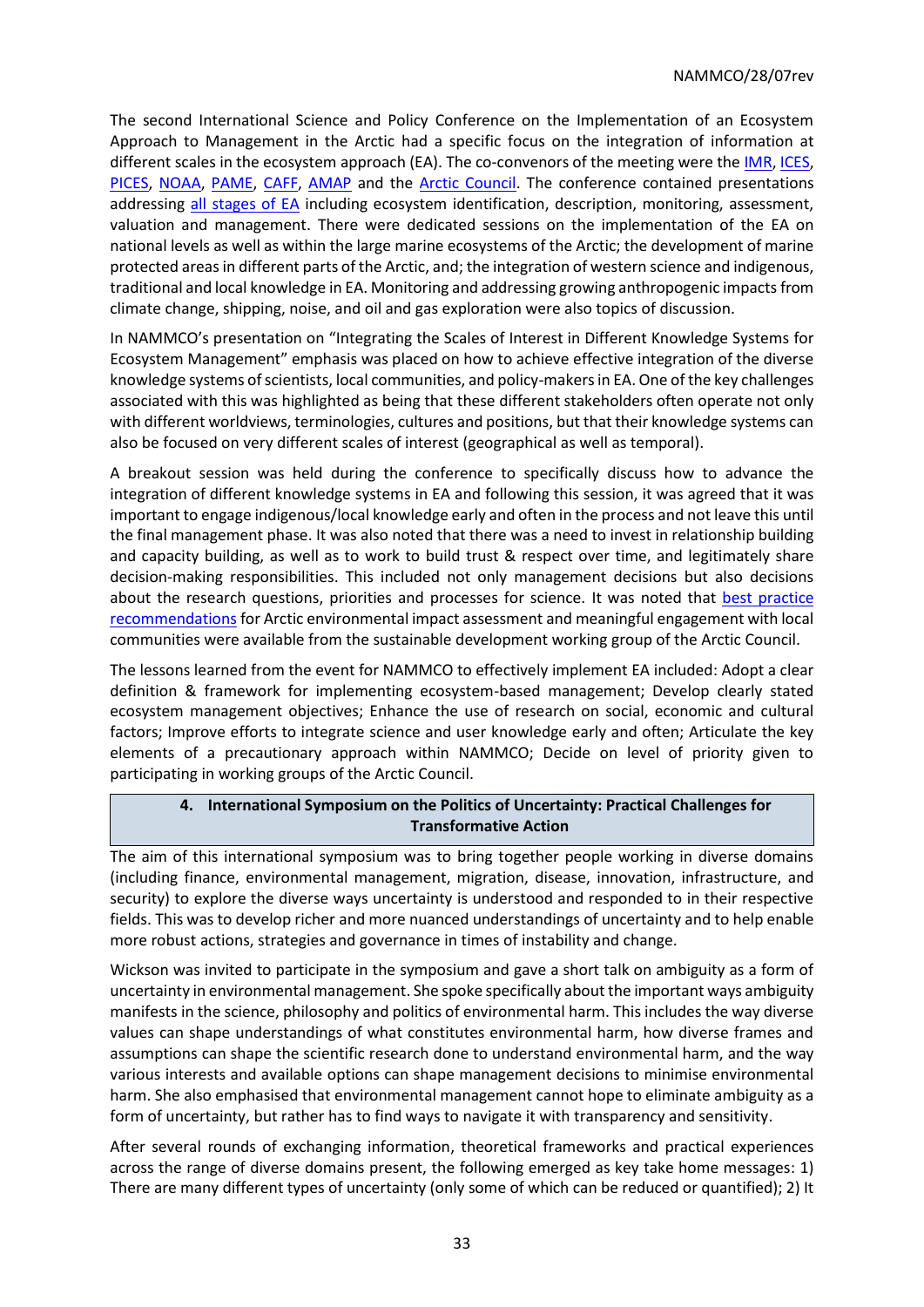The second International Science and Policy Conference on the Implementation of an Ecosystem Approach to Management in the Arctic had a specific focus on the integration of information at different scales in the ecosystem approach (EA). The co-convenors of the meeting were the IMR, ICES, PICES, NOAA, PAME, CAFF, AMAP and the Arctic Council. The conference contained presentations addressing all stages of EA including ecosystem identification, description, monitoring, assessment, valuation and management. There were dedicated sessions on the implementation of the EA on national levels as well as within the large marine ecosystems of the Arctic; the development of marine protected areas in different parts of the Arctic, and; the integration of western science and indigenous, traditional and local knowledge in EA. Monitoring and addressing growing anthropogenic impacts from climate change, shipping, noise, and oil and gas exploration were also topics of discussion.

In NAMMCO's presentation on "Integrating the Scales of Interest in Different Knowledge Systems for Ecosystem Management" emphasis was placed on how to achieve effective integration of the diverse knowledge systems of scientists, local communities, and policy-makers in EA. One of the key challenges associated with this was highlighted as being that these different stakeholders often operate not only with different worldviews, terminologies, cultures and positions, but that their knowledge systems can also be focused on very different scales of interest (geographical as well as temporal).

A breakout session was held during the conference to specifically discuss how to advance the integration of different knowledge systems in EA and following this session, it was agreed that it was important to engage indigenous/local knowledge early and often in the process and not leave this until the final management phase. It was also noted that there was a need to invest in relationship building and capacity building, as well as to work to build trust & respect over time, and legitimately share decision-making responsibilities. This included not only management decisions but also decisions about the research questions, priorities and processes for science. It was noted that best practice recommendations for Arctic environmental impact assessment and meaningful engagement with local communities were available from the sustainable development working group of the Arctic Council.

The lessons learned from the event for NAMMCO to effectively implement EA included: Adopt a clear definition & framework for implementing ecosystem-based management; Develop clearly stated ecosystem management objectives; Enhance the use of research on social, economic and cultural factors; Improve efforts to integrate science and user knowledge early and often; Articulate the key elements of a precautionary approach within NAMMCO; Decide on level of priority given to participating in working groups of the Arctic Council.

## 4. International Symposium on the Politics of Uncertainty: Practical Challenges for Transformative Action

The aim of this international symposium was to bring together people working in diverse domains (including finance, environmental management, migration, disease, innovation, infrastructure, and security) to explore the diverse ways uncertainty is understood and responded to in their respective fields. This was to develop richer and more nuanced understandings of uncertainty and to help enable more robust actions, strategies and governance in times of instability and change.

Wickson was invited to participate in the symposium and gave a short talk on ambiguity as a form of uncertainty in environmental management. She spoke specifically about the important ways ambiguity manifests in the science, philosophy and politics of environmental harm. This includes the way diverse values can shape understandings of what constitutes environmental harm, how diverse frames and assumptions can shape the scientific research done to understand environmental harm, and the way various interests and available options can shape management decisions to minimise environmental harm. She also emphasised that environmental management cannot hope to eliminate ambiguity as a form of uncertainty, but rather has to find ways to navigate it with transparency and sensitivity.

After several rounds of exchanging information, theoretical frameworks and practical experiences across the range of diverse domains present, the following emerged as key take home messages: 1) There are many different types of uncertainty (only some of which can be reduced or quantified); 2) It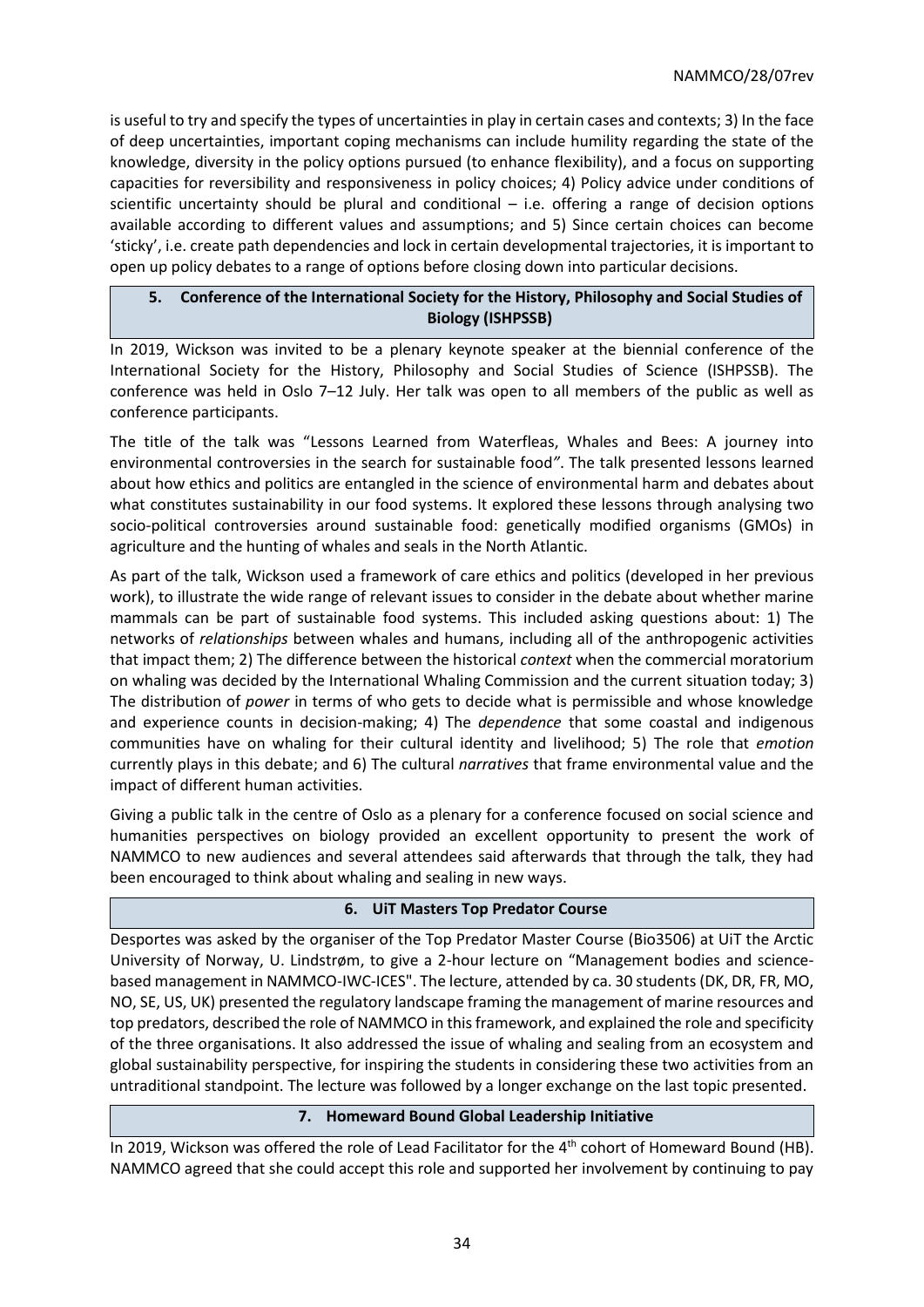is useful to try and specify the types of uncertainties in play in certain cases and contexts; 3) In the face of deep uncertainties, important coping mechanisms can include humility regarding the state of the knowledge, diversity in the policy options pursued (to enhance flexibility), and a focus on supporting capacities for reversibility and responsiveness in policy choices; 4) Policy advice under conditions of scientific uncertainty should be plural and conditional – i.e. offering a range of decision options available according to different values and assumptions; and 5) Since certain choices can become 'sticky', i.e. create path dependencies and lock in certain developmental trajectories, it is important to open up policy debates to a range of options before closing down into particular decisions.

## 5. Conference of the International Society for the History, Philosophy and Social Studies of Biology (ISHPSSB)

In 2019, Wickson was invited to be a plenary keynote speaker at the biennial conference of the International Society for the History, Philosophy and Social Studies of Science (ISHPSSB). The conference was held in Oslo 7–12 July. Her talk was open to all members of the public as well as conference participants.

The title of the talk was "Lessons Learned from Waterfleas, Whales and Bees: A journey into environmental controversies in the search for sustainable food*"*. The talk presented lessons learned about how ethics and politics are entangled in the science of environmental harm and debates about what constitutes sustainability in our food systems. It explored these lessons through analysing two socio-political controversies around sustainable food: genetically modified organisms (GMOs) in agriculture and the hunting of whales and seals in the North Atlantic.

As part of the talk, Wickson used a framework of care ethics and politics (developed in her previous work), to illustrate the wide range of relevant issues to consider in the debate about whether marine mammals can be part of sustainable food systems. This included asking questions about: 1) The networks of *relationships* between whales and humans, including all of the anthropogenic activities that impact them; 2) The difference between the historical *context* when the commercial moratorium on whaling was decided by the International Whaling Commission and the current situation today; 3) The distribution of *power* in terms of who gets to decide what is permissible and whose knowledge and experience counts in decision-making; 4) The *dependence* that some coastal and indigenous communities have on whaling for their cultural identity and livelihood; 5) The role that *emotion* currently plays in this debate; and 6) The cultural *narratives* that frame environmental value and the impact of different human activities.

Giving a public talk in the centre of Oslo as a plenary for a conference focused on social science and humanities perspectives on biology provided an excellent opportunity to present the work of NAMMCO to new audiences and several attendees said afterwards that through the talk, they had been encouraged to think about whaling and sealing in new ways.

## 6. UiT Masters Top Predator Course

Desportes was asked by the organiser of the Top Predator Master Course (Bio3506) at UiT the Arctic University of Norway, U. Lindstrøm, to give a 2-hour lecture on "Management bodies and science-based management in NAMMCO-IWC-ICES". The lecture, attended by ca. 30 students (DK, DR, FR, MO, NO, SE, US, UK) presented the regulatory landscape framing the management of marine resources and top predators, described the role of NAMMCO in this framework, and explained the role and specificity of the three organisations. It also addressed the issue of whaling and sealing from an ecosystem and global sustainability perspective, for inspiring the students in considering these two activities from an untraditional standpoint. The lecture was followed by a longer exchange on the last topic presented.

## 7. Homeward Bound Global Leadership Initiative

In 2019, Wickson was offered the role of Lead Facilitator for the 4th cohort of Homeward Bound (HB). NAMMCO agreed that she could accept this role and supported her involvement by continuing to pay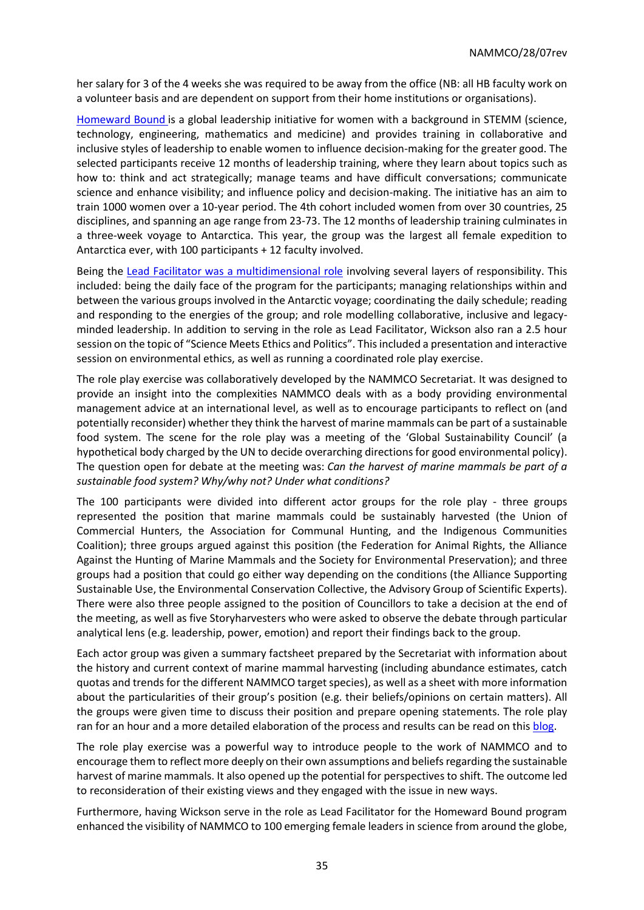her salary for 3 of the 4 weeks she was required to be away from the office (NB: all HB faculty work on a volunteer basis and are dependent on support from their home institutions or organisations).

Homeward Bound is a global leadership initiative for women with a background in STEMM (science, technology, engineering, mathematics and medicine) and provides training in collaborative and inclusive styles of leadership to enable women to influence decision-making for the greater good. The selected participants receive 12 months of leadership training, where they learn about topics such as how to: think and act strategically; manage teams and have difficult conversations; communicate science and enhance visibility; and influence policy and decision-making. The initiative has an aim to train 1000 women over a 10-year period. The 4th cohort included women from over 30 countries, 25 disciplines, and spanning an age range from 23-73. The 12 months of leadership training culminates in a three-week voyage to Antarctica. This year, the group was the largest all female expedition to Antarctica ever, with 100 participants + 12 faculty involved.

Being the Lead Facilitator was a multidimensional role involving several layers of responsibility. This included: being the daily face of the program for the participants; managing relationships within and between the various groups involved in the Antarctic voyage; coordinating the daily schedule; reading and responding to the energies of the group; and role modelling collaborative, inclusive and legacy-minded leadership. In addition to serving in the role as Lead Facilitator, Wickson also ran a 2.5 hour session on the topic of "Science Meets Ethics and Politics". This included a presentation and interactive session on environmental ethics, as well as running a coordinated role play exercise.

The role play exercise was collaboratively developed by the NAMMCO Secretariat. It was designed to provide an insight into the complexities NAMMCO deals with as a body providing environmental management advice at an international level, as well as to encourage participants to reflect on (and potentially reconsider) whether they think the harvest of marine mammals can be part of a sustainable food system. The scene for the role play was a meeting of the 'Global Sustainability Council' (a hypothetical body charged by the UN to decide overarching directions for good environmental policy). The question open for debate at the meeting was: *Can the harvest of marine mammals be part of a sustainable food system? Why/why not? Under what conditions?*

The 100 participants were divided into different actor groups for the role play - three groups represented the position that marine mammals could be sustainably harvested (the Union of Commercial Hunters, the Association for Communal Hunting, and the Indigenous Communities Coalition); three groups argued against this position (the Federation for Animal Rights, the Alliance Against the Hunting of Marine Mammals and the Society for Environmental Preservation); and three groups had a position that could go either way depending on the conditions (the Alliance Supporting Sustainable Use, the Environmental Conservation Collective, the Advisory Group of Scientific Experts). There were also three people assigned to the position of Councillors to take a decision at the end of the meeting, as well as five Storyharvesters who were asked to observe the debate through particular analytical lens (e.g. leadership, power, emotion) and report their findings back to the group.

Each actor group was given a summary factsheet prepared by the Secretariat with information about the history and current context of marine mammal harvesting (including abundance estimates, catch quotas and trends for the different NAMMCO target species), as well as a sheet with more information about the particularities of their group's position (e.g. their beliefs/opinions on certain matters). All the groups were given time to discuss their position and prepare opening statements. The role play ran for an hour and a more detailed elaboration of the process and results can be read on this blog.

The role play exercise was a powerful way to introduce people to the work of NAMMCO and to encourage them to reflect more deeply on their own assumptions and beliefs regarding the sustainable harvest of marine mammals. It also opened up the potential for perspectives to shift. The outcome led to reconsideration of their existing views and they engaged with the issue in new ways.

Furthermore, having Wickson serve in the role as Lead Facilitator for the Homeward Bound program enhanced the visibility of NAMMCO to 100 emerging female leaders in science from around the globe,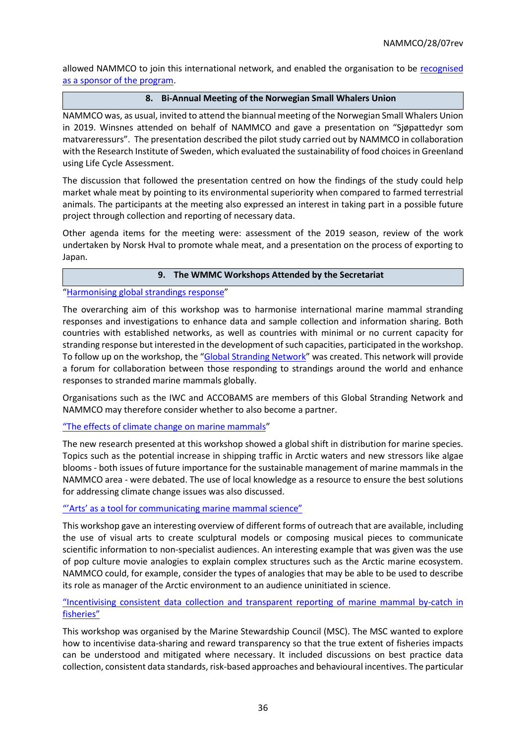allowed NAMMCO to join this international network, and enabled the organisation to be recognised as a sponsor of the program.

## 8. Bi-Annual Meeting of the Norwegian Small Whalers Union

NAMMCO was, as usual, invited to attend the biannual meeting of the Norwegian Small Whalers Union in 2019. Winsnes attended on behalf of NAMMCO and gave a presentation on "Sjøpattedyr som matvareressurs". The presentation described the pilot study carried out by NAMMCO in collaboration with the Research Institute of Sweden, which evaluated the sustainability of food choices in Greenland using Life Cycle Assessment.

The discussion that followed the presentation centred on how the findings of the study could help market whale meat by pointing to its environmental superiority when compared to farmed terrestrial animals. The participants at the meeting also expressed an interest in taking part in a possible future project through collection and reporting of necessary data.

Other agenda items for the meeting were: assessment of the 2019 season, review of the work undertaken by Norsk Hval to promote whale meat, and a presentation on the process of exporting to Japan.

## 9. The WMMC Workshops Attended by the Secretariat

"Harmonising global strandings response"

The overarching aim of this workshop was to harmonise international marine mammal stranding responses and investigations to enhance data and sample collection and information sharing. Both countries with established networks, as well as countries with minimal or no current capacity for stranding response but interested in the development of such capacities, participated in the workshop. To follow up on the workshop, the "Global Stranding Network" was created. This network will provide a forum for collaboration between those responding to strandings around the world and enhance responses to stranded marine mammals globally.

Organisations such as the IWC and ACCOBAMS are members of this Global Stranding Network and NAMMCO may therefore consider whether to also become a partner.

"The effects of climate change on marine mammals"

The new research presented at this workshop showed a global shift in distribution for marine species. Topics such as the potential increase in shipping traffic in Arctic waters and new stressors like algae blooms - both issues of future importance for the sustainable management of marine mammals in the NAMMCO area - were debated. The use of local knowledge as a resource to ensure the best solutions for addressing climate change issues was also discussed.

"'Arts' as a tool for communicating marine mammal science"

This workshop gave an interesting overview of different forms of outreach that are available, including the use of visual arts to create sculptural models or composing musical pieces to communicate scientific information to non-specialist audiences. An interesting example that was given was the use of pop culture movie analogies to explain complex structures such as the Arctic marine ecosystem. NAMMCO could, for example, consider the types of analogies that may be able to be used to describe its role as manager of the Arctic environment to an audience uninitiated in science.

"Incentivising consistent data collection and transparent reporting of marine mammal by-catch in fisheries"

This workshop was organised by the Marine Stewardship Council (MSC). The MSC wanted to explore how to incentivise data-sharing and reward transparency so that the true extent of fisheries impacts can be understood and mitigated where necessary. It included discussions on best practice data collection, consistent data standards, risk-based approaches and behavioural incentives. The particular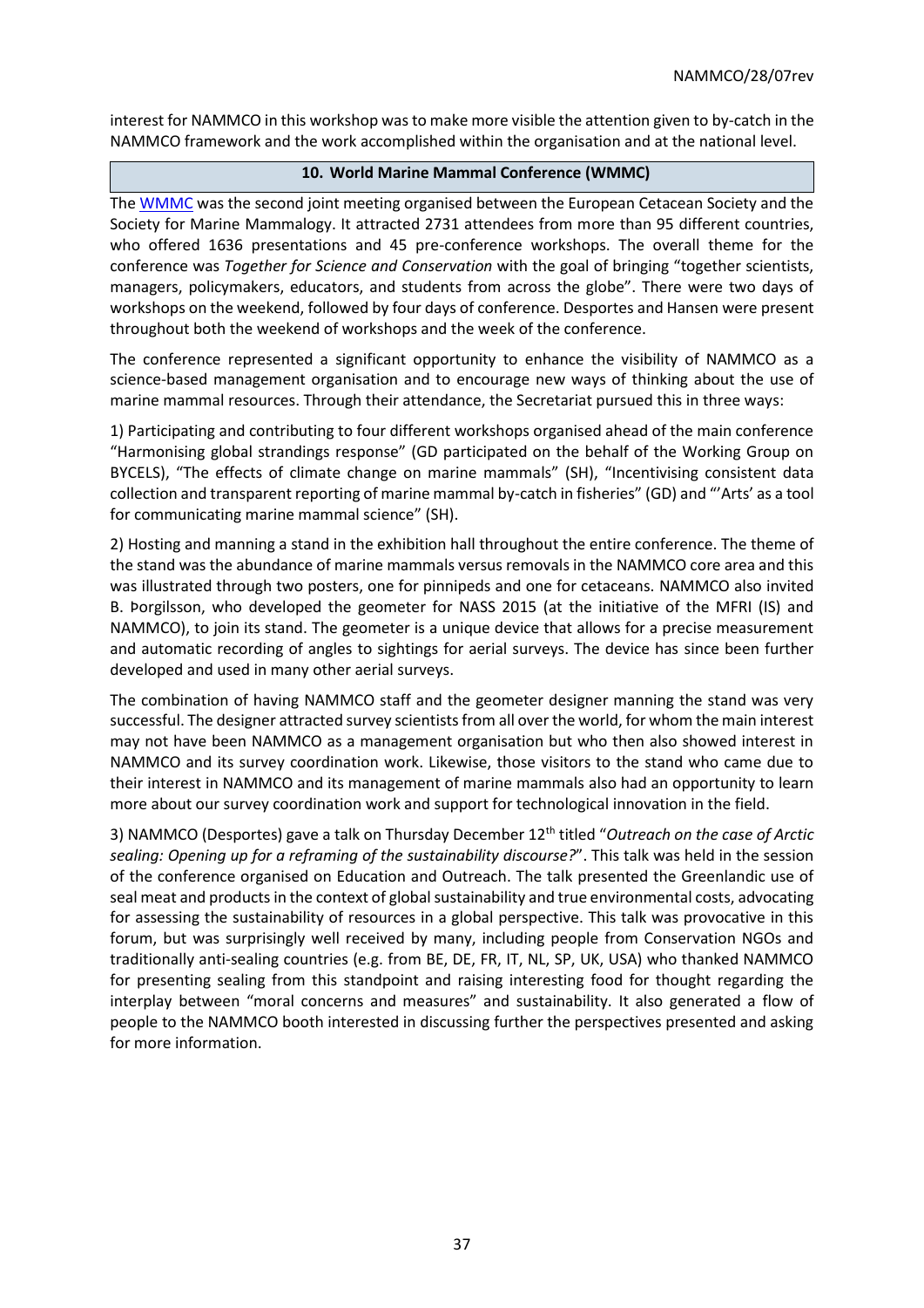interest for NAMMCO in this workshop was to make more visible the attention given to by-catch in the NAMMCO framework and the work accomplished within the organisation and at the national level.

## 10. World Marine Mammal Conference (WMMC)

The WMMC was the second joint meeting organised between the European Cetacean Society and the Society for Marine Mammalogy. It attracted 2731 attendees from more than 95 different countries, who offered 1636 presentations and 45 pre-conference workshops. The overall theme for the conference was *Together for Science and Conservation* with the goal of bringing "together scientists, managers, policymakers, educators, and students from across the globe". There were two days of workshops on the weekend, followed by four days of conference. Desportes and Hansen were present throughout both the weekend of workshops and the week of the conference.

The conference represented a significant opportunity to enhance the visibility of NAMMCO as a science-based management organisation and to encourage new ways of thinking about the use of marine mammal resources. Through their attendance, the Secretariat pursued this in three ways:

1) Participating and contributing to four different workshops organised ahead of the main conference "Harmonising global strandings response" (GD participated on the behalf of the Working Group on BYCELS), "The effects of climate change on marine mammals" (SH), "Incentivising consistent data collection and transparent reporting of marine mammal by-catch in fisheries" (GD) and "'Arts' as a tool for communicating marine mammal science" (SH).

2) Hosting and manning a stand in the exhibition hall throughout the entire conference. The theme of the stand was the abundance of marine mammals versus removals in the NAMMCO core area and this was illustrated through two posters, one for pinnipeds and one for cetaceans. NAMMCO also invited B. Þorgilsson, who developed the geometer for NASS 2015 (at the initiative of the MFRI (IS) and NAMMCO), to join its stand. The geometer is a unique device that allows for a precise measurement and automatic recording of angles to sightings for aerial surveys. The device has since been further developed and used in many other aerial surveys.

The combination of having NAMMCO staff and the geometer designer manning the stand was very successful. The designer attracted survey scientists from all over the world, for whom the main interest may not have been NAMMCO as a management organisation but who then also showed interest in NAMMCO and its survey coordination work. Likewise, those visitors to the stand who came due to their interest in NAMMCO and its management of marine mammals also had an opportunity to learn more about our survey coordination work and support for technological innovation in the field.

3) NAMMCO (Desportes) gave a talk on Thursday December 12th titled "*Outreach on the case of Arctic sealing: Opening up for a reframing of the sustainability discourse?*". This talk was held in the session of the conference organised on Education and Outreach. The talk presented the Greenlandic use of seal meat and products in the context of global sustainability and true environmental costs, advocating for assessing the sustainability of resources in a global perspective. This talk was provocative in this forum, but was surprisingly well received by many, including people from Conservation NGOs and traditionally anti-sealing countries (e.g. from BE, DE, FR, IT, NL, SP, UK, USA) who thanked NAMMCO for presenting sealing from this standpoint and raising interesting food for thought regarding the interplay between "moral concerns and measures" and sustainability. It also generated a flow of people to the NAMMCO booth interested in discussing further the perspectives presented and asking for more information.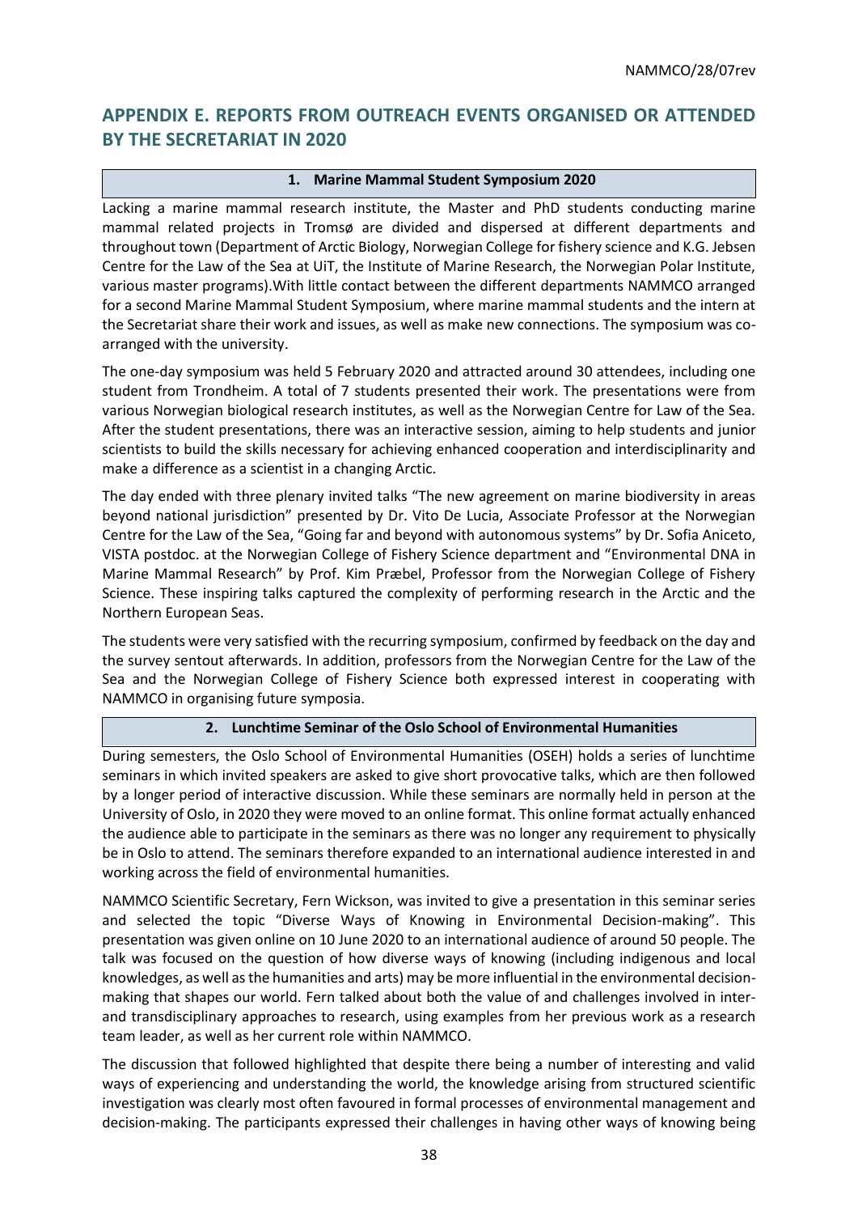## APPENDIX E. REPORTS FROM OUTREACH EVENTS ORGANISED OR ATTENDED BY THE SECRETARIAT IN 2020

### 1. Marine Mammal Student Symposium 2020

Lacking a marine mammal research institute, the Master and PhD students conducting marine mammal related projects in Tromsø are divided and dispersed at different departments and throughout town (Department of Arctic Biology, Norwegian College for fishery science and K.G. Jebsen Centre for the Law of the Sea at UiT, the Institute of Marine Research, the Norwegian Polar Institute, various master programs).With little contact between the different departments NAMMCO arranged for a second Marine Mammal Student Symposium, where marine mammal students and the intern at the Secretariat share their work and issues, as well as make new connections. The symposium was co-arranged with the university.

The one-day symposium was held 5 February 2020 and attracted around 30 attendees, including one student from Trondheim. A total of 7 students presented their work. The presentations were from various Norwegian biological research institutes, as well as the Norwegian Centre for Law of the Sea. After the student presentations, there was an interactive session, aiming to help students and junior scientists to build the skills necessary for achieving enhanced cooperation and interdisciplinarity and make a difference as a scientist in a changing Arctic.

The day ended with three plenary invited talks "The new agreement on marine biodiversity in areas beyond national jurisdiction" presented by Dr. Vito De Lucia, Associate Professor at the Norwegian Centre for the Law of the Sea, "Going far and beyond with autonomous systems" by Dr. Sofia Aniceto, VISTA postdoc. at the Norwegian College of Fishery Science department and "Environmental DNA in Marine Mammal Research" by Prof. Kim Præbel, Professor from the Norwegian College of Fishery Science. These inspiring talks captured the complexity of performing research in the Arctic and the Northern European Seas.

The students were very satisfied with the recurring symposium, confirmed by feedback on the day and the survey sentout afterwards. In addition, professors from the Norwegian Centre for the Law of the Sea and the Norwegian College of Fishery Science both expressed interest in cooperating with NAMMCO in organising future symposia.

### 2. Lunchtime Seminar of the Oslo School of Environmental Humanities

During semesters, the Oslo School of Environmental Humanities (OSEH) holds a series of lunchtime seminars in which invited speakers are asked to give short provocative talks, which are then followed by a longer period of interactive discussion. While these seminars are normally held in person at the University of Oslo, in 2020 they were moved to an online format. This online format actually enhanced the audience able to participate in the seminars as there was no longer any requirement to physically be in Oslo to attend. The seminars therefore expanded to an international audience interested in and working across the field of environmental humanities.

NAMMCO Scientific Secretary, Fern Wickson, was invited to give a presentation in this seminar series and selected the topic "Diverse Ways of Knowing in Environmental Decision-making". This presentation was given online on 10 June 2020 to an international audience of around 50 people. The talk was focused on the question of how diverse ways of knowing (including indigenous and local knowledges, as well as the humanities and arts) may be more influential in the environmental decision-making that shapes our world. Fern talked about both the value of and challenges involved in inter- and transdisciplinary approaches to research, using examples from her previous work as a research team leader, as well as her current role within NAMMCO.

The discussion that followed highlighted that despite there being a number of interesting and valid ways of experiencing and understanding the world, the knowledge arising from structured scientific investigation was clearly most often favoured in formal processes of environmental management and decision-making. The participants expressed their challenges in having other ways of knowing being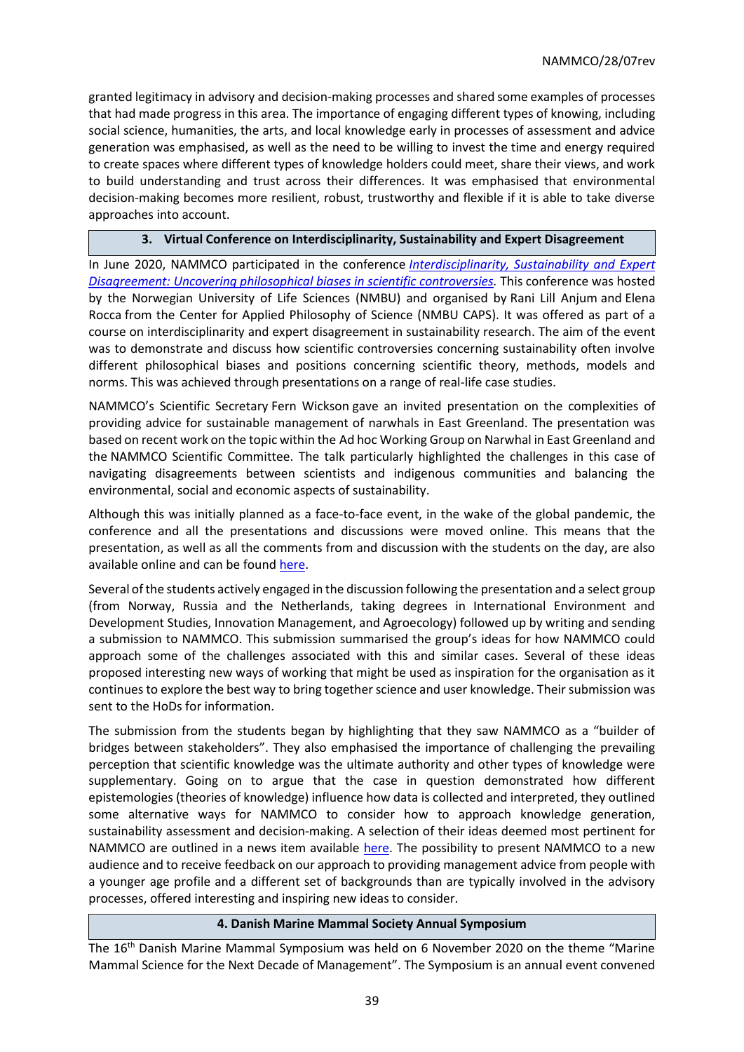granted legitimacy in advisory and decision-making processes and shared some examples of processes that had made progress in this area. The importance of engaging different types of knowing, including social science, humanities, the arts, and local knowledge early in processes of assessment and advice generation was emphasised, as well as the need to be willing to invest the time and energy required to create spaces where different types of knowledge holders could meet, share their views, and work to build understanding and trust across their differences. It was emphasised that environmental decision-making becomes more resilient, robust, trustworthy and flexible if it is able to take diverse approaches into account.

## 3. Virtual Conference on Interdisciplinarity, Sustainability and Expert Disagreement

In June 2020, NAMMCO participated in the conference *Interdisciplinarity, Sustainability and Expert Disagreement: Uncovering philosophical biases in scientific controversies.* This conference was hosted by the Norwegian University of Life Sciences (NMBU) and organised by Rani Lill Anjum and Elena Rocca from the Center for Applied Philosophy of Science (NMBU CAPS). It was offered as part of a course on interdisciplinarity and expert disagreement in sustainability research. The aim of the event was to demonstrate and discuss how scientific controversies concerning sustainability often involve different philosophical biases and positions concerning scientific theory, methods, models and norms. This was achieved through presentations on a range of real-life case studies.

NAMMCO's Scientific Secretary Fern Wickson gave an invited presentation on the complexities of providing advice for sustainable management of narwhals in East Greenland. The presentation was based on recent work on the topic within the Ad hoc Working Group on Narwhal in East Greenland and the NAMMCO Scientific Committee. The talk particularly highlighted the challenges in this case of navigating disagreements between scientists and indigenous communities and balancing the environmental, social and economic aspects of sustainability.

Although this was initially planned as a face-to-face event, in the wake of the global pandemic, the conference and all the presentations and discussions were moved online. This means that the presentation, as well as all the comments from and discussion with the students on the day, are also available online and can be found here.

Several of the students actively engaged in the discussion following the presentation and a select group (from Norway, Russia and the Netherlands, taking degrees in International Environment and Development Studies, Innovation Management, and Agroecology) followed up by writing and sending a submission to NAMMCO. This submission summarised the group's ideas for how NAMMCO could approach some of the challenges associated with this and similar cases. Several of these ideas proposed interesting new ways of working that might be used as inspiration for the organisation as it continues to explore the best way to bring together science and user knowledge. Their submission was sent to the HoDs for information.

The submission from the students began by highlighting that they saw NAMMCO as a "builder of bridges between stakeholders". They also emphasised the importance of challenging the prevailing perception that scientific knowledge was the ultimate authority and other types of knowledge were supplementary. Going on to argue that the case in question demonstrated how different epistemologies (theories of knowledge) influence how data is collected and interpreted, they outlined some alternative ways for NAMMCO to consider how to approach knowledge generation, sustainability assessment and decision-making. A selection of their ideas deemed most pertinent for NAMMCO are outlined in a news item available here. The possibility to present NAMMCO to a new audience and to receive feedback on our approach to providing management advice from people with a younger age profile and a different set of backgrounds than are typically involved in the advisory processes, offered interesting and inspiring new ideas to consider.

## 4. Danish Marine Mammal Society Annual Symposium

The 16th Danish Marine Mammal Symposium was held on 6 November 2020 on the theme "Marine Mammal Science for the Next Decade of Management". The Symposium is an annual event convened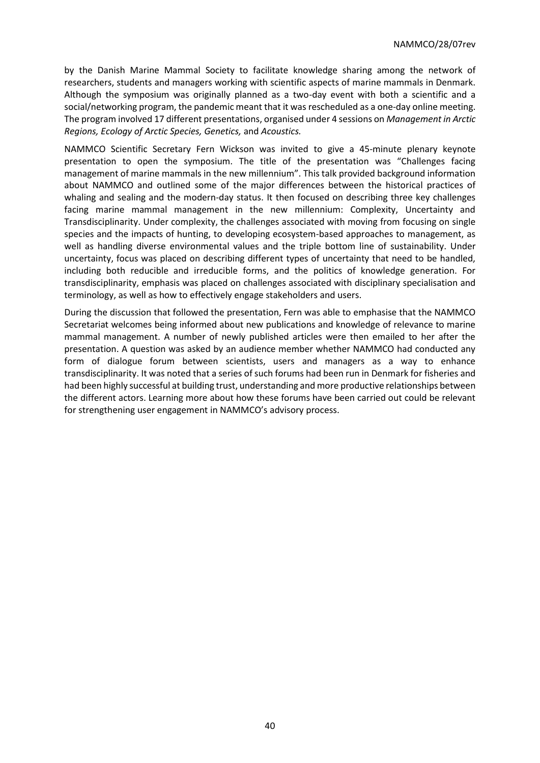by the Danish Marine Mammal Society to facilitate knowledge sharing among the network of researchers, students and managers working with scientific aspects of marine mammals in Denmark. Although the symposium was originally planned as a two-day event with both a scientific and a social/networking program, the pandemic meant that it was rescheduled as a one-day online meeting. The program involved 17 different presentations, organised under 4 sessions on *Management in Arctic Regions, Ecology of Arctic Species, Genetics,* and *Acoustics.*

NAMMCO Scientific Secretary Fern Wickson was invited to give a 45-minute plenary keynote presentation to open the symposium. The title of the presentation was "Challenges facing management of marine mammals in the new millennium". This talk provided background information about NAMMCO and outlined some of the major differences between the historical practices of whaling and sealing and the modern-day status. It then focused on describing three key challenges facing marine mammal management in the new millennium: Complexity, Uncertainty and Transdisciplinarity. Under complexity, the challenges associated with moving from focusing on single species and the impacts of hunting, to developing ecosystem-based approaches to management, as well as handling diverse environmental values and the triple bottom line of sustainability. Under uncertainty, focus was placed on describing different types of uncertainty that need to be handled, including both reducible and irreducible forms, and the politics of knowledge generation. For transdisciplinarity, emphasis was placed on challenges associated with disciplinary specialisation and terminology, as well as how to effectively engage stakeholders and users.

During the discussion that followed the presentation, Fern was able to emphasise that the NAMMCO Secretariat welcomes being informed about new publications and knowledge of relevance to marine mammal management. A number of newly published articles were then emailed to her after the presentation. A question was asked by an audience member whether NAMMCO had conducted any form of dialogue forum between scientists, users and managers as a way to enhance transdisciplinarity. It was noted that a series of such forums had been run in Denmark for fisheries and had been highly successful at building trust, understanding and more productive relationships between the different actors. Learning more about how these forums have been carried out could be relevant for strengthening user engagement in NAMMCO's advisory process.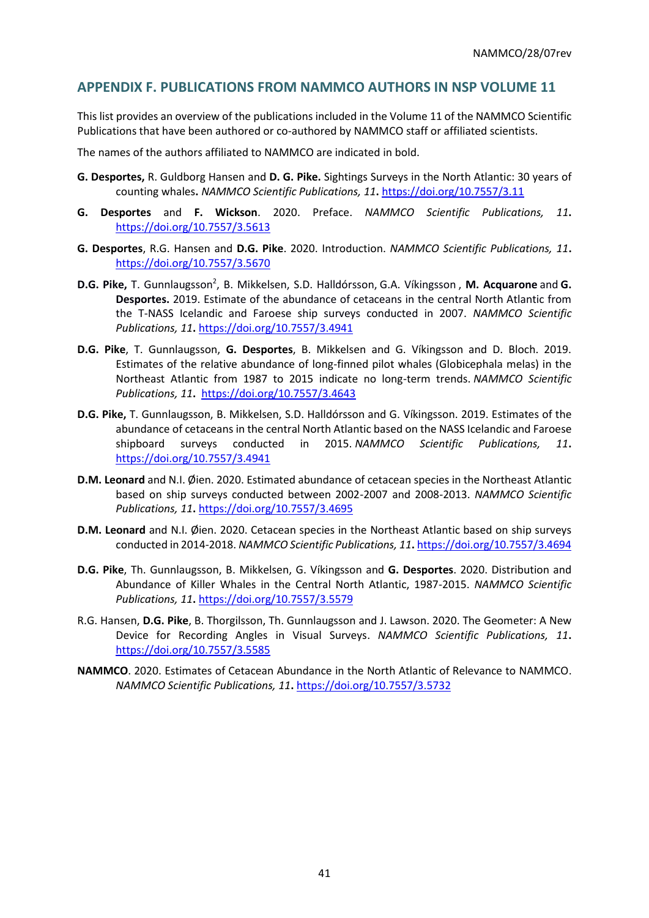## APPENDIX F. PUBLICATIONS FROM NAMMCO AUTHORS IN NSP VOLUME 11

This list provides an overview of the publications included in the Volume 11 of the NAMMCO Scientific Publications that have been authored or co-authored by NAMMCO staff or affiliated scientists.

The names of the authors affiliated to NAMMCO are indicated in bold.

**G. Desportes,** R. Guldborg Hansen and **D. G. Pike.** Sightings Surveys in the North Atlantic: 30 years of counting whales**.** *NAMMCO Scientific Publications, 11***.** https://doi.org/10.7557/3.11

**G. Desportes** and **F. Wickson**. 2020. Preface. *NAMMCO Scientific Publications, 11***.** https://doi.org/10.7557/3.5613

**G. Desportes**, R.G. Hansen and **D.G. Pike**. 2020. Introduction. *NAMMCO Scientific Publications, 11***.** https://doi.org/10.7557/3.5670

**D.G. Pike,** T. Gunnlaugsson[2], B. Mikkelsen, S.D. Halldórsson, G.A. Víkingsson , **M. Acquarone** and **G. Desportes.** 2019. Estimate of the abundance of cetaceans in the central North Atlantic from the T-NASS Icelandic and Faroese ship surveys conducted in 2007. *NAMMCO Scientific Publications, 11***.** https://doi.org/10.7557/3.4941

**D.G. Pike**, T. Gunnlaugsson, **G. Desportes**, B. Mikkelsen and G. Víkingsson and D. Bloch. 2019. Estimates of the relative abundance of long-finned pilot whales (Globicephala melas) in the Northeast Atlantic from 1987 to 2015 indicate no long-term trends. *NAMMCO Scientific Publications, 11***.** https://doi.org/10.7557/3.4643

**D.G. Pike,** T. Gunnlaugsson, B. Mikkelsen, S.D. Halldórsson and G. Víkingsson. 2019. Estimates of the abundance of cetaceans in the central North Atlantic based on the NASS Icelandic and Faroese shipboard surveys conducted in 2015. *NAMMCO Scientific Publications, 11***.** https://doi.org/10.7557/3.4941

**D.M. Leonard** and N.I. Øien. 2020. Estimated abundance of cetacean species in the Northeast Atlantic based on ship surveys conducted between 2002-2007 and 2008-2013. *NAMMCO Scientific Publications, 11***.** https://doi.org/10.7557/3.4695

**D.M. Leonard** and N.I. Øien. 2020. Cetacean species in the Northeast Atlantic based on ship surveys conducted in 2014-2018. *NAMMCO Scientific Publications, 11***.** https://doi.org/10.7557/3.4694

**D.G. Pike**, Th. Gunnlaugsson, B. Mikkelsen, G. Víkingsson and **G. Desportes**. 2020. Distribution and Abundance of Killer Whales in the Central North Atlantic, 1987-2015. *NAMMCO Scientific Publications, 11***.** https://doi.org/10.7557/3.5579

R.G. Hansen, **D.G. Pike**, B. Thorgilsson, Th. Gunnlaugsson and J. Lawson. 2020. The Geometer: A New Device for Recording Angles in Visual Surveys. *NAMMCO Scientific Publications, 11***.** https://doi.org/10.7557/3.5585

**NAMMCO**. 2020. Estimates of Cetacean Abundance in the North Atlantic of Relevance to NAMMCO. *NAMMCO Scientific Publications, 11***.** https://doi.org/10.7557/3.5732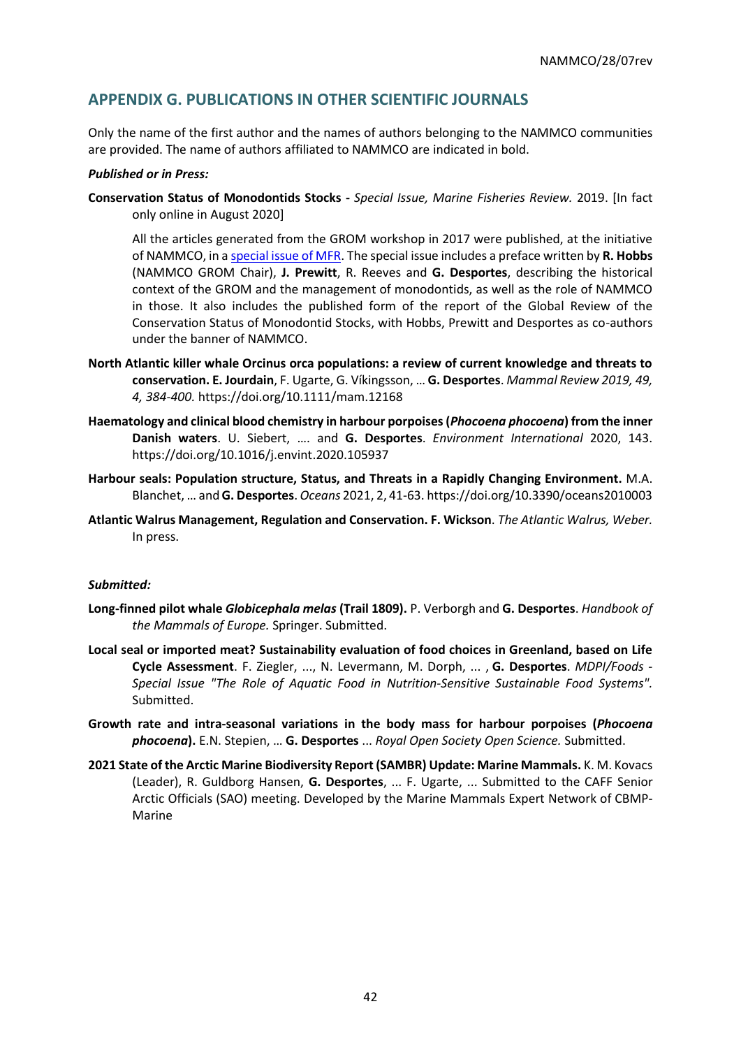## APPENDIX G. PUBLICATIONS IN OTHER SCIENTIFIC JOURNALS

Only the name of the first author and the names of authors belonging to the NAMMCO communities are provided. The name of authors affiliated to NAMMCO are indicated in bold.

***Published or in Press:***

**Conservation Status of Monodontids Stocks -** *Special Issue, Marine Fisheries Review.* 2019. [In fact only online in August 2020]

All the articles generated from the GROM workshop in 2017 were published, at the initiative of NAMMCO, in a special issue of MFR. The special issue includes a preface written by **R. Hobbs** (NAMMCO GROM Chair), **J. Prewitt**, R. Reeves and **G. Desportes**, describing the historical context of the GROM and the management of monodontids, as well as the role of NAMMCO in those. It also includes the published form of the report of the Global Review of the Conservation Status of Monodontid Stocks, with Hobbs, Prewitt and Desportes as co-authors under the banner of NAMMCO.

**North Atlantic killer whale Orcinus orca populations: a review of current knowledge and threats to conservation. E. Jourdain**, F. Ugarte, G. Víkingsson, … **G. Desportes**. *Mammal Review 2019, 49, 4, 384-400.* https://doi.org/10.1111/mam.12168

**Haematology and clinical blood chemistry in harbour porpoises (*Phocoena phocoena*) from the inner Danish waters**. U. Siebert, …. and **G. Desportes**. *Environment International* 2020, 143. https://doi.org/10.1016/j.envint.2020.105937

**Harbour seals: Population structure, Status, and Threats in a Rapidly Changing Environment.** M.A. Blanchet, … and **G. Desportes**. *Oceans* 2021, 2, 41-63. https://doi.org/10.3390/oceans2010003

**Atlantic Walrus Management, Regulation and Conservation. F. Wickson**. *The Atlantic Walrus, Weber.* In press.

***Submitted:***

**Long-finned pilot whale *Globicephala melas* (Trail 1809).** P. Verborgh and **G. Desportes**. *Handbook of the Mammals of Europe.* Springer. Submitted.

**Local seal or imported meat? Sustainability evaluation of food choices in Greenland, based on Life Cycle Assessment**. F. Ziegler, ..., N. Levermann, M. Dorph, ... , **G. Desportes**. *MDPI/Foods - Special Issue "The Role of Aquatic Food in Nutrition-Sensitive Sustainable Food Systems".* Submitted.

**Growth rate and intra-seasonal variations in the body mass for harbour porpoises (*Phocoena phocoena*).** E.N. Stepien, … **G. Desportes** ... *Royal Open Society Open Science.* Submitted.

**2021 State of the Arctic Marine Biodiversity Report (SAMBR) Update: Marine Mammals.** K. M. Kovacs (Leader), R. Guldborg Hansen, **G. Desportes**, ... F. Ugarte, ... Submitted to the CAFF Senior Arctic Officials (SAO) meeting. Developed by the Marine Mammals Expert Network of CBMP-Marine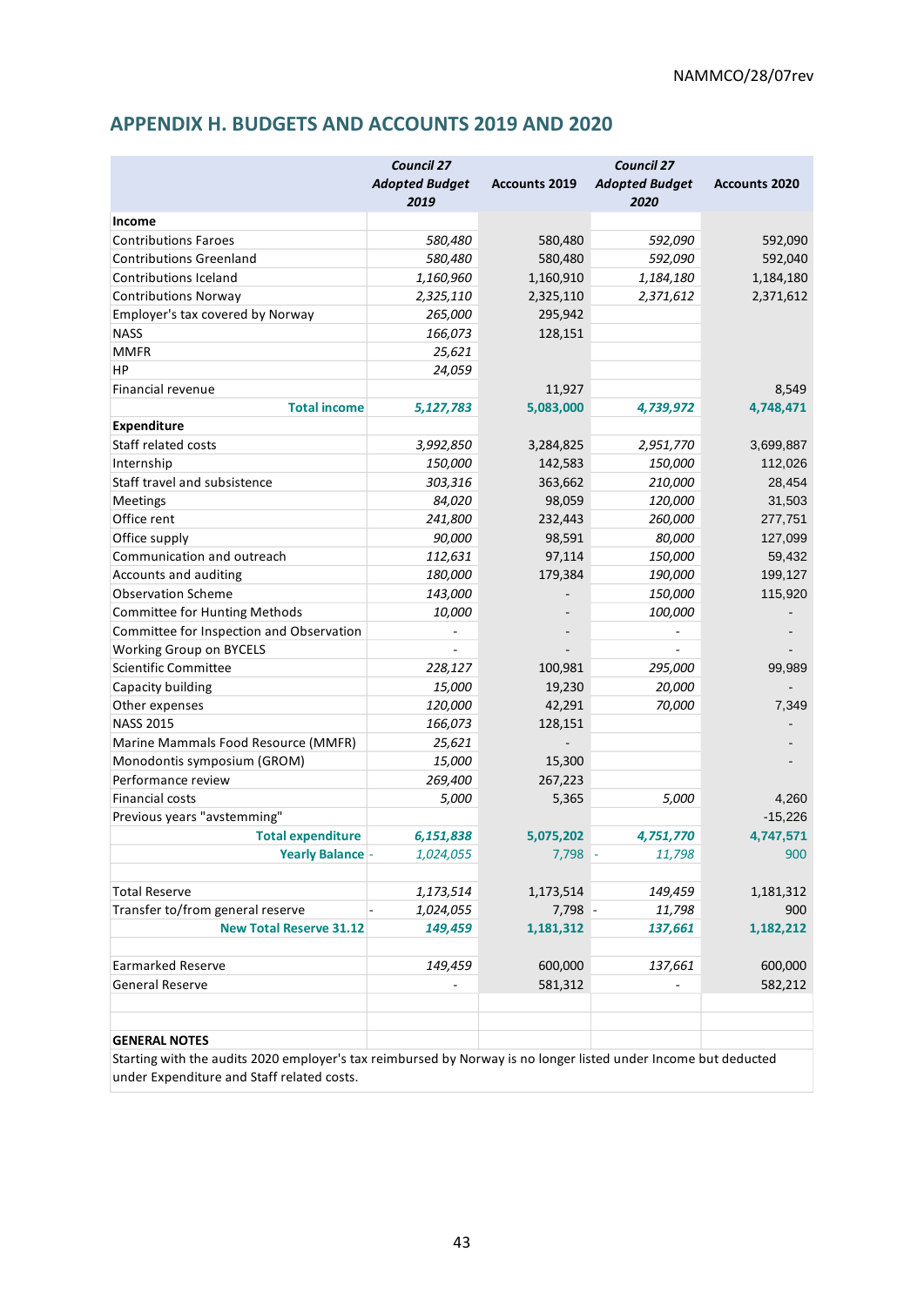## APPENDIX H. BUDGETS AND ACCOUNTS 2019 AND 2020

| | *Council 27 Adopted Budget 2019* | Accounts 2019 | *Council 27 Adopted Budget 2020* | Accounts 2020 |
|---|---|---|---|---|
| **Income** | | | | |
| Contributions Faroes | *580,480* | 580,480 | *592,090* | 592,090 |
| Contributions Greenland | *580,480* | 580,480 | *592,090* | 592,040 |
| Contributions Iceland | *1,160,960* | 1,160,910 | *1,184,180* | 1,184,180 |
| Contributions Norway | *2,325,110* | 2,325,110 | *2,371,612* | 2,371,612 |
| Employer's tax covered by Norway | *265,000* | 295,942 | | |
| NASS | *166,073* | 128,151 | | |
| MMFR | *25,621* | | | |
| HP | *24,059* | | | |
| Financial revenue | | 11,927 | | 8,549 |
| **Total income** | ***5,127,783*** | **5,083,000** | ***4,739,972*** | **4,748,471** |
| **Expenditure** | | | | |
| Staff related costs | *3,992,850* | 3,284,825 | *2,951,770* | 3,699,887 |
| Internship | *150,000* | 142,583 | *150,000* | 112,026 |
| Staff travel and subsistence | *303,316* | 363,662 | *210,000* | 28,454 |
| Meetings | *84,020* | 98,059 | *120,000* | 31,503 |
| Office rent | *241,800* | 232,443 | *260,000* | 277,751 |
| Office supply | *90,000* | 98,591 | *80,000* | 127,099 |
| Communication and outreach | *112,631* | 97,114 | *150,000* | 59,432 |
| Accounts and auditing | *180,000* | 179,384 | *190,000* | 199,127 |
| Observation Scheme | *143,000* | - | *150,000* | 115,920 |
| Committee for Hunting Methods | *10,000* | - | *100,000* | - |
| Committee for Inspection and Observation | - | - | - | - |
| Working Group on BYCELS | - | - | - | - |
| Scientific Committee | *228,127* | 100,981 | *295,000* | 99,989 |
| Capacity building | *15,000* | 19,230 | *20,000* | - |
| Other expenses | *120,000* | 42,291 | *70,000* | 7,349 |
| NASS 2015 | *166,073* | 128,151 | | - |
| Marine Mammals Food Resource (MMFR) | *25,621* | - | | - |
| Monodontis symposium (GROM) | *15,000* | 15,300 | | - |
| Performance review | *269,400* | 267,223 | | |
| Financial costs | *5,000* | 5,365 | *5,000* | 4,260 |
| Previous years "avstemming" | | | | -15,226 |
| **Total expenditure** | ***6,151,838*** | **5,075,202** | ***4,751,770*** | **4,747,571** |
| **Yearly Balance** | *- 1,024,055* | 7,798 | *- 11,798* | 900 |
| | | | | |
| Total Reserve | *1,173,514* | 1,173,514 | *149,459* | 1,181,312 |
| Transfer to/from general reserve | *- 1,024,055* | 7,798 | *- 11,798* | 900 |
| **New Total Reserve 31.12** | ***149,459*** | **1,181,312** | ***137,661*** | **1,182,212** |
| | | | | |
| Earmarked Reserve | *149,459* | 600,000 | *137,661* | 600,000 |
| General Reserve | - | 581,312 | - | 582,212 |

**GENERAL NOTES**

Starting with the audits 2020 employer's tax reimbursed by Norway is no longer listed under Income but deducted under Expenditure and Staff related costs.